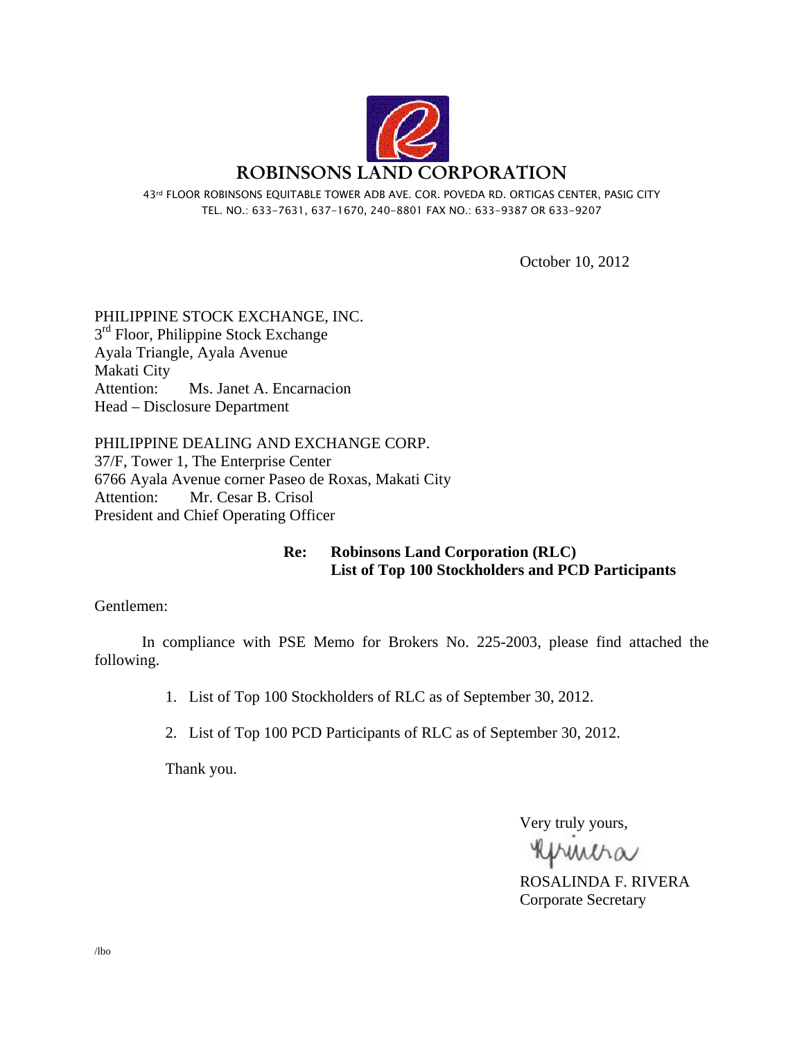# ROBINSONS LAND CORPORATION

43rd FLOOR ROBINSONS EQUITABLE TOWER ADB AVE. COR. POVEDA RD. ORTIGAS CENTER, PASIG CITY
TEL. NO.: 633-7631, 637-1670, 240-8801 FAX NO.: 633-9387 OR 633-9207

October 10, 2012

PHILIPPINE STOCK EXCHANGE, INC.
3rd Floor, Philippine Stock Exchange
Ayala Triangle, Ayala Avenue
Makati City
Attention: Ms. Janet A. Encarnacion
Head – Disclosure Department

PHILIPPINE DEALING AND EXCHANGE CORP.
37/F, Tower 1, The Enterprise Center
6766 Ayala Avenue corner Paseo de Roxas, Makati City
Attention: Mr. Cesar B. Crisol
President and Chief Operating Officer

**Re: Robinsons Land Corporation (RLC)**
**List of Top 100 Stockholders and PCD Participants**

Gentlemen:

In compliance with PSE Memo for Brokers No. 225-2003, please find attached the following.

1. List of Top 100 Stockholders of RLC as of September 30, 2012.

2. List of Top 100 PCD Participants of RLC as of September 30, 2012.

Thank you.

Very truly yours,

ROSALINDA F. RIVERA
Corporate Secretary

/lbo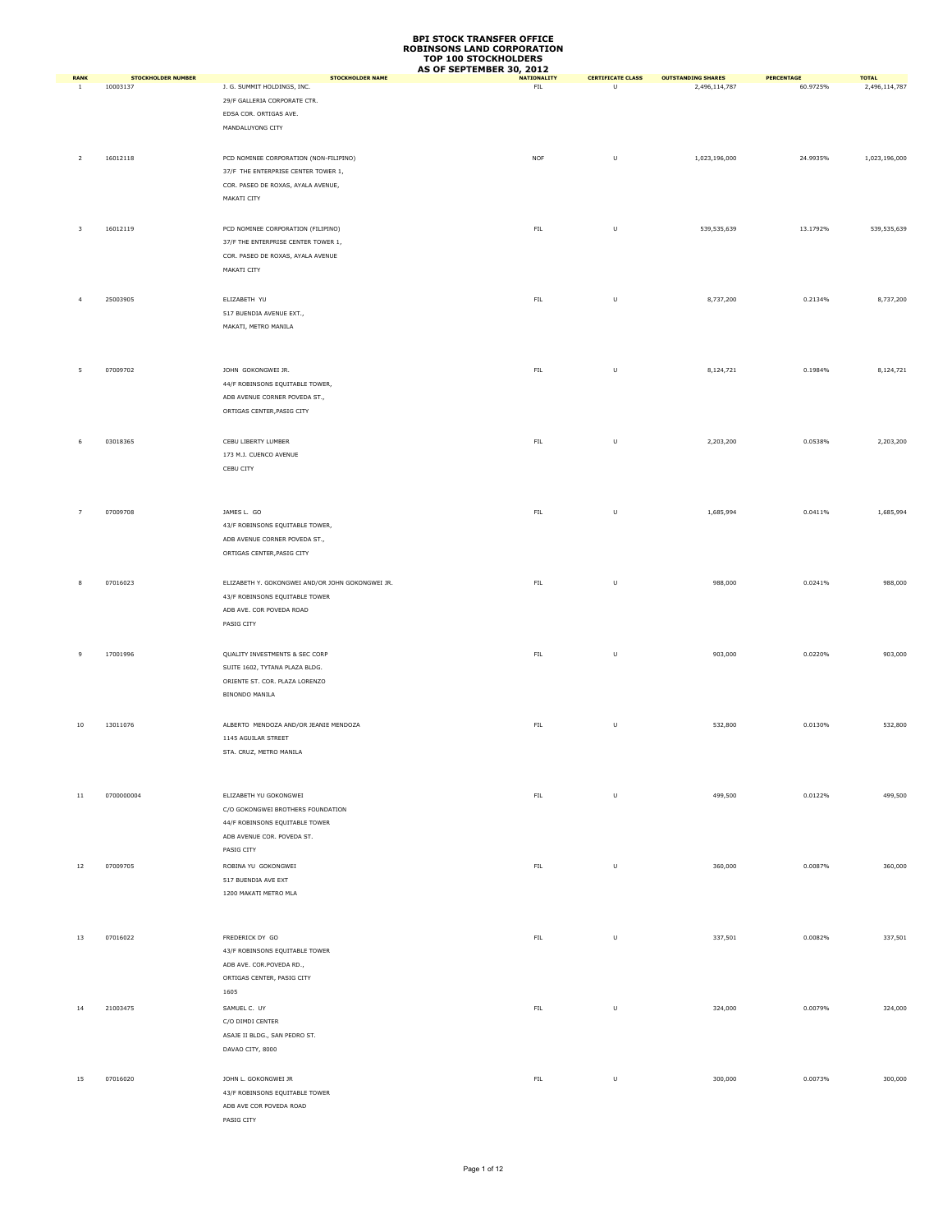# BPI STOCK TRANSFER OFFICE
## ROBINSONS LAND CORPORATION
### TOP 100 STOCKHOLDERS
### AS OF SEPTEMBER 30, 2012

| RANK | STOCKHOLDER NUMBER | STOCKHOLDER NAME | NATIONALITY | CERTIFICATE CLASS | OUTSTANDING SHARES | PERCENTAGE | TOTAL |
|---|---|---|---|---|---|---|---|
| 1 | 10003137 | J. G. SUMMIT HOLDINGS, INC.<br>29/F GALLERIA CORPORATE CTR.<br>EDSA COR. ORTIGAS AVE.<br>MANDALUYONG CITY | FIL | U | 2,496,114,787 | 60.9725% | 2,496,114,787 |
| 2 | 16012118 | PCD NOMINEE CORPORATION (NON-FILIPINO)<br>37/F THE ENTERPRISE CENTER TOWER 1,<br>COR. PASEO DE ROXAS, AYALA AVENUE,<br>MAKATI CITY | NOF | U | 1,023,196,000 | 24.9935% | 1,023,196,000 |
| 3 | 16012119 | PCD NOMINEE CORPORATION (FILIPINO)<br>37/F THE ENTERPRISE CENTER TOWER 1,<br>COR. PASEO DE ROXAS, AYALA AVENUE<br>MAKATI CITY | FIL | U | 539,535,639 | 13.1792% | 539,535,639 |
| 4 | 25003905 | ELIZABETH YU<br>517 BUENDIA AVENUE EXT.,<br>MAKATI, METRO MANILA | FIL | U | 8,737,200 | 0.2134% | 8,737,200 |
| 5 | 07009702 | JOHN GOKONGWEI JR.<br>44/F ROBINSONS EQUITABLE TOWER,<br>ADB AVENUE CORNER POVEDA ST.,<br>ORTIGAS CENTER,PASIG CITY | FIL | U | 8,124,721 | 0.1984% | 8,124,721 |
| 6 | 03018365 | CEBU LIBERTY LUMBER<br>173 M.J. CUENCO AVENUE<br>CEBU CITY | FIL | U | 2,203,200 | 0.0538% | 2,203,200 |
| 7 | 07009708 | JAMES L. GO<br>43/F ROBINSONS EQUITABLE TOWER,<br>ADB AVENUE CORNER POVEDA ST.,<br>ORTIGAS CENTER,PASIG CITY | FIL | U | 1,685,994 | 0.0411% | 1,685,994 |
| 8 | 07016023 | ELIZABETH Y. GOKONGWEI AND/OR JOHN GOKONGWEI JR.<br>43/F ROBINSONS EQUITABLE TOWER<br>ADB AVE. COR POVEDA ROAD<br>PASIG CITY | FIL | U | 988,000 | 0.0241% | 988,000 |
| 9 | 17001996 | QUALITY INVESTMENTS & SEC CORP<br>SUITE 1602, TYTANA PLAZA BLDG.<br>ORIENTE ST. COR. PLAZA LORENZO<br>BINONDO MANILA | FIL | U | 903,000 | 0.0220% | 903,000 |
| 10 | 13011076 | ALBERTO MENDOZA AND/OR JEANIE MENDOZA<br>1145 AGUILAR STREET<br>STA. CRUZ, METRO MANILA | FIL | U | 532,800 | 0.0130% | 532,800 |
| 11 | 0700000004 | ELIZABETH YU GOKONGWEI<br>C/O GOKONGWEI BROTHERS FOUNDATION<br>44/F ROBINSONS EQUITABLE TOWER<br>ADB AVENUE COR. POVEDA ST.<br>PASIG CITY | FIL | U | 499,500 | 0.0122% | 499,500 |
| 12 | 07009705 | ROBINA YU GOKONGWEI<br>517 BUENDIA AVE EXT<br>1200 MAKATI METRO MLA | FIL | U | 360,000 | 0.0087% | 360,000 |
| 13 | 07016022 | FREDERICK DY GO<br>43/F ROBINSONS EQUITABLE TOWER<br>ADB AVE. COR.POVEDA RD.,<br>ORTIGAS CENTER, PASIG CITY<br>1605 | FIL | U | 337,501 | 0.0082% | 337,501 |
| 14 | 21003475 | SAMUEL C. UY<br>C/O DIMDI CENTER<br>ASAJE II BLDG., SAN PEDRO ST.<br>DAVAO CITY, 8000 | FIL | U | 324,000 | 0.0079% | 324,000 |
| 15 | 07016020 | JOHN L. GOKONGWEI JR<br>43/F ROBINSONS EQUITABLE TOWER<br>ADB AVE COR POVEDA ROAD<br>PASIG CITY | FIL | U | 300,000 | 0.0073% | 300,000 |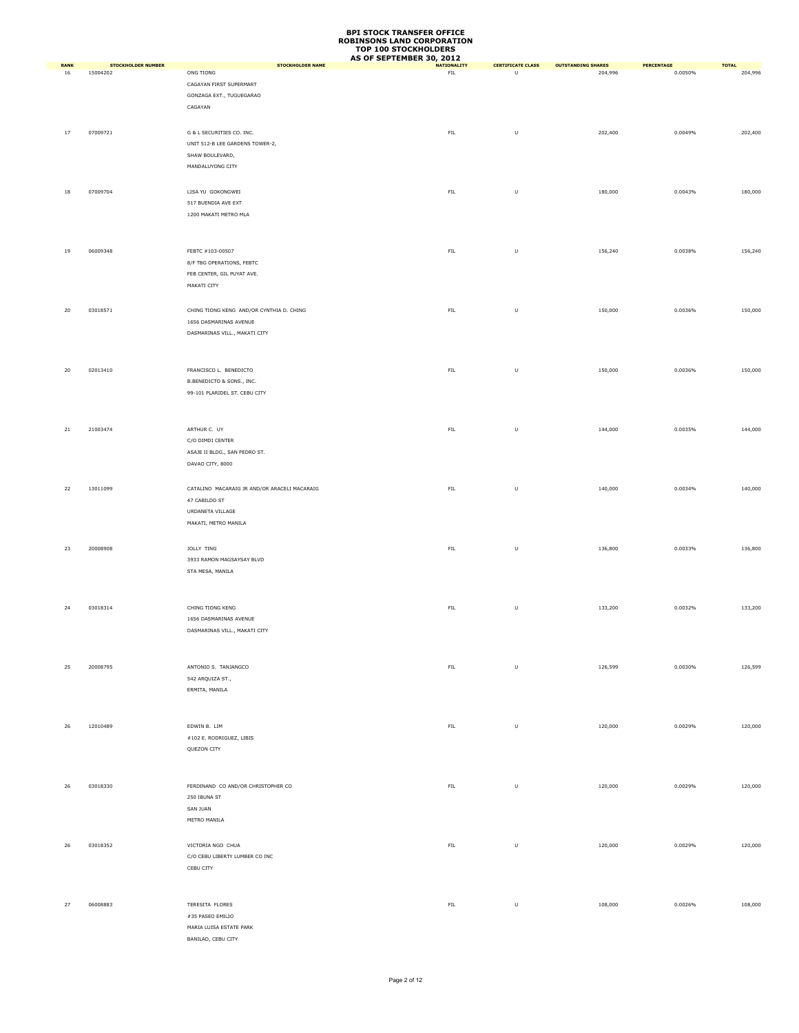# BPI STOCK TRANSFER OFFICE
# ROBINSONS LAND CORPORATION
# TOP 100 STOCKHOLDERS
# AS OF SEPTEMBER 30, 2012

| RANK | STOCKHOLDER NUMBER | STOCKHOLDER NAME | NATIONALITY | CERTIFICATE CLASS | OUTSTANDING SHARES | PERCENTAGE | TOTAL |
|---|---|---|---|---|---|---|---|
| 16 | 15004202 | ONG TIONG<br>CAGAYAN FIRST SUPERMART<br>GONZAGA EXT., TUGUEGARAO<br>CAGAYAN | FIL | U | 204,996 | 0.0050% | 204,996 |
| 17 | 07009721 | G & L SECURITIES CO. INC.<br>UNIT 512-B LEE GARDENS TOWER-2,<br>SHAW BOULEVARD,<br>MANDALUYONG CITY | FIL | U | 202,400 | 0.0049% | 202,400 |
| 18 | 07009704 | LISA YU GOKONGWEI<br>517 BUENDIA AVE EXT<br>1200 MAKATI METRO MLA | FIL | U | 180,000 | 0.0043% | 180,000 |
| 19 | 06009348 | FEBTC #103-00507<br>8/F TBG OPERATIONS, FEBTC<br>FEB CENTER, GIL PUYAT AVE.<br>MAKATI CITY | FIL | U | 156,240 | 0.0038% | 156,240 |
| 20 | 03018571 | CHING TIONG KENG AND/OR CYNTHIA D. CHING<br>1656 DASMARINAS AVENUE<br>DASMARINAS VILL., MAKATI CITY | FIL | U | 150,000 | 0.0036% | 150,000 |
| 20 | 02013410 | FRANCISCO L. BENEDICTO<br>B.BENEDICTO & SONS., INC.<br>99-101 PLARIDEL ST. CEBU CITY | FIL | U | 150,000 | 0.0036% | 150,000 |
| 21 | 21003474 | ARTHUR C. UY<br>C/O DIMDI CENTER<br>ASAJE II BLDG., SAN PEDRO ST.<br>DAVAO CITY, 8000 | FIL | U | 144,000 | 0.0035% | 144,000 |
| 22 | 13011099 | CATALINO MACARAIG JR AND/OR ARACELI MACARAIG<br>47 CABILDO ST<br>URDANETA VILLAGE<br>MAKATI, METRO MANILA | FIL | U | 140,000 | 0.0034% | 140,000 |
| 23 | 20008908 | JOLLY TING<br>3933 RAMON MAGSAYSAY BLVD<br>STA MESA, MANILA | FIL | U | 136,800 | 0.0033% | 136,800 |
| 24 | 03018314 | CHING TIONG KENG<br>1656 DASMARINAS AVENUE<br>DASMARINAS VILL., MAKATI CITY | FIL | U | 133,200 | 0.0032% | 133,200 |
| 25 | 20008795 | ANTONIO S. TANJANGCO<br>542 ARQUIZA ST.,<br>ERMITA, MANILA | FIL | U | 126,599 | 0.0030% | 126,599 |
| 26 | 12010489 | EDWIN B. LIM<br>#102 E. RODRIGUEZ, LIBIS<br>QUEZON CITY | FIL | U | 120,000 | 0.0029% | 120,000 |
| 26 | 03018330 | FERDINAND CO AND/OR CHRISTOPHER CO<br>250 IBUNA ST<br>SAN JUAN<br>METRO MANILA | FIL | U | 120,000 | 0.0029% | 120,000 |
| 26 | 03018352 | VICTORIA NGO CHUA<br>C/O CEBU LIBERTY LUMBER CO INC<br>CEBU CITY | FIL | U | 120,000 | 0.0029% | 120,000 |
| 27 | 06008883 | TERESITA FLORES<br>#35 PASEO EMILIO<br>MARIA LUISA ESTATE PARK<br>BANILAD, CEBU CITY | FIL | U | 108,000 | 0.0026% | 108,000 |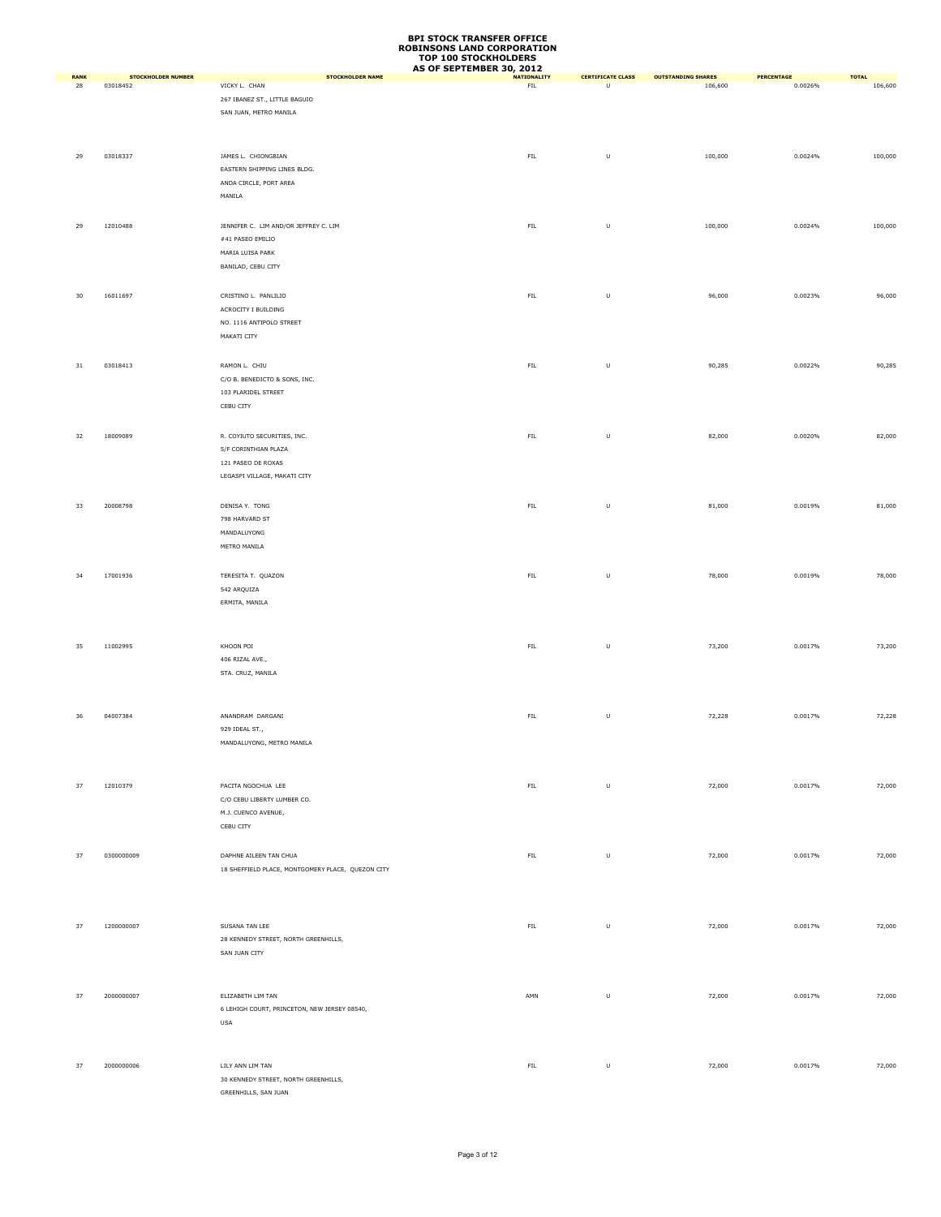**BPI STOCK TRANSFER OFFICE**
**ROBINSONS LAND CORPORATION**
**TOP 100 STOCKHOLDERS**
**AS OF SEPTEMBER 30, 2012**

| RANK | STOCKHOLDER NUMBER | STOCKHOLDER NAME | NATIONALITY | CERTIFICATE CLASS | OUTSTANDING SHARES | PERCENTAGE | TOTAL |
|---|---|---|---|---|---|---|---|
| 28 | 03018452 | VICKY L. CHAN<br>267 IBANEZ ST., LITTLE BAGUIO<br>SAN JUAN, METRO MANILA | FIL | U | 106,600 | 0.0026% | 106,600 |
| 29 | 03018337 | JAMES L. CHIONGBIAN<br>EASTERN SHIPPING LINES BLDG.<br>ANDA CIRCLE, PORT AREA<br>MANILA | FIL | U | 100,000 | 0.0024% | 100,000 |
| 29 | 12010488 | JENNIFER C. LIM AND/OR JEFFREY C. LIM<br>#41 PASEO EMILIO<br>MARIA LUISA PARK<br>BANILAD, CEBU CITY | FIL | U | 100,000 | 0.0024% | 100,000 |
| 30 | 16011697 | CRISTINO L. PANLILIO<br>ACROCITY I BUILDING<br>NO. 1116 ANTIPOLO STREET<br>MAKATI CITY | FIL | U | 96,000 | 0.0023% | 96,000 |
| 31 | 03018413 | RAMON L. CHIU<br>C/O B. BENEDICTO & SONS, INC.<br>103 PLARIDEL STREET<br>CEBU CITY | FIL | U | 90,285 | 0.0022% | 90,285 |
| 32 | 18009089 | R. COYIUTO SECURITIES, INC.<br>5/F CORINTHIAN PLAZA<br>121 PASEO DE ROXAS<br>LEGASPI VILLAGE, MAKATI CITY | FIL | U | 82,000 | 0.0020% | 82,000 |
| 33 | 20008798 | DENISA Y. TONG<br>798 HARVARD ST<br>MANDALUYONG<br>METRO MANILA | FIL | U | 81,000 | 0.0019% | 81,000 |
| 34 | 17001936 | TERESITA T. QUAZON<br>542 ARQUIZA<br>ERMITA, MANILA | FIL | U | 78,000 | 0.0019% | 78,000 |
| 35 | 11002995 | KHOON POI<br>406 RIZAL AVE.,<br>STA. CRUZ, MANILA | FIL | U | 73,200 | 0.0017% | 73,200 |
| 36 | 04007384 | ANANDRAM DARGANI<br>929 IDEAL ST.,<br>MANDALUYONG, METRO MANILA | FIL | U | 72,228 | 0.0017% | 72,228 |
| 37 | 12010379 | PACITA NGOCHUA LEE<br>C/O CEBU LIBERTY LUMBER CO.<br>M.J. CUENCO AVENUE,<br>CEBU CITY | FIL | U | 72,000 | 0.0017% | 72,000 |
| 37 | 0300000009 | DAPHNE AILEEN TAN CHUA<br>18 SHEFFIELD PLACE, MONTGOMERY PLACE, QUEZON CITY | FIL | U | 72,000 | 0.0017% | 72,000 |
| 37 | 1200000007 | SUSANA TAN LEE<br>28 KENNEDY STREET, NORTH GREENHILLS,<br>SAN JUAN CITY | FIL | U | 72,000 | 0.0017% | 72,000 |
| 37 | 2000000007 | ELIZABETH LIM TAN<br>6 LEHIGH COURT, PRINCETON, NEW JERSEY 08540,<br>USA | AMN | U | 72,000 | 0.0017% | 72,000 |
| 37 | 2000000006 | LILY ANN LIM TAN<br>30 KENNEDY STREET, NORTH GREENHILLS,<br>GREENHILLS, SAN JUAN | FIL | U | 72,000 | 0.0017% | 72,000 |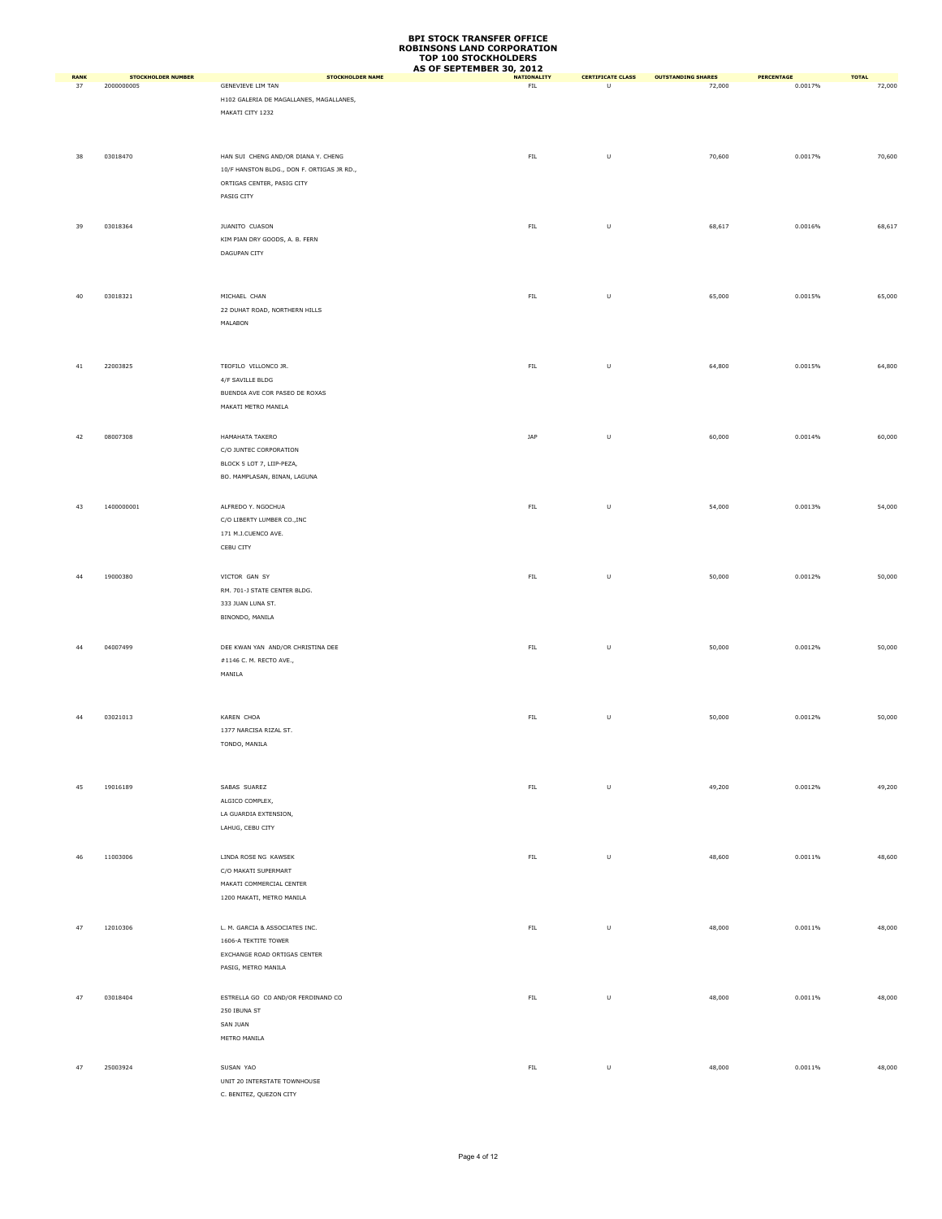# BPI STOCK TRANSFER OFFICE
# ROBINSONS LAND CORPORATION
# TOP 100 STOCKHOLDERS
# AS OF SEPTEMBER 30, 2012

| RANK | STOCKHOLDER NUMBER | STOCKHOLDER NAME | NATIONALITY | CERTIFICATE CLASS | OUTSTANDING SHARES | PERCENTAGE | TOTAL |
|---|---|---|---|---|---|---|---|
| 37 | 2000000005 | GENEVIEVE LIM TAN<br>H102 GALERIA DE MAGALLANES, MAGALLANES,<br>MAKATI CITY 1232 | FIL | U | 72,000 | 0.0017% | 72,000 |
| 38 | 03018470 | HAN SUI CHENG AND/OR DIANA Y. CHENG<br>10/F HANSTON BLDG., DON F. ORTIGAS JR RD.,<br>ORTIGAS CENTER, PASIG CITY<br>PASIG CITY | FIL | U | 70,600 | 0.0017% | 70,600 |
| 39 | 03018364 | JUANITO CUASON<br>KIM PIAN DRY GOODS, A. B. FERN<br>DAGUPAN CITY | FIL | U | 68,617 | 0.0016% | 68,617 |
| 40 | 03018321 | MICHAEL CHAN<br>22 DUHAT ROAD, NORTHERN HILLS<br>MALABON | FIL | U | 65,000 | 0.0015% | 65,000 |
| 41 | 22003825 | TEOFILO VILLONCO JR.<br>4/F SAVILLE BLDG<br>BUENDIA AVE COR PASEO DE ROXAS<br>MAKATI METRO MANILA | FIL | U | 64,800 | 0.0015% | 64,800 |
| 42 | 08007308 | HAMAHATA TAKERO<br>C/O JUNTEC CORPORATION<br>BLOCK 5 LOT 7, LIIP-PEZA,<br>BO. MAMPLASAN, BINAN, LAGUNA | JAP | U | 60,000 | 0.0014% | 60,000 |
| 43 | 1400000001 | ALFREDO Y. NGOCHUA<br>C/O LIBERTY LUMBER CO.,INC<br>171 M.J.CUENCO AVE.<br>CEBU CITY | FIL | U | 54,000 | 0.0013% | 54,000 |
| 44 | 19000380 | VICTOR GAN SY<br>RM. 701-J STATE CENTER BLDG.<br>333 JUAN LUNA ST.<br>BINONDO, MANILA | FIL | U | 50,000 | 0.0012% | 50,000 |
| 44 | 04007499 | DEE KWAN YAN AND/OR CHRISTINA DEE<br>#1146 C. M. RECTO AVE.,<br>MANILA | FIL | U | 50,000 | 0.0012% | 50,000 |
| 44 | 03021013 | KAREN CHOA<br>1377 NARCISA RIZAL ST.<br>TONDO, MANILA | FIL | U | 50,000 | 0.0012% | 50,000 |
| 45 | 19016189 | SABAS SUAREZ<br>ALGICO COMPLEX,<br>LA GUARDIA EXTENSION,<br>LAHUG, CEBU CITY | FIL | U | 49,200 | 0.0012% | 49,200 |
| 46 | 11003006 | LINDA ROSE NG KAWSEK<br>C/O MAKATI SUPERMART<br>MAKATI COMMERCIAL CENTER<br>1200 MAKATI, METRO MANILA | FIL | U | 48,600 | 0.0011% | 48,600 |
| 47 | 12010306 | L. M. GARCIA & ASSOCIATES INC.<br>1606-A TEKTITE TOWER<br>EXCHANGE ROAD ORTIGAS CENTER<br>PASIG, METRO MANILA | FIL | U | 48,000 | 0.0011% | 48,000 |
| 47 | 03018404 | ESTRELLA GO CO AND/OR FERDINAND CO<br>250 IBUNA ST<br>SAN JUAN<br>METRO MANILA | FIL | U | 48,000 | 0.0011% | 48,000 |
| 47 | 25003924 | SUSAN YAO<br>UNIT 20 INTERSTATE TOWNHOUSE<br>C. BENITEZ, QUEZON CITY | FIL | U | 48,000 | 0.0011% | 48,000 |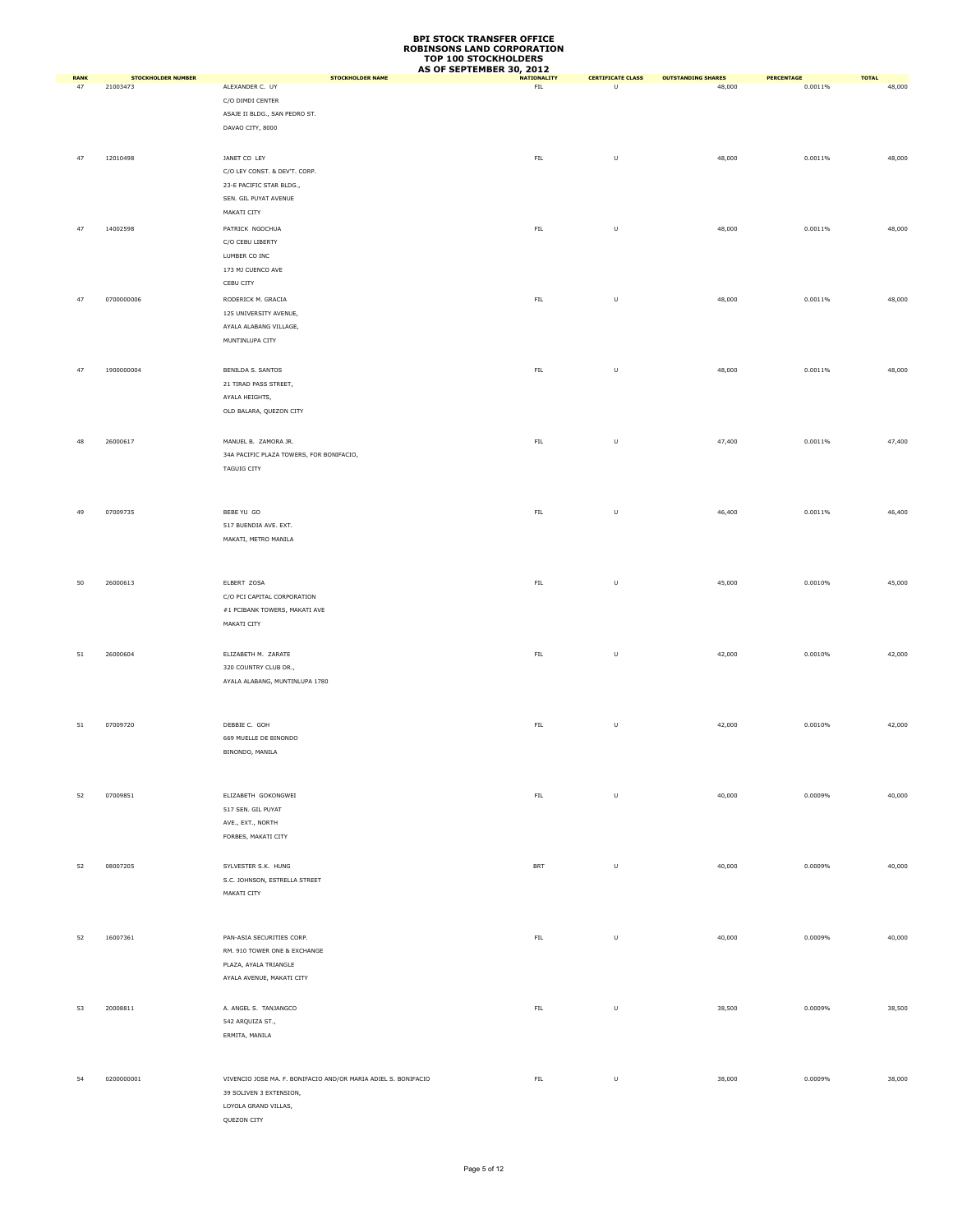# BPI STOCK TRANSFER OFFICE
## ROBINSONS LAND CORPORATION
## TOP 100 STOCKHOLDERS
## AS OF SEPTEMBER 30, 2012

| RANK | STOCKHOLDER NUMBER | STOCKHOLDER NAME | NATIONALITY | CERTIFICATE CLASS | OUTSTANDING SHARES | PERCENTAGE | TOTAL |
|---|---|---|---|---|---|---|---|
| 47 | 21003473 | ALEXANDER C. UY<br>C/O DIMDI CENTER<br>ASAJE II BLDG., SAN PEDRO ST.<br>DAVAO CITY, 8000 | FIL | U | 48,000 | 0.0011% | 48,000 |
| 47 | 12010498 | JANET CO LEY<br>C/O LEY CONST. & DEV'T. CORP.<br>23-E PACIFIC STAR BLDG.,<br>SEN. GIL PUYAT AVENUE<br>MAKATI CITY | FIL | U | 48,000 | 0.0011% | 48,000 |
| 47 | 14002598 | PATRICK NGOCHUA<br>C/O CEBU LIBERTY<br>LUMBER CO INC<br>173 MJ CUENCO AVE<br>CEBU CITY | FIL | U | 48,000 | 0.0011% | 48,000 |
| 47 | 0700000006 | RODERICK M. GRACIA<br>125 UNIVERSITY AVENUE,<br>AYALA ALABANG VILLAGE,<br>MUNTINLUPA CITY | FIL | U | 48,000 | 0.0011% | 48,000 |
| 47 | 1900000004 | BENILDA S. SANTOS<br>21 TIRAD PASS STREET,<br>AYALA HEIGHTS,<br>OLD BALARA, QUEZON CITY | FIL | U | 48,000 | 0.0011% | 48,000 |
| 48 | 26000617 | MANUEL B. ZAMORA JR.<br>34A PACIFIC PLAZA TOWERS, FOR BONIFACIO,<br>TAGUIG CITY | FIL | U | 47,400 | 0.0011% | 47,400 |
| 49 | 07009735 | BEBE YU GO<br>517 BUENDIA AVE. EXT.<br>MAKATI, METRO MANILA | FIL | U | 46,400 | 0.0011% | 46,400 |
| 50 | 26000613 | ELBERT ZOSA<br>C/O PCI CAPITAL CORPORATION<br>#1 PCIBANK TOWERS, MAKATI AVE<br>MAKATI CITY | FIL | U | 45,000 | 0.0010% | 45,000 |
| 51 | 26000604 | ELIZABETH M. ZARATE<br>320 COUNTRY CLUB DR.,<br>AYALA ALABANG, MUNTINLUPA 1780 | FIL | U | 42,000 | 0.0010% | 42,000 |
| 51 | 07009720 | DEBBIE C. GOH<br>669 MUELLE DE BINONDO<br>BINONDO, MANILA | FIL | U | 42,000 | 0.0010% | 42,000 |
| 52 | 07009851 | ELIZABETH GOKONGWEI<br>517 SEN. GIL PUYAT<br>AVE., EXT., NORTH<br>FORBES, MAKATI CITY | FIL | U | 40,000 | 0.0009% | 40,000 |
| 52 | 08007205 | SYLVESTER S.K. HUNG<br>S.C. JOHNSON, ESTRELLA STREET<br>MAKATI CITY | BRT | U | 40,000 | 0.0009% | 40,000 |
| 52 | 16007361 | PAN-ASIA SECURITIES CORP.<br>RM. 910 TOWER ONE & EXCHANGE<br>PLAZA, AYALA TRIANGLE<br>AYALA AVENUE, MAKATI CITY | FIL | U | 40,000 | 0.0009% | 40,000 |
| 53 | 20008811 | A. ANGEL S. TANJANGCO<br>542 ARQUIZA ST.,<br>ERMITA, MANILA | FIL | U | 38,500 | 0.0009% | 38,500 |
| 54 | 0200000001 | VIVENCIO JOSE MA. F. BONIFACIO AND/OR MARIA ADIEL S. BONIFACIO<br>39 SOLIVEN 3 EXTENSION,<br>LOYOLA GRAND VILLAS,<br>QUEZON CITY | FIL | U | 38,000 | 0.0009% | 38,000 |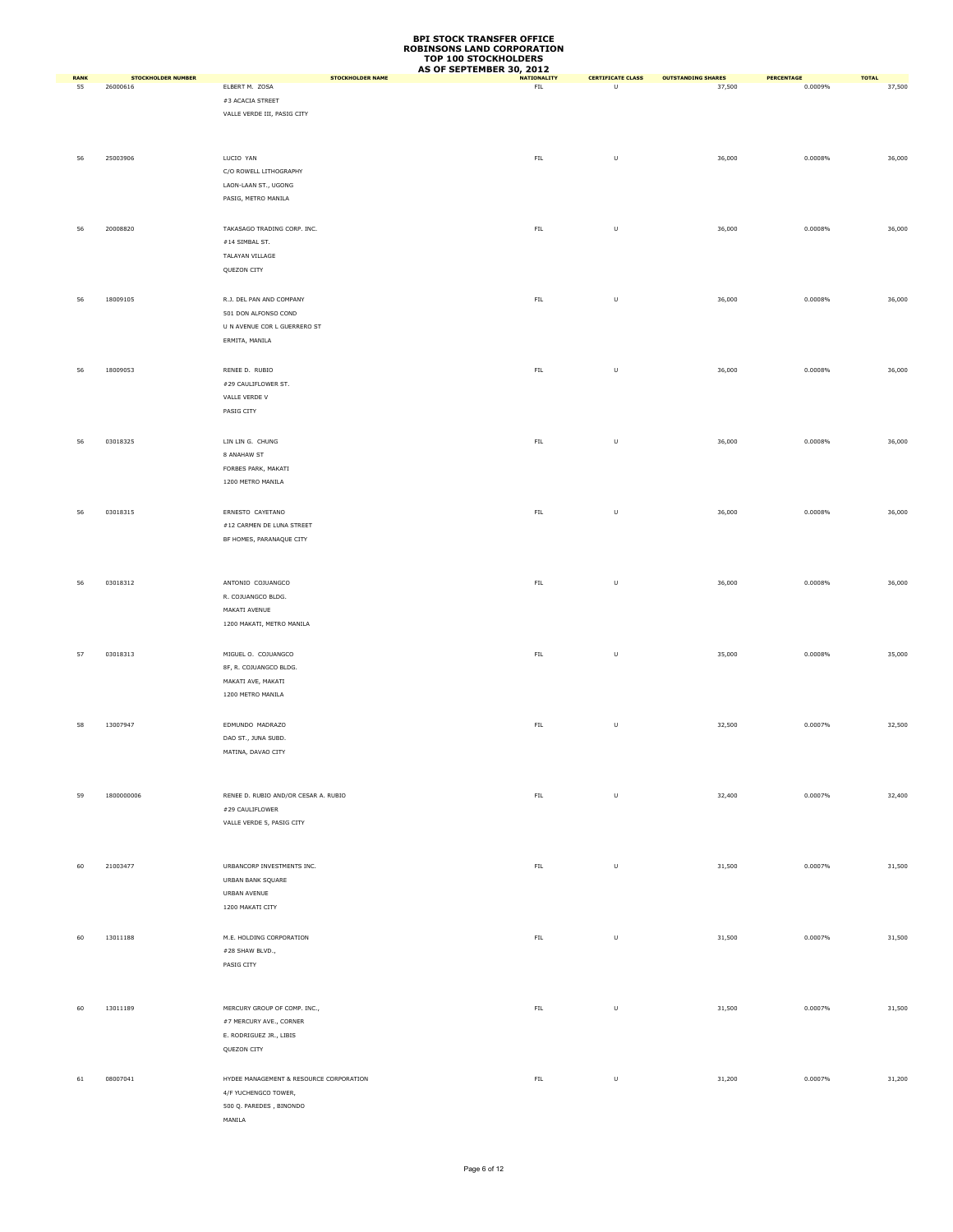# BPI STOCK TRANSFER OFFICE
# ROBINSONS LAND CORPORATION
# TOP 100 STOCKHOLDERS
# AS OF SEPTEMBER 30, 2012

| RANK | STOCKHOLDER NUMBER | STOCKHOLDER NAME | NATIONALITY | CERTIFICATE CLASS | OUTSTANDING SHARES | PERCENTAGE | TOTAL |
|---|---|---|---|---|---|---|---|
| 55 | 26000616 | ELBERT M. ZOSA<br>#3 ACACIA STREET<br>VALLE VERDE III, PASIG CITY | FIL | U | 37,500 | 0.0009% | 37,500 |
| 56 | 25003906 | LUCIO YAN<br>C/O ROWELL LITHOGRAPHY<br>LAON-LAAN ST., UGONG<br>PASIG, METRO MANILA | FIL | U | 36,000 | 0.0008% | 36,000 |
| 56 | 20008820 | TAKASAGO TRADING CORP. INC.<br>#14 SIMBAL ST.<br>TALAYAN VILLAGE<br>QUEZON CITY | FIL | U | 36,000 | 0.0008% | 36,000 |
| 56 | 18009105 | R.J. DEL PAN AND COMPANY<br>501 DON ALFONSO COND<br>U N AVENUE COR L GUERRERO ST<br>ERMITA, MANILA | FIL | U | 36,000 | 0.0008% | 36,000 |
| 56 | 18009053 | RENEE D. RUBIO<br>#29 CAULIFLOWER ST.<br>VALLE VERDE V<br>PASIG CITY | FIL | U | 36,000 | 0.0008% | 36,000 |
| 56 | 03018325 | LIN LIN G. CHUNG<br>8 ANAHAW ST<br>FORBES PARK, MAKATI<br>1200 METRO MANILA | FIL | U | 36,000 | 0.0008% | 36,000 |
| 56 | 03018315 | ERNESTO CAYETANO<br>#12 CARMEN DE LUNA STREET<br>BF HOMES, PARANAQUE CITY | FIL | U | 36,000 | 0.0008% | 36,000 |
| 56 | 03018312 | ANTONIO COJUANGCO<br>R. COJUANGCO BLDG.<br>MAKATI AVENUE<br>1200 MAKATI, METRO MANILA | FIL | U | 36,000 | 0.0008% | 36,000 |
| 57 | 03018313 | MIGUEL O. COJUANGCO<br>8F, R. COJUANGCO BLDG.<br>MAKATI AVE, MAKATI<br>1200 METRO MANILA | FIL | U | 35,000 | 0.0008% | 35,000 |
| 58 | 13007947 | EDMUNDO MADRAZO<br>DAO ST., JUNA SUBD.<br>MATINA, DAVAO CITY | FIL | U | 32,500 | 0.0007% | 32,500 |
| 59 | 1800000006 | RENEE D. RUBIO AND/OR CESAR A. RUBIO<br>#29 CAULIFLOWER<br>VALLE VERDE 5, PASIG CITY | FIL | U | 32,400 | 0.0007% | 32,400 |
| 60 | 21003477 | URBANCORP INVESTMENTS INC.<br>URBAN BANK SQUARE<br>URBAN AVENUE<br>1200 MAKATI CITY | FIL | U | 31,500 | 0.0007% | 31,500 |
| 60 | 13011188 | M.E. HOLDING CORPORATION<br>#28 SHAW BLVD.,<br>PASIG CITY | FIL | U | 31,500 | 0.0007% | 31,500 |
| 60 | 13011189 | MERCURY GROUP OF COMP. INC.,<br>#7 MERCURY AVE., CORNER<br>E. RODRIGUEZ JR., LIBIS<br>QUEZON CITY | FIL | U | 31,500 | 0.0007% | 31,500 |
| 61 | 08007041 | HYDEE MANAGEMENT & RESOURCE CORPORATION<br>4/F YUCHENGCO TOWER,<br>500 Q. PAREDES , BINONDO<br>MANILA | FIL | U | 31,200 | 0.0007% | 31,200 |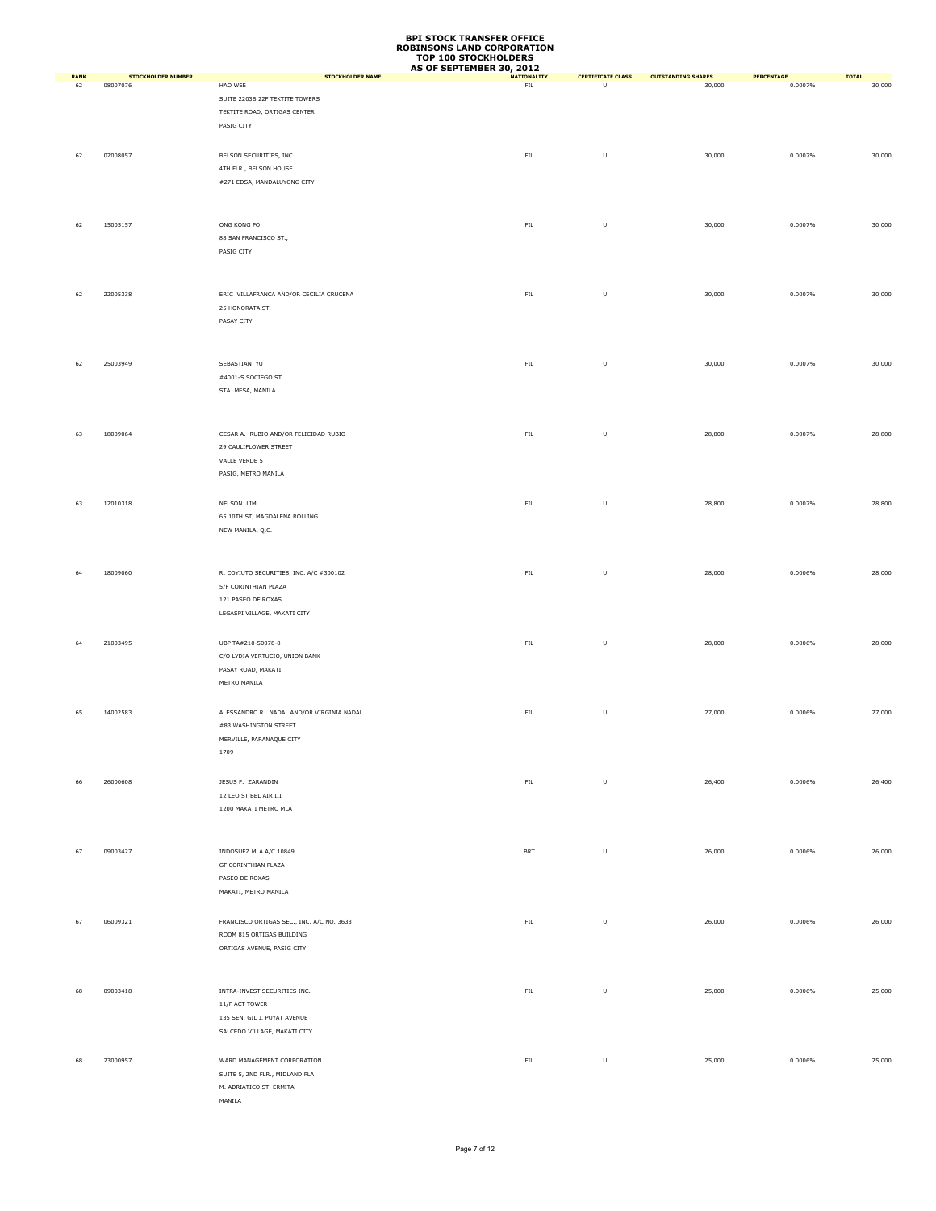# BPI STOCK TRANSFER OFFICE
# ROBINSONS LAND CORPORATION
# TOP 100 STOCKHOLDERS
# AS OF SEPTEMBER 30, 2012

| RANK | STOCKHOLDER NUMBER | STOCKHOLDER NAME | NATIONALITY | CERTIFICATE CLASS | OUTSTANDING SHARES | PERCENTAGE | TOTAL |
|---|---|---|---|---|---|---|---|
| 62 | 08007076 | HAO WEE<br>SUITE 2203B 22F TEKTITE TOWERS<br>TEKTITE ROAD, ORTIGAS CENTER<br>PASIG CITY | FIL | U | 30,000 | 0.0007% | 30,000 |
| 62 | 02008057 | BELSON SECURITIES, INC.<br>4TH FLR., BELSON HOUSE<br>#271 EDSA, MANDALUYONG CITY | FIL | U | 30,000 | 0.0007% | 30,000 |
| 62 | 15005157 | ONG KONG PO<br>88 SAN FRANCISCO ST.,<br>PASIG CITY | FIL | U | 30,000 | 0.0007% | 30,000 |
| 62 | 22005338 | ERIC VILLAFRANCA AND/OR CECILIA CRUCENA<br>25 HONORATA ST.<br>PASAY CITY | FIL | U | 30,000 | 0.0007% | 30,000 |
| 62 | 25003949 | SEBASTIAN YU<br>#4001-S SOCIEGO ST.<br>STA. MESA, MANILA | FIL | U | 30,000 | 0.0007% | 30,000 |
| 63 | 18009064 | CESAR A. RUBIO AND/OR FELICIDAD RUBIO<br>29 CAULIFLOWER STREET<br>VALLE VERDE 5<br>PASIG, METRO MANILA | FIL | U | 28,800 | 0.0007% | 28,800 |
| 63 | 12010318 | NELSON LIM<br>65 10TH ST, MAGDALENA ROLLING<br>NEW MANILA, Q.C. | FIL | U | 28,800 | 0.0007% | 28,800 |
| 64 | 18009060 | R. COYIUTO SECURITIES, INC. A/C #300102<br>5/F CORINTHIAN PLAZA<br>121 PASEO DE ROXAS<br>LEGASPI VILLAGE, MAKATI CITY | FIL | U | 28,000 | 0.0006% | 28,000 |
| 64 | 21003495 | UBP TA#210-50078-8<br>C/O LYDIA VERTUCIO, UNION BANK<br>PASAY ROAD, MAKATI<br>METRO MANILA | FIL | U | 28,000 | 0.0006% | 28,000 |
| 65 | 14002583 | ALESSANDRO R. NADAL AND/OR VIRGINIA NADAL<br>#83 WASHINGTON STREET<br>MERVILLE, PARANAQUE CITY<br>1709 | FIL | U | 27,000 | 0.0006% | 27,000 |
| 66 | 26000608 | JESUS F. ZARANDIN<br>12 LEO ST BEL AIR III<br>1200 MAKATI METRO MLA | FIL | U | 26,400 | 0.0006% | 26,400 |
| 67 | 09003427 | INDOSUEZ MLA A/C 10849<br>GF CORINTHIAN PLAZA<br>PASEO DE ROXAS<br>MAKATI, METRO MANILA | BRT | U | 26,000 | 0.0006% | 26,000 |
| 67 | 06009321 | FRANCISCO ORTIGAS SEC., INC. A/C NO. 3633<br>ROOM 815 ORTIGAS BUILDING<br>ORTIGAS AVENUE, PASIG CITY | FIL | U | 26,000 | 0.0006% | 26,000 |
| 68 | 09003418 | INTRA-INVEST SECURITIES INC.<br>11/F ACT TOWER<br>135 SEN. GIL J. PUYAT AVENUE<br>SALCEDO VILLAGE, MAKATI CITY | FIL | U | 25,000 | 0.0006% | 25,000 |
| 68 | 23000957 | WARD MANAGEMENT CORPORATION<br>SUITE 5, 2ND FLR., MIDLAND PLA<br>M. ADRIATICO ST. ERMITA<br>MANILA | FIL | U | 25,000 | 0.0006% | 25,000 |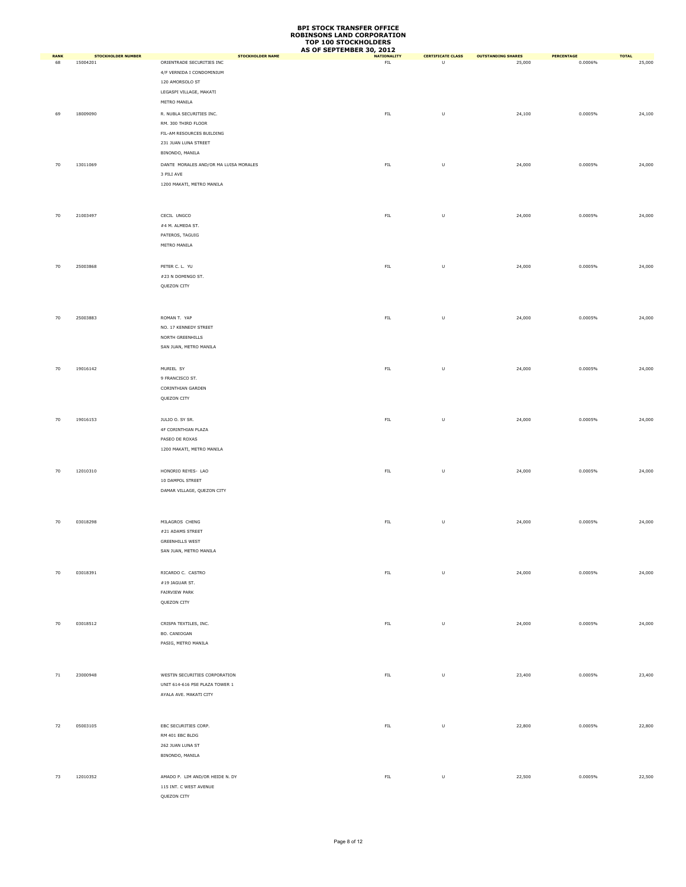# BPI STOCK TRANSFER OFFICE
# ROBINSONS LAND CORPORATION
# TOP 100 STOCKHOLDERS
# AS OF SEPTEMBER 30, 2012

| RANK | STOCKHOLDER NUMBER | STOCKHOLDER NAME | NATIONALITY | CERTIFICATE CLASS | OUTSTANDING SHARES | PERCENTAGE | TOTAL |
|---|---|---|---|---|---|---|---|
| 68 | 15004201 | ORIENTRADE SECURITIES INC<br>4/F VERNIDA I CONDOMINIUM<br>120 AMORSOLO ST<br>LEGASPI VILLAGE, MAKATI<br>METRO MANILA | FIL | U | 25,000 | 0.0006% | 25,000 |
| 69 | 18009090 | R. NUBLA SECURITIES INC.<br>RM. 300 THIRD FLOOR<br>FIL-AM RESOURCES BUILDING<br>231 JUAN LUNA STREET<br>BINONDO, MANILA | FIL | U | 24,100 | 0.0005% | 24,100 |
| 70 | 13011069 | DANTE MORALES AND/OR MA LUISA MORALES<br>3 PILI AVE<br>1200 MAKATI, METRO MANILA | FIL | U | 24,000 | 0.0005% | 24,000 |
| 70 | 21003497 | CECIL UNGCO<br>#4 M. ALMEDA ST.<br>PATEROS, TAGUIG<br>METRO MANILA | FIL | U | 24,000 | 0.0005% | 24,000 |
| 70 | 25003868 | PETER C. L. YU<br>#23 N DOMINGO ST.<br>QUEZON CITY | FIL | U | 24,000 | 0.0005% | 24,000 |
| 70 | 25003883 | ROMAN T. YAP<br>NO. 17 KENNEDY STREET<br>NORTH GREENHILLS<br>SAN JUAN, METRO MANILA | FIL | U | 24,000 | 0.0005% | 24,000 |
| 70 | 19016142 | MURIEL SY<br>9 FRANCISCO ST.<br>CORINTHIAN GARDEN<br>QUEZON CITY | FIL | U | 24,000 | 0.0005% | 24,000 |
| 70 | 19016153 | JULIO O. SY SR.<br>4F CORINTHIAN PLAZA<br>PASEO DE ROXAS<br>1200 MAKATI, METRO MANILA | FIL | U | 24,000 | 0.0005% | 24,000 |
| 70 | 12010310 | HONORIO REYES- LAO<br>10 DAMPOL STREET<br>DAMAR VILLAGE, QUEZON CITY | FIL | U | 24,000 | 0.0005% | 24,000 |
| 70 | 03018298 | MILAGROS CHENG<br>#21 ADAMS STREET<br>GREENHILLS WEST<br>SAN JUAN, METRO MANILA | FIL | U | 24,000 | 0.0005% | 24,000 |
| 70 | 03018391 | RICARDO C. CASTRO<br>#19 JAGUAR ST.<br>FAIRVIEW PARK<br>QUEZON CITY | FIL | U | 24,000 | 0.0005% | 24,000 |
| 70 | 03018512 | CRISPA TEXTILES, INC.<br>BO. CANIOGAN<br>PASIG, METRO MANILA | FIL | U | 24,000 | 0.0005% | 24,000 |
| 71 | 23000948 | WESTIN SECURITIES CORPORATION<br>UNIT 614-616 PSE PLAZA TOWER 1<br>AYALA AVE. MAKATI CITY | FIL | U | 23,400 | 0.0005% | 23,400 |
| 72 | 05003105 | EBC SECURITIES CORP.<br>RM 401 EBC BLDG<br>262 JUAN LUNA ST<br>BINONDO, MANILA | FIL | U | 22,800 | 0.0005% | 22,800 |
| 73 | 12010352 | AMADO P. LIM AND/OR HEIDE N. DY<br>115 INT. C WEST AVENUE<br>QUEZON CITY | FIL | U | 22,500 | 0.0005% | 22,500 |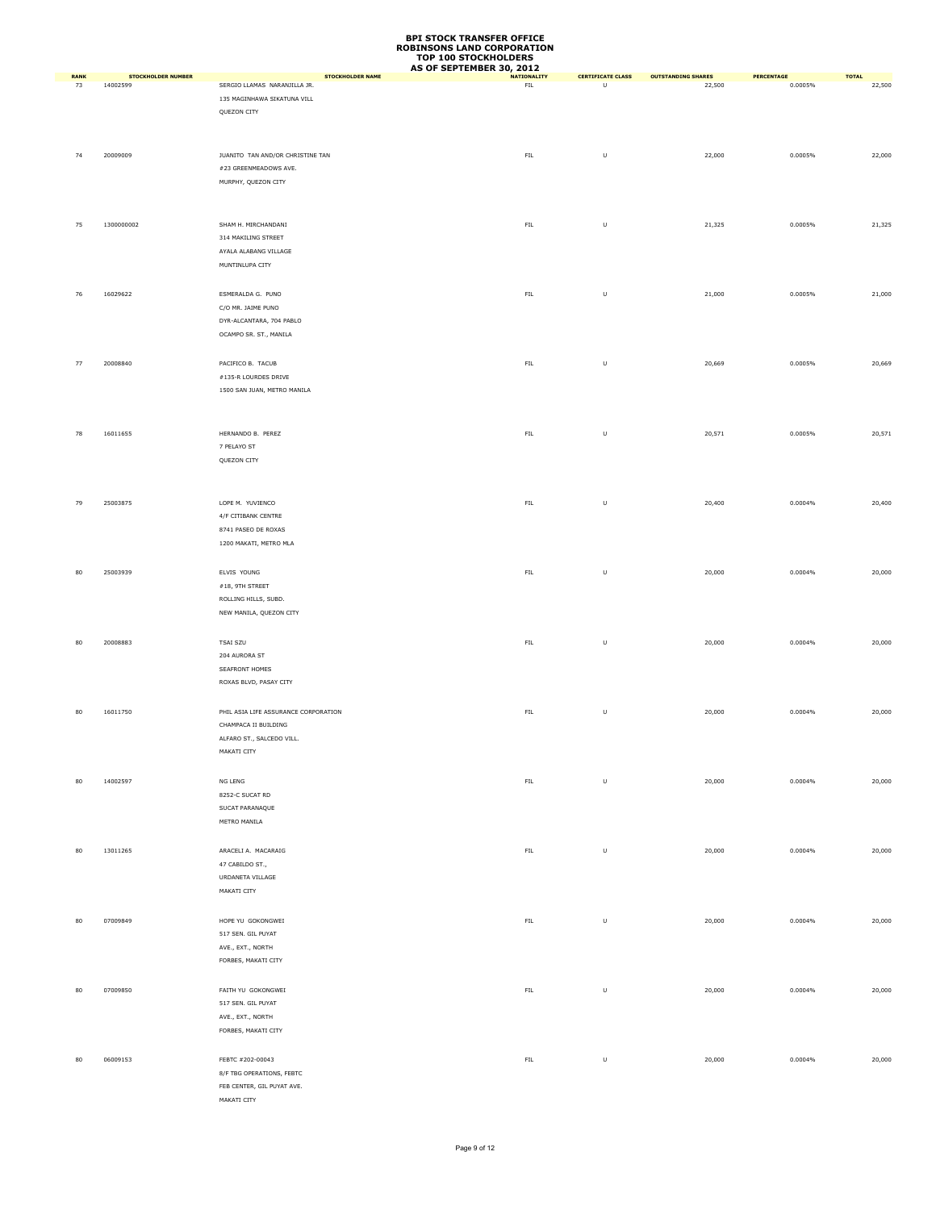# BPI STOCK TRANSFER OFFICE
# ROBINSONS LAND CORPORATION
# TOP 100 STOCKHOLDERS
# AS OF SEPTEMBER 30, 2012

| RANK | STOCKHOLDER NUMBER | STOCKHOLDER NAME | NATIONALITY | CERTIFICATE CLASS | OUTSTANDING SHARES | PERCENTAGE | TOTAL |
|---|---|---|---|---|---|---|---|
| 73 | 14002599 | SERGIO LLAMAS NARANJILLA JR.<br>135 MAGINHAWA SIKATUNA VILL<br>QUEZON CITY | FIL | U | 22,500 | 0.0005% | 22,500 |
| 74 | 20009009 | JUANITO TAN AND/OR CHRISTINE TAN<br>#23 GREENMEADOWS AVE.<br>MURPHY, QUEZON CITY | FIL | U | 22,000 | 0.0005% | 22,000 |
| 75 | 1300000002 | SHAM H. MIRCHANDANI<br>314 MAKILING STREET<br>AYALA ALABANG VILLAGE<br>MUNTINLUPA CITY | FIL | U | 21,325 | 0.0005% | 21,325 |
| 76 | 16029622 | ESMERALDA G. PUNO<br>C/O MR. JAIME PUNO<br>DYR-ALCANTARA, 704 PABLO<br>OCAMPO SR. ST., MANILA | FIL | U | 21,000 | 0.0005% | 21,000 |
| 77 | 20008840 | PACIFICO B. TACUB<br>#135-R LOURDES DRIVE<br>1500 SAN JUAN, METRO MANILA | FIL | U | 20,669 | 0.0005% | 20,669 |
| 78 | 16011655 | HERNANDO B. PEREZ<br>7 PELAYO ST<br>QUEZON CITY | FIL | U | 20,571 | 0.0005% | 20,571 |
| 79 | 25003875 | LOPE M. YUVIENCO<br>4/F CITIBANK CENTRE<br>8741 PASEO DE ROXAS<br>1200 MAKATI, METRO MLA | FIL | U | 20,400 | 0.0004% | 20,400 |
| 80 | 25003939 | ELVIS YOUNG<br>#18, 9TH STREET<br>ROLLING HILLS, SUBD.<br>NEW MANILA, QUEZON CITY | FIL | U | 20,000 | 0.0004% | 20,000 |
| 80 | 20008883 | TSAI SZU<br>204 AURORA ST<br>SEAFRONT HOMES<br>ROXAS BLVD, PASAY CITY | FIL | U | 20,000 | 0.0004% | 20,000 |
| 80 | 16011750 | PHIL ASIA LIFE ASSURANCE CORPORATION<br>CHAMPACA II BUILDING<br>ALFARO ST., SALCEDO VILL.<br>MAKATI CITY | FIL | U | 20,000 | 0.0004% | 20,000 |
| 80 | 14002597 | NG LENG<br>8252-C SUCAT RD<br>SUCAT PARANAQUE<br>METRO MANILA | FIL | U | 20,000 | 0.0004% | 20,000 |
| 80 | 13011265 | ARACELI A. MACARAIG<br>47 CABILDO ST.,<br>URDANETA VILLAGE<br>MAKATI CITY | FIL | U | 20,000 | 0.0004% | 20,000 |
| 80 | 07009849 | HOPE YU GOKONGWEI<br>517 SEN. GIL PUYAT<br>AVE., EXT., NORTH<br>FORBES, MAKATI CITY | FIL | U | 20,000 | 0.0004% | 20,000 |
| 80 | 07009850 | FAITH YU GOKONGWEI<br>517 SEN. GIL PUYAT<br>AVE., EXT., NORTH<br>FORBES, MAKATI CITY | FIL | U | 20,000 | 0.0004% | 20,000 |
| 80 | 06009153 | FEBTC #202-00043<br>8/F TBG OPERATIONS, FEBTC<br>FEB CENTER, GIL PUYAT AVE.<br>MAKATI CITY | FIL | U | 20,000 | 0.0004% | 20,000 |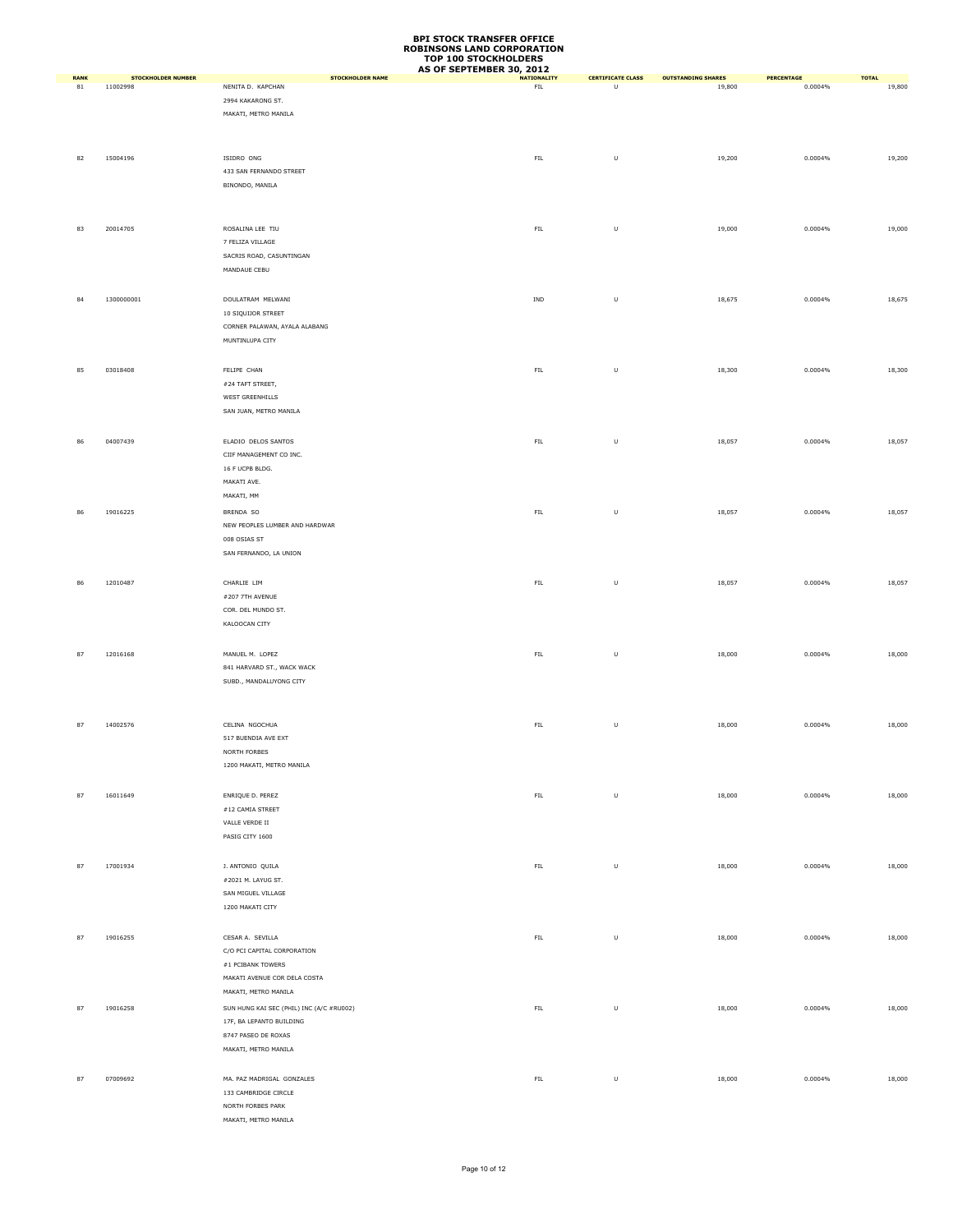# BPI STOCK TRANSFER OFFICE
# ROBINSONS LAND CORPORATION
# TOP 100 STOCKHOLDERS
# AS OF SEPTEMBER 30, 2012

| RANK | STOCKHOLDER NUMBER | STOCKHOLDER NAME | NATIONALITY | CERTIFICATE CLASS | OUTSTANDING SHARES | PERCENTAGE | TOTAL |
|---|---|---|---|---|---|---|---|
| 81 | 11002998 | NENITA D. KAPCHAN<br>2994 KAKARONG ST.<br>MAKATI, METRO MANILA | FIL | U | 19,800 | 0.0004% | 19,800 |
| 82 | 15004196 | ISIDRO ONG<br>433 SAN FERNANDO STREET<br>BINONDO, MANILA | FIL | U | 19,200 | 0.0004% | 19,200 |
| 83 | 20014705 | ROSALINA LEE TIU<br>7 FELIZA VILLAGE<br>SACRIS ROAD, CASUNTINGAN<br>MANDAUE CEBU | FIL | U | 19,000 | 0.0004% | 19,000 |
| 84 | 1300000001 | DOULATRAM MELWANI<br>10 SIQUIJOR STREET<br>CORNER PALAWAN, AYALA ALABANG<br>MUNTINLUPA CITY | IND | U | 18,675 | 0.0004% | 18,675 |
| 85 | 03018408 | FELIPE CHAN<br>#24 TAFT STREET,<br>WEST GREENHILLS<br>SAN JUAN, METRO MANILA | FIL | U | 18,300 | 0.0004% | 18,300 |
| 86 | 04007439 | ELADIO DELOS SANTOS<br>CIIF MANAGEMENT CO INC.<br>16 F UCPB BLDG.<br>MAKATI AVE.<br>MAKATI, MM | FIL | U | 18,057 | 0.0004% | 18,057 |
| 86 | 19016225 | BRENDA SO<br>NEW PEOPLES LUMBER AND HARDWAR<br>008 OSIAS ST<br>SAN FERNANDO, LA UNION | FIL | U | 18,057 | 0.0004% | 18,057 |
| 86 | 12010487 | CHARLIE LIM<br>#207 7TH AVENUE<br>COR. DEL MUNDO ST.<br>KALOOCAN CITY | FIL | U | 18,057 | 0.0004% | 18,057 |
| 87 | 12016168 | MANUEL M. LOPEZ<br>841 HARVARD ST., WACK WACK<br>SUBD., MANDALUYONG CITY | FIL | U | 18,000 | 0.0004% | 18,000 |
| 87 | 14002576 | CELINA NGOCHUA<br>517 BUENDIA AVE EXT<br>NORTH FORBES<br>1200 MAKATI, METRO MANILA | FIL | U | 18,000 | 0.0004% | 18,000 |
| 87 | 16011649 | ENRIQUE D. PEREZ<br>#12 CAMIA STREET<br>VALLE VERDE II<br>PASIG CITY 1600 | FIL | U | 18,000 | 0.0004% | 18,000 |
| 87 | 17001934 | J. ANTONIO QUILA<br>#2021 M. LAYUG ST.<br>SAN MIGUEL VILLAGE<br>1200 MAKATI CITY | FIL | U | 18,000 | 0.0004% | 18,000 |
| 87 | 19016255 | CESAR A. SEVILLA<br>C/O PCI CAPITAL CORPORATION<br>#1 PCIBANK TOWERS<br>MAKATI AVENUE COR DELA COSTA<br>MAKATI, METRO MANILA | FIL | U | 18,000 | 0.0004% | 18,000 |
| 87 | 19016258 | SUN HUNG KAI SEC (PHIL) INC (A/C #RU002)<br>17F, BA LEPANTO BUILDING<br>8747 PASEO DE ROXAS<br>MAKATI, METRO MANILA | FIL | U | 18,000 | 0.0004% | 18,000 |
| 87 | 07009692 | MA. PAZ MADRIGAL GONZALES<br>133 CAMBRIDGE CIRCLE<br>NORTH FORBES PARK<br>MAKATI, METRO MANILA | FIL | U | 18,000 | 0.0004% | 18,000 |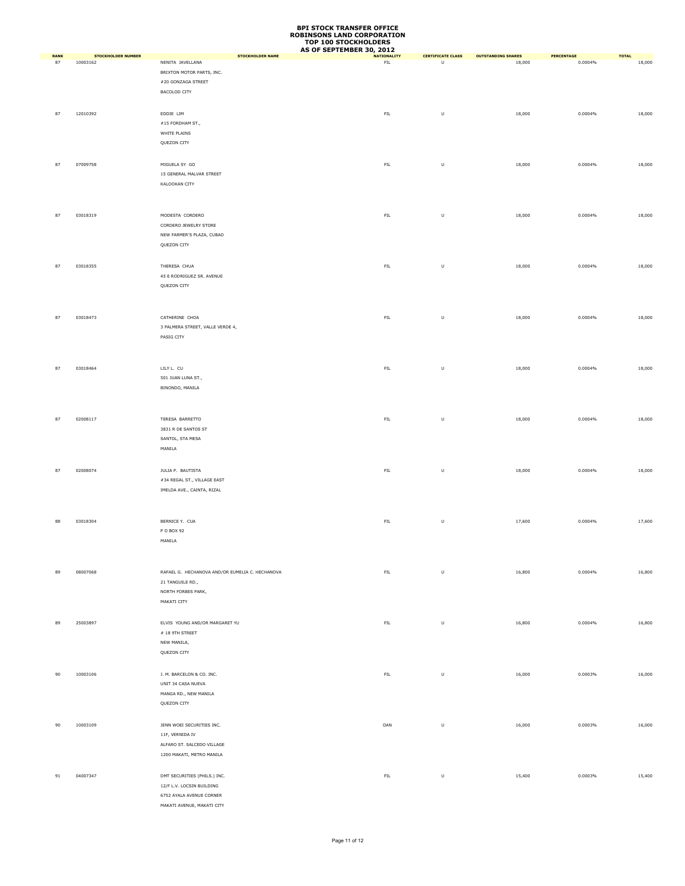# BPI STOCK TRANSFER OFFICE
# ROBINSONS LAND CORPORATION
# TOP 100 STOCKHOLDERS
# AS OF SEPTEMBER 30, 2012

| RANK | STOCKHOLDER NUMBER | STOCKHOLDER NAME | NATIONALITY | CERTIFICATE CLASS | OUTSTANDING SHARES | PERCENTAGE | TOTAL |
|---|---|---|---|---|---|---|---|
| 87 | 10003162 | NENITA JAVELLANA<br>BRIXTON MOTOR PARTS, INC.<br>#20 GONZAGA STREET<br>BACOLOD CITY | FIL | U | 18,000 | 0.0004% | 18,000 |
| 87 | 12010392 | EDDIE LIM<br>#15 FORDHAM ST.,<br>WHITE PLAINS<br>QUEZON CITY | FIL | U | 18,000 | 0.0004% | 18,000 |
| 87 | 07009758 | MIGUELA SY GO<br>15 GENERAL MALVAR STREET<br>KALOOKAN CITY | FIL | U | 18,000 | 0.0004% | 18,000 |
| 87 | 03018319 | MODESTA CORDERO<br>CORDERO JEWELRY STORE<br>NEW FARMER'S PLAZA, CUBAO<br>QUEZON CITY | FIL | U | 18,000 | 0.0004% | 18,000 |
| 87 | 03018355 | THERESA CHUA<br>45 E RODRIGUEZ SR. AVENUE<br>QUEZON CITY | FIL | U | 18,000 | 0.0004% | 18,000 |
| 87 | 03018473 | CATHERINE CHOA<br>3 PALMERA STREET, VALLE VERDE 4,<br>PASIG CITY | FIL | U | 18,000 | 0.0004% | 18,000 |
| 87 | 03018464 | LILY L. CU<br>501 JUAN LUNA ST.,<br>BINONDO, MANILA | FIL | U | 18,000 | 0.0004% | 18,000 |
| 87 | 02008117 | TERESA BARRETTO<br>3831 R DE SANTOS ST<br>SANTOL, STA MESA<br>MANILA | FIL | U | 18,000 | 0.0004% | 18,000 |
| 87 | 02008074 | JULIA P. BAUTISTA<br>#34 REGAL ST., VILLAGE EAST<br>IMELDA AVE., CAINTA, RIZAL | FIL | U | 18,000 | 0.0004% | 18,000 |
| 88 | 03018304 | BERNICE Y. CUA<br>P O BOX 92<br>MANILA | FIL | U | 17,600 | 0.0004% | 17,600 |
| 89 | 08007068 | RAFAEL G. HECHANOVA AND/OR EUMELIA C. HECHANOVA<br>21 TANGUILE RD.,<br>NORTH FORBES PARK,<br>MAKATI CITY | FIL | U | 16,800 | 0.0004% | 16,800 |
| 89 | 25003897 | ELVIS YOUNG AND/OR MARGARET YU<br># 18 9TH STREET<br>NEW MANILA,<br>QUEZON CITY | FIL | U | 16,800 | 0.0004% | 16,800 |
| 90 | 10003106 | J. M. BARCELON & CO. INC.<br>UNIT 34 CASA NUEVA<br>MANGA RD., NEW MANILA<br>QUEZON CITY | FIL | U | 16,000 | 0.0003% | 16,000 |
| 90 | 10003109 | JENN WOEI SECURITIES INC.<br>11F, VERNIDA IV<br>ALFARO ST. SALCEDO VILLAGE<br>1200 MAKATI, METRO MANILA | OAN | U | 16,000 | 0.0003% | 16,000 |
| 91 | 04007347 | DMT SECURITIES (PHILS.) INC.<br>12/F L.V. LOCSIN BUILDING<br>6752 AYALA AVENUE CORNER<br>MAKATI AVENUE, MAKATI CITY | FIL | U | 15,400 | 0.0003% | 15,400 |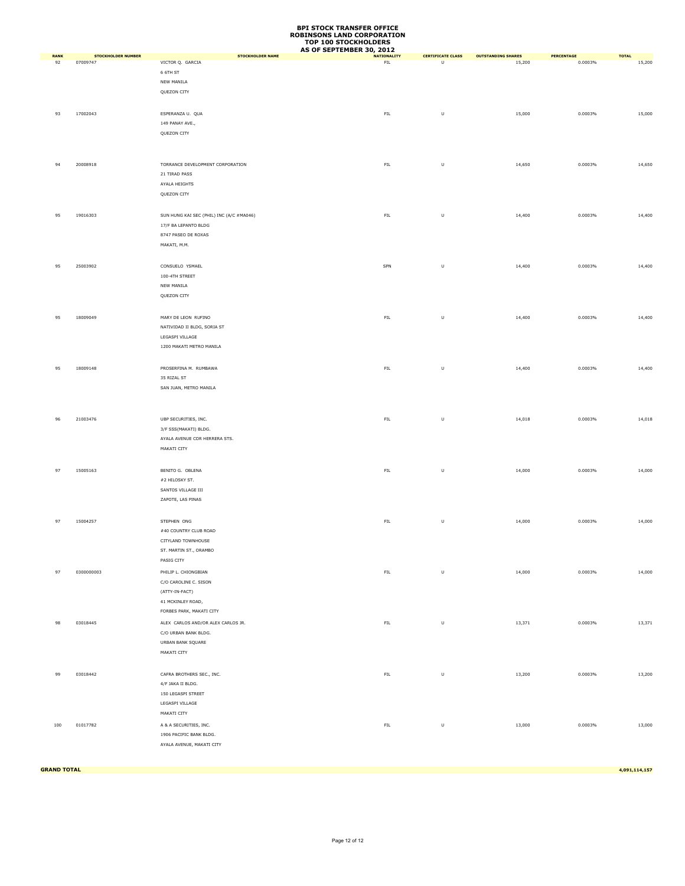# BPI STOCK TRANSFER OFFICE
# ROBINSONS LAND CORPORATION
# TOP 100 STOCKHOLDERS
# AS OF SEPTEMBER 30, 2012

| RANK | STOCKHOLDER NUMBER | STOCKHOLDER NAME | NATIONALITY | CERTIFICATE CLASS | OUTSTANDING SHARES | PERCENTAGE | TOTAL |
|---|---|---|---|---|---|---|---|
| 92 | 07009747 | VICTOR Q. GARCIA<br>6 6TH ST<br>NEW MANILA<br>QUEZON CITY | FIL | U | 15,200 | 0.0003% | 15,200 |
| 93 | 17002043 | ESPERANZA U. QUA<br>149 PANAY AVE.,<br>QUEZON CITY | FIL | U | 15,000 | 0.0003% | 15,000 |
| 94 | 20008918 | TORRANCE DEVELOPMENT CORPORATION<br>21 TIRAD PASS<br>AYALA HEIGHTS<br>QUEZON CITY | FIL | U | 14,650 | 0.0003% | 14,650 |
| 95 | 19016303 | SUN HUNG KAI SEC (PHIL) INC (A/C #MA046)<br>17/F BA LEPANTO BLDG<br>8747 PASEO DE ROXAS<br>MAKATI, M.M. | FIL | U | 14,400 | 0.0003% | 14,400 |
| 95 | 25003902 | CONSUELO YSMAEL<br>100-4TH STREET<br>NEW MANILA<br>QUEZON CITY | SPN | U | 14,400 | 0.0003% | 14,400 |
| 95 | 18009049 | MARY DE LEON RUFINO<br>NATIVIDAD II BLDG, SORIA ST<br>LEGASPI VILLAGE<br>1200 MAKATI METRO MANILA | FIL | U | 14,400 | 0.0003% | 14,400 |
| 95 | 18009148 | PROSERFINA M. RUMBAWA<br>35 RIZAL ST<br>SAN JUAN, METRO MANILA | FIL | U | 14,400 | 0.0003% | 14,400 |
| 96 | 21003476 | UBP SECURITIES, INC.<br>3/F SSS(MAKATI) BLDG.<br>AYALA AVENUE COR HERRERA STS.<br>MAKATI CITY | FIL | U | 14,018 | 0.0003% | 14,018 |
| 97 | 15005163 | BENITO G. OBLENA<br>#2 HILOSKY ST.<br>SANTOS VILLAGE III<br>ZAPOTE, LAS PINAS | FIL | U | 14,000 | 0.0003% | 14,000 |
| 97 | 15004257 | STEPHEN ONG<br>#40 COUNTRY CLUB ROAD<br>CITYLAND TOWNHOUSE<br>ST. MARTIN ST., ORAMBO<br>PASIG CITY | FIL | U | 14,000 | 0.0003% | 14,000 |
| 97 | 0300000003 | PHILIP L. CHIONGBIAN<br>C/O CAROLINE C. SISON<br>(ATTY-IN-FACT)<br>41 MCKINLEY ROAD,<br>FORBES PARK, MAKATI CITY | FIL | U | 14,000 | 0.0003% | 14,000 |
| 98 | 03018445 | ALEX CARLOS AND/OR ALEX CARLOS JR.<br>C/O URBAN BANK BLDG.<br>URBAN BANK SQUARE<br>MAKATI CITY | FIL | U | 13,371 | 0.0003% | 13,371 |
| 99 | 03018442 | CAFRA BROTHERS SEC., INC.<br>4/F JAKA II BLDG.<br>150 LEGASPI STREET<br>LEGASPI VILLAGE<br>MAKATI CITY | FIL | U | 13,200 | 0.0003% | 13,200 |
| 100 | 01017782 | A & A SECURITIES, INC.<br>1906 PACIFIC BANK BLDG.<br>AYALA AVENUE, MAKATI CITY | FIL | U | 13,000 | 0.0003% | 13,000 |
| **GRAND TOTAL** | | | | | | | **4,091,114,157** |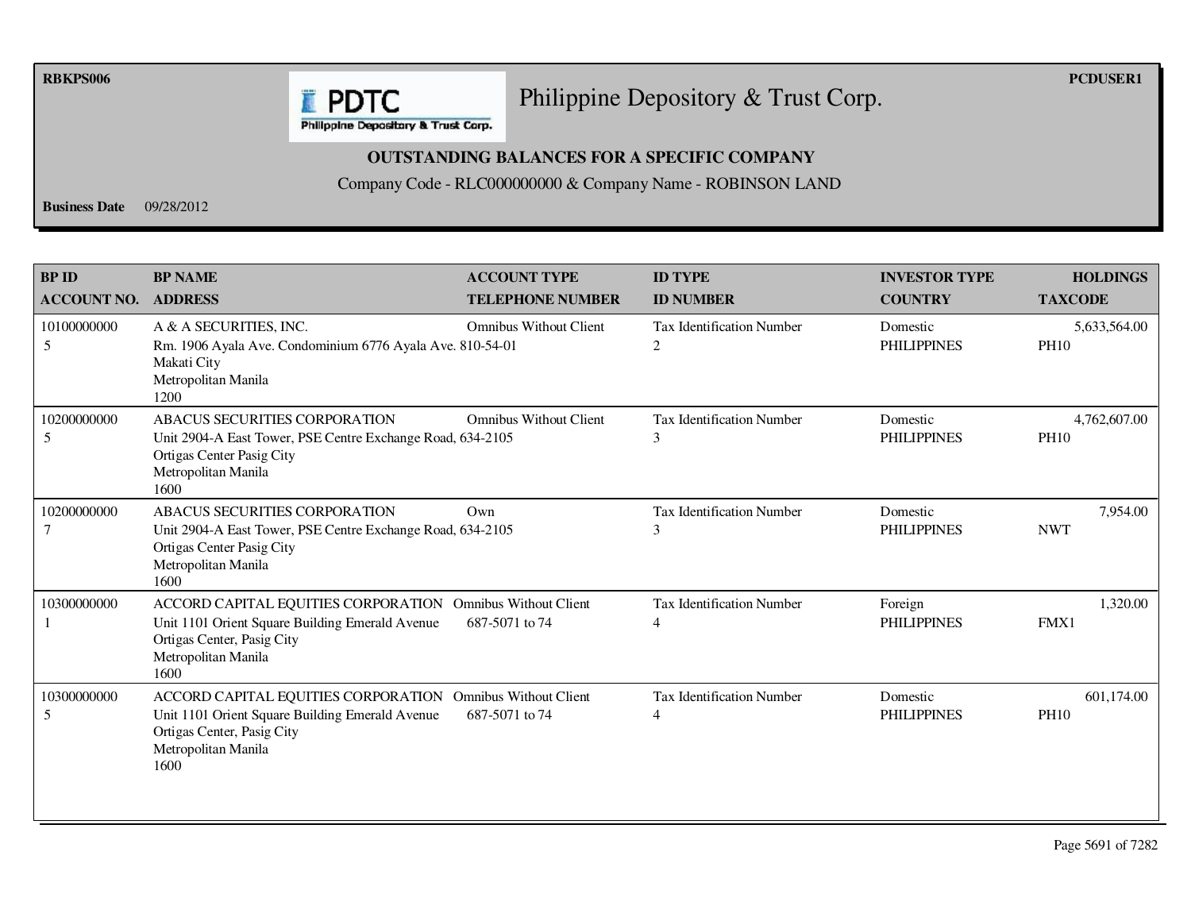RBKPS006

PCDUSER1

# Philippine Depository & Trust Corp.

## OUTSTANDING BALANCES FOR A SPECIFIC COMPANY

Company Code - RLC000000000 & Company Name - ROBINSON LAND

**Business Date** 09/28/2012

| BP ID<br>ACCOUNT NO. | BP NAME<br>ADDRESS | ACCOUNT TYPE<br>TELEPHONE NUMBER | ID TYPE<br>ID NUMBER | INVESTOR TYPE<br>COUNTRY | HOLDINGS<br>TAXCODE |
|---|---|---|---|---|---|
| 10100000000<br>5 | A & A SECURITIES, INC.<br>Rm. 1906 Ayala Ave. Condominium 6776 Ayala Ave.<br>Makati City<br>Metropolitan Manila<br>1200 | Omnibus Without Client<br>810-54-01 | Tax Identification Number<br>2 | Domestic<br>PHILIPPINES | 5,633,564.00<br>PH10 |
| 10200000000<br>5 | ABACUS SECURITIES CORPORATION<br>Unit 2904-A East Tower, PSE Centre Exchange Road,<br>Ortigas Center Pasig City<br>Metropolitan Manila<br>1600 | Omnibus Without Client<br>634-2105 | Tax Identification Number<br>3 | Domestic<br>PHILIPPINES | 4,762,607.00<br>PH10 |
| 10200000000<br>7 | ABACUS SECURITIES CORPORATION<br>Unit 2904-A East Tower, PSE Centre Exchange Road,<br>Ortigas Center Pasig City<br>Metropolitan Manila<br>1600 | Own<br>634-2105 | Tax Identification Number<br>3 | Domestic<br>PHILIPPINES | 7,954.00<br>NWT |
| 10300000000<br>1 | ACCORD CAPITAL EQUITIES CORPORATION<br>Unit 1101 Orient Square Building Emerald Avenue<br>Ortigas Center, Pasig City<br>Metropolitan Manila<br>1600 | Omnibus Without Client<br>687-5071 to 74 | Tax Identification Number<br>4 | Foreign<br>PHILIPPINES | 1,320.00<br>FMX1 |
| 10300000000<br>5 | ACCORD CAPITAL EQUITIES CORPORATION<br>Unit 1101 Orient Square Building Emerald Avenue<br>Ortigas Center, Pasig City<br>Metropolitan Manila<br>1600 | Omnibus Without Client<br>687-5071 to 74 | Tax Identification Number<br>4 | Domestic<br>PHILIPPINES | 601,174.00<br>PH10 |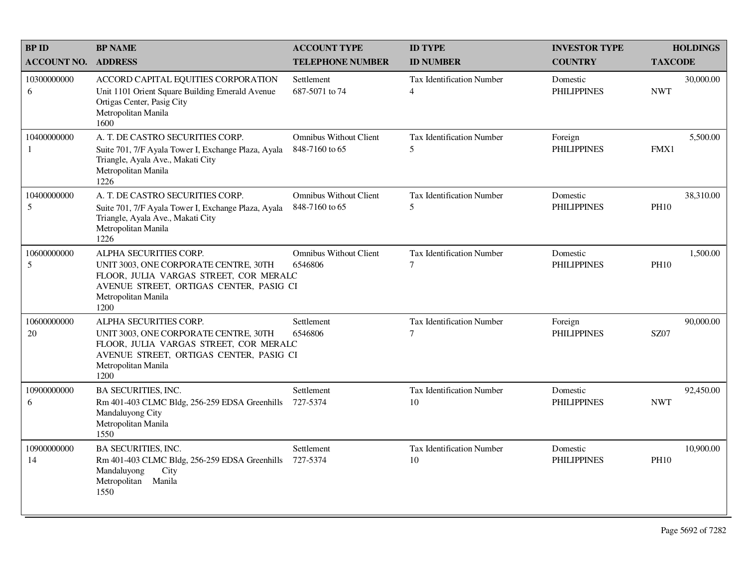| BP ID<br>ACCOUNT NO. | BP NAME<br>ADDRESS | ACCOUNT TYPE<br>TELEPHONE NUMBER | ID TYPE<br>ID NUMBER | INVESTOR TYPE<br>COUNTRY | HOLDINGS<br>TAXCODE |
|---|---|---|---|---|---|
| 10300000000<br>6 | ACCORD CAPITAL EQUITIES CORPORATION<br>Unit 1101 Orient Square Building Emerald Avenue Ortigas Center, Pasig City<br>Metropolitan Manila<br>1600 | Settlement<br>687-5071 to 74 | Tax Identification Number<br>4 | Domestic<br>PHILIPPINES | 30,000.00<br>NWT |
| 10400000000<br>1 | A. T. DE CASTRO SECURITIES CORP.<br>Suite 701, 7/F Ayala Tower I, Exchange Plaza, Ayala Triangle, Ayala Ave., Makati City<br>Metropolitan Manila<br>1226 | Omnibus Without Client<br>848-7160 to 65 | Tax Identification Number<br>5 | Foreign<br>PHILIPPINES | 5,500.00<br>FMX1 |
| 10400000000<br>5 | A. T. DE CASTRO SECURITIES CORP.<br>Suite 701, 7/F Ayala Tower I, Exchange Plaza, Ayala Triangle, Ayala Ave., Makati City<br>Metropolitan Manila<br>1226 | Omnibus Without Client<br>848-7160 to 65 | Tax Identification Number<br>5 | Domestic<br>PHILIPPINES | 38,310.00<br>PH10 |
| 10600000000<br>5 | ALPHA SECURITIES CORP.<br>UNIT 3003, ONE CORPORATE CENTRE, 30TH FLOOR, JULIA VARGAS STREET, COR MERALC AVENUE STREET, ORTIGAS CENTER, PASIG CI<br>Metropolitan Manila<br>1200 | Omnibus Without Client<br>6546806 | Tax Identification Number<br>7 | Domestic<br>PHILIPPINES | 1,500.00<br>PH10 |
| 10600000000<br>20 | ALPHA SECURITIES CORP.<br>UNIT 3003, ONE CORPORATE CENTRE, 30TH FLOOR, JULIA VARGAS STREET, COR MERALC AVENUE STREET, ORTIGAS CENTER, PASIG CI<br>Metropolitan Manila<br>1200 | Settlement<br>6546806 | Tax Identification Number<br>7 | Foreign<br>PHILIPPINES | 90,000.00<br>SZ07 |
| 10900000000<br>6 | BA SECURITIES, INC.<br>Rm 401-403 CLMC Bldg, 256-259 EDSA Greenhills Mandaluyong City<br>Metropolitan Manila<br>1550 | Settlement<br>727-5374 | Tax Identification Number<br>10 | Domestic<br>PHILIPPINES | 92,450.00<br>NWT |
| 10900000000<br>14 | BA SECURITIES, INC.<br>Rm 401-403 CLMC Bldg, 256-259 EDSA Greenhills Mandaluyong City<br>Metropolitan Manila<br>1550 | Settlement<br>727-5374 | Tax Identification Number<br>10 | Domestic<br>PHILIPPINES | 10,900.00<br>PH10 |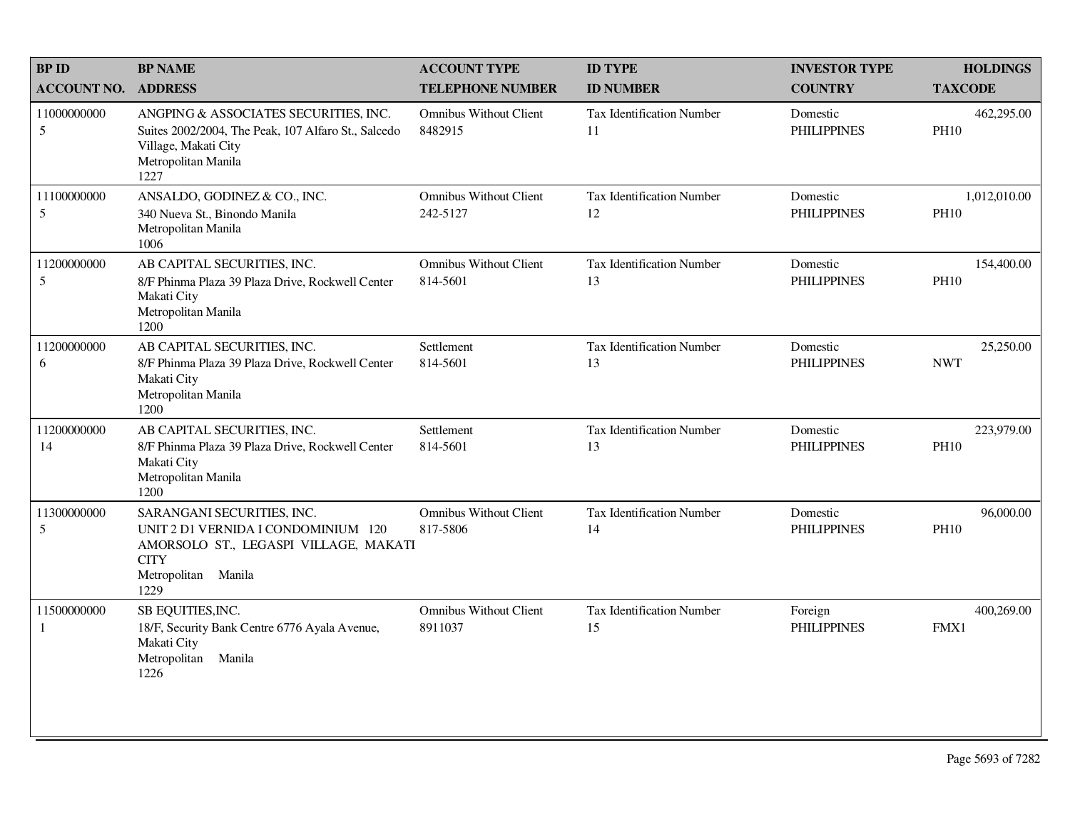| BP ID<br>ACCOUNT NO. | BP NAME<br>ADDRESS | ACCOUNT TYPE<br>TELEPHONE NUMBER | ID TYPE<br>ID NUMBER | INVESTOR TYPE<br>COUNTRY | HOLDINGS<br>TAXCODE |
|---|---|---|---|---|---|
| 11000000000<br>5 | ANGPING & ASSOCIATES SECURITIES, INC.<br>Suites 2002/2004, The Peak, 107 Alfaro St., Salcedo Village, Makati City<br>Metropolitan Manila<br>1227 | Omnibus Without Client<br>8482915 | Tax Identification Number<br>11 | Domestic<br>PHILIPPINES | 462,295.00<br>PH10 |
| 11100000000<br>5 | ANSALDO, GODINEZ & CO., INC.<br>340 Nueva St., Binondo Manila<br>Metropolitan Manila<br>1006 | Omnibus Without Client<br>242-5127 | Tax Identification Number<br>12 | Domestic<br>PHILIPPINES | 1,012,010.00<br>PH10 |
| 11200000000<br>5 | AB CAPITAL SECURITIES, INC.<br>8/F Phinma Plaza 39 Plaza Drive, Rockwell Center Makati City<br>Metropolitan Manila<br>1200 | Omnibus Without Client<br>814-5601 | Tax Identification Number<br>13 | Domestic<br>PHILIPPINES | 154,400.00<br>PH10 |
| 11200000000<br>6 | AB CAPITAL SECURITIES, INC.<br>8/F Phinma Plaza 39 Plaza Drive, Rockwell Center Makati City<br>Metropolitan Manila<br>1200 | Settlement<br>814-5601 | Tax Identification Number<br>13 | Domestic<br>PHILIPPINES | 25,250.00<br>NWT |
| 11200000000<br>14 | AB CAPITAL SECURITIES, INC.<br>8/F Phinma Plaza 39 Plaza Drive, Rockwell Center Makati City<br>Metropolitan Manila<br>1200 | Settlement<br>814-5601 | Tax Identification Number<br>13 | Domestic<br>PHILIPPINES | 223,979.00<br>PH10 |
| 11300000000<br>5 | SARANGANI SECURITIES, INC.<br>UNIT 2 D1 VERNIDA I CONDOMINIUM 120 AMORSOLO ST., LEGASPI VILLAGE, MAKATI CITY<br>Metropolitan Manila<br>1229 | Omnibus Without Client<br>817-5806 | Tax Identification Number<br>14 | Domestic<br>PHILIPPINES | 96,000.00<br>PH10 |
| 11500000000<br>1 | SB EQUITIES,INC.<br>18/F, Security Bank Centre 6776 Ayala Avenue, Makati City<br>Metropolitan Manila<br>1226 | Omnibus Without Client<br>8911037 | Tax Identification Number<br>15 | Foreign<br>PHILIPPINES | 400,269.00<br>FMX1 |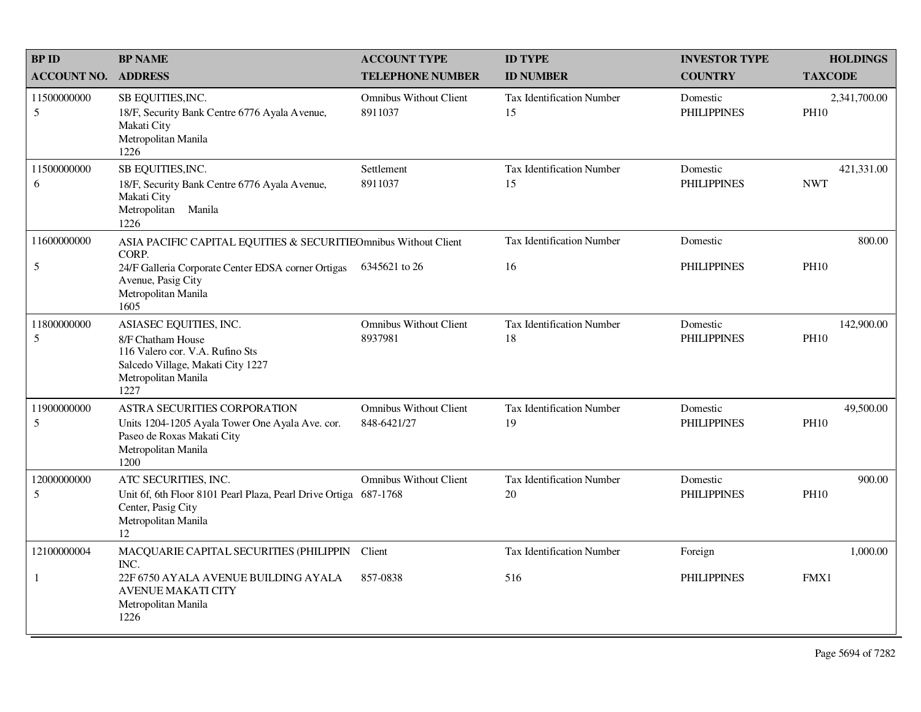| BP ID<br>ACCOUNT NO. | BP NAME<br>ADDRESS | ACCOUNT TYPE<br>TELEPHONE NUMBER | ID TYPE<br>ID NUMBER | INVESTOR TYPE<br>COUNTRY | HOLDINGS<br>TAXCODE |
|---|---|---|---|---|---|
| 11500000000<br>5 | SB EQUITIES,INC.<br>18/F, Security Bank Centre 6776 Ayala Avenue, Makati City<br>Metropolitan Manila<br>1226 | Omnibus Without Client<br>8911037 | Tax Identification Number<br>15 | Domestic<br>PHILIPPINES | 2,341,700.00<br>PH10 |
| 11500000000<br>6 | SB EQUITIES,INC.<br>18/F, Security Bank Centre 6776 Ayala Avenue, Makati City<br>Metropolitan Manila<br>1226 | Settlement<br>8911037 | Tax Identification Number<br>15 | Domestic<br>PHILIPPINES | 421,331.00<br>NWT |
| 11600000000<br>5 | ASIA PACIFIC CAPITAL EQUITIES & SECURITIE CORP.<br>24/F Galleria Corporate Center EDSA corner Ortigas Avenue, Pasig City<br>Metropolitan Manila<br>1605 | Omnibus Without Client<br>6345621 to 26 | Tax Identification Number<br>16 | Domestic<br>PHILIPPINES | 800.00<br>PH10 |
| 11800000000<br>5 | ASIASEC EQUITIES, INC.<br>8/F Chatham House<br>116 Valero cor. V.A. Rufino Sts<br>Salcedo Village, Makati City 1227<br>Metropolitan Manila<br>1227 | Omnibus Without Client<br>8937981 | Tax Identification Number<br>18 | Domestic<br>PHILIPPINES | 142,900.00<br>PH10 |
| 11900000000<br>5 | ASTRA SECURITIES CORPORATION<br>Units 1204-1205 Ayala Tower One Ayala Ave. cor. Paseo de Roxas Makati City<br>Metropolitan Manila<br>1200 | Omnibus Without Client<br>848-6421/27 | Tax Identification Number<br>19 | Domestic<br>PHILIPPINES | 49,500.00<br>PH10 |
| 12000000000<br>5 | ATC SECURITIES, INC.<br>Unit 6f, 6th Floor 8101 Pearl Plaza, Pearl Drive Ortiga Center, Pasig City<br>Metropolitan Manila<br>12 | Omnibus Without Client<br>687-1768 | Tax Identification Number<br>20 | Domestic<br>PHILIPPINES | 900.00<br>PH10 |
| 12100000004<br>1 | MACQUARIE CAPITAL SECURITIES (PHILIPPIN INC.<br>22F 6750 AYALA AVENUE BUILDING AYALA AVENUE MAKATI CITY<br>Metropolitan Manila<br>1226 | Client<br>857-0838 | Tax Identification Number<br>516 | Foreign<br>PHILIPPINES | 1,000.00<br>FMX1 |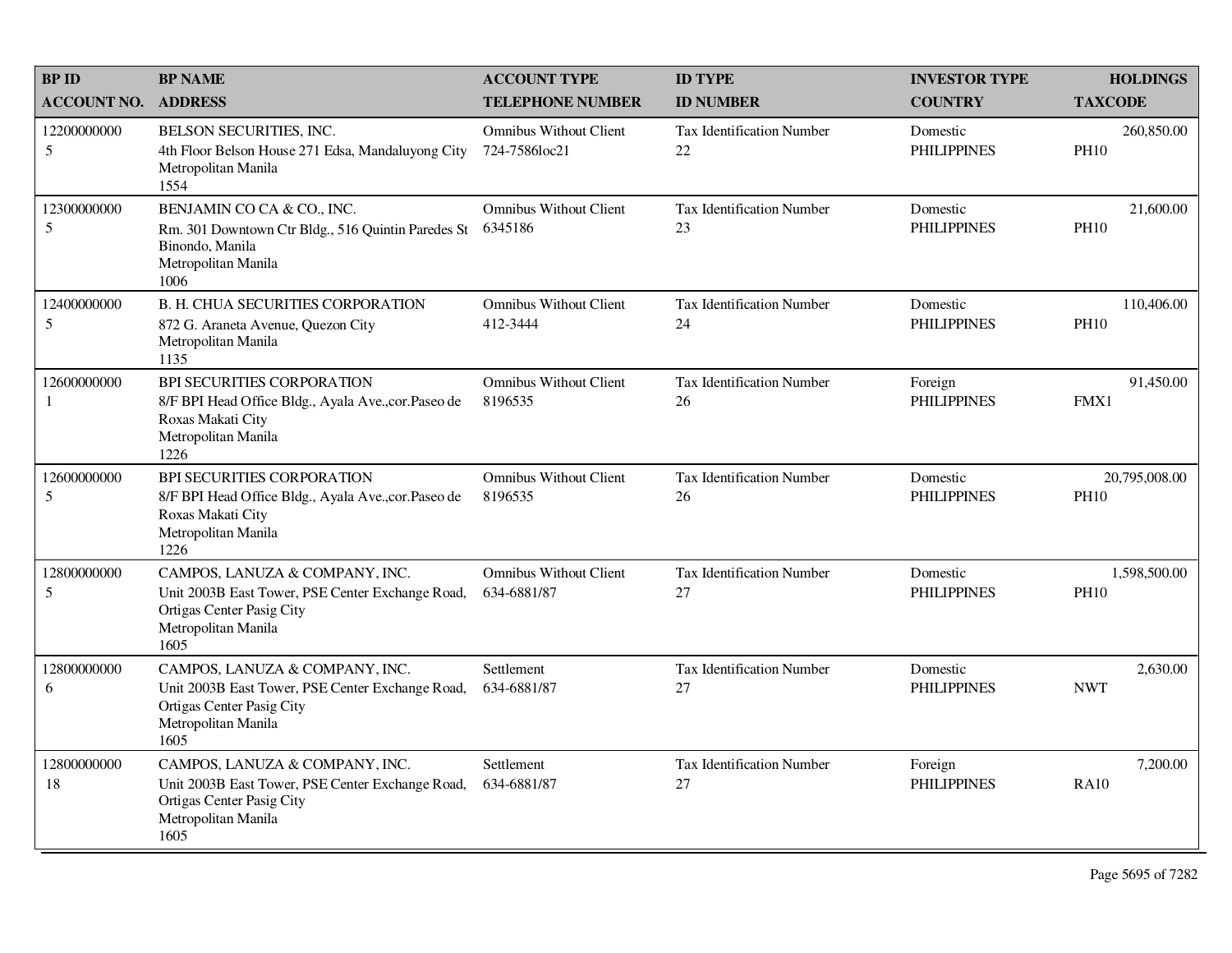| BP ID<br>ACCOUNT NO. | BP NAME<br>ADDRESS | ACCOUNT TYPE<br>TELEPHONE NUMBER | ID TYPE<br>ID NUMBER | INVESTOR TYPE<br>COUNTRY | HOLDINGS<br>TAXCODE |
|---|---|---|---|---|---|
| 12200000000<br>5 | BELSON SECURITIES, INC.<br>4th Floor Belson House 271 Edsa, Mandaluyong City<br>Metropolitan Manila<br>1554 | Omnibus Without Client<br>724-7586loc21 | Tax Identification Number<br>22 | Domestic<br>PHILIPPINES | 260,850.00<br>PH10 |
| 12300000000<br>5 | BENJAMIN CO CA & CO., INC.<br>Rm. 301 Downtown Ctr Bldg., 516 Quintin Paredes St<br>Binondo, Manila<br>Metropolitan Manila<br>1006 | Omnibus Without Client<br>6345186 | Tax Identification Number<br>23 | Domestic<br>PHILIPPINES | 21,600.00<br>PH10 |
| 12400000000<br>5 | B. H. CHUA SECURITIES CORPORATION<br>872 G. Araneta Avenue, Quezon City<br>Metropolitan Manila<br>1135 | Omnibus Without Client<br>412-3444 | Tax Identification Number<br>24 | Domestic<br>PHILIPPINES | 110,406.00<br>PH10 |
| 12600000000<br>1 | BPI SECURITIES CORPORATION<br>8/F BPI Head Office Bldg., Ayala Ave.,cor.Paseo de Roxas Makati City<br>Metropolitan Manila<br>1226 | Omnibus Without Client<br>8196535 | Tax Identification Number<br>26 | Foreign<br>PHILIPPINES | 91,450.00<br>FMX1 |
| 12600000000<br>5 | BPI SECURITIES CORPORATION<br>8/F BPI Head Office Bldg., Ayala Ave.,cor.Paseo de Roxas Makati City<br>Metropolitan Manila<br>1226 | Omnibus Without Client<br>8196535 | Tax Identification Number<br>26 | Domestic<br>PHILIPPINES | 20,795,008.00<br>PH10 |
| 12800000000<br>5 | CAMPOS, LANUZA & COMPANY, INC.<br>Unit 2003B East Tower, PSE Center Exchange Road, Ortigas Center Pasig City<br>Metropolitan Manila<br>1605 | Omnibus Without Client<br>634-6881/87 | Tax Identification Number<br>27 | Domestic<br>PHILIPPINES | 1,598,500.00<br>PH10 |
| 12800000000<br>6 | CAMPOS, LANUZA & COMPANY, INC.<br>Unit 2003B East Tower, PSE Center Exchange Road, Ortigas Center Pasig City<br>Metropolitan Manila<br>1605 | Settlement<br>634-6881/87 | Tax Identification Number<br>27 | Domestic<br>PHILIPPINES | 2,630.00<br>NWT |
| 12800000000<br>18 | CAMPOS, LANUZA & COMPANY, INC.<br>Unit 2003B East Tower, PSE Center Exchange Road, Ortigas Center Pasig City<br>Metropolitan Manila<br>1605 | Settlement<br>634-6881/87 | Tax Identification Number<br>27 | Foreign<br>PHILIPPINES | 7,200.00<br>RA10 |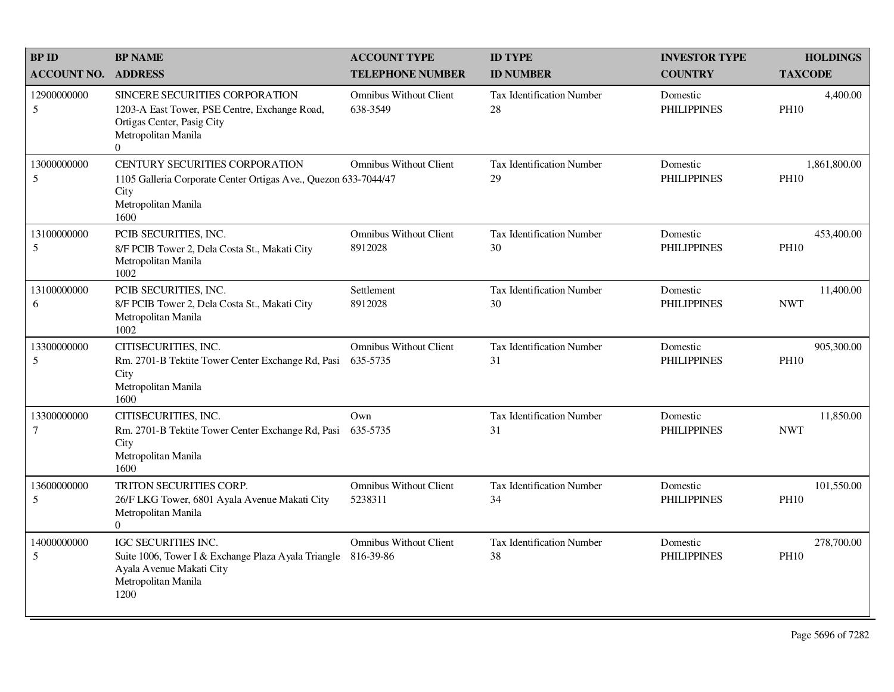| BP ID<br>ACCOUNT NO. | BP NAME<br>ADDRESS | ACCOUNT TYPE<br>TELEPHONE NUMBER | ID TYPE<br>ID NUMBER | INVESTOR TYPE<br>COUNTRY | HOLDINGS<br>TAXCODE |
|---|---|---|---|---|---|
| 12900000000<br>5 | SINCERE SECURITIES CORPORATION<br>1203-A East Tower, PSE Centre, Exchange Road, Ortigas Center, Pasig City<br>Metropolitan Manila<br>0 | Omnibus Without Client<br>638-3549 | Tax Identification Number<br>28 | Domestic<br>PHILIPPINES | 4,400.00<br>PH10 |
| 13000000000<br>5 | CENTURY SECURITIES CORPORATION<br>1105 Galleria Corporate Center Ortigas Ave., Quezon City<br>Metropolitan Manila<br>1600 | Omnibus Without Client<br>633-7044/47 | Tax Identification Number<br>29 | Domestic<br>PHILIPPINES | 1,861,800.00<br>PH10 |
| 13100000000<br>5 | PCIB SECURITIES, INC.<br>8/F PCIB Tower 2, Dela Costa St., Makati City<br>Metropolitan Manila<br>1002 | Omnibus Without Client<br>8912028 | Tax Identification Number<br>30 | Domestic<br>PHILIPPINES | 453,400.00<br>PH10 |
| 13100000000<br>6 | PCIB SECURITIES, INC.<br>8/F PCIB Tower 2, Dela Costa St., Makati City<br>Metropolitan Manila<br>1002 | Settlement<br>8912028 | Tax Identification Number<br>30 | Domestic<br>PHILIPPINES | 11,400.00<br>NWT |
| 13300000000<br>5 | CITISECURITIES, INC.<br>Rm. 2701-B Tektite Tower Center Exchange Rd, Pasi City<br>Metropolitan Manila<br>1600 | Omnibus Without Client<br>635-5735 | Tax Identification Number<br>31 | Domestic<br>PHILIPPINES | 905,300.00<br>PH10 |
| 13300000000<br>7 | CITISECURITIES, INC.<br>Rm. 2701-B Tektite Tower Center Exchange Rd, Pasi City<br>Metropolitan Manila<br>1600 | Own<br>635-5735 | Tax Identification Number<br>31 | Domestic<br>PHILIPPINES | 11,850.00<br>NWT |
| 13600000000<br>5 | TRITON SECURITIES CORP.<br>26/F LKG Tower, 6801 Ayala Avenue Makati City<br>Metropolitan Manila<br>0 | Omnibus Without Client<br>5238311 | Tax Identification Number<br>34 | Domestic<br>PHILIPPINES | 101,550.00<br>PH10 |
| 14000000000<br>5 | IGC SECURITIES INC.<br>Suite 1006, Tower I & Exchange Plaza Ayala Triangle Ayala Avenue Makati City<br>Metropolitan Manila<br>1200 | Omnibus Without Client<br>816-39-86 | Tax Identification Number<br>38 | Domestic<br>PHILIPPINES | 278,700.00<br>PH10 |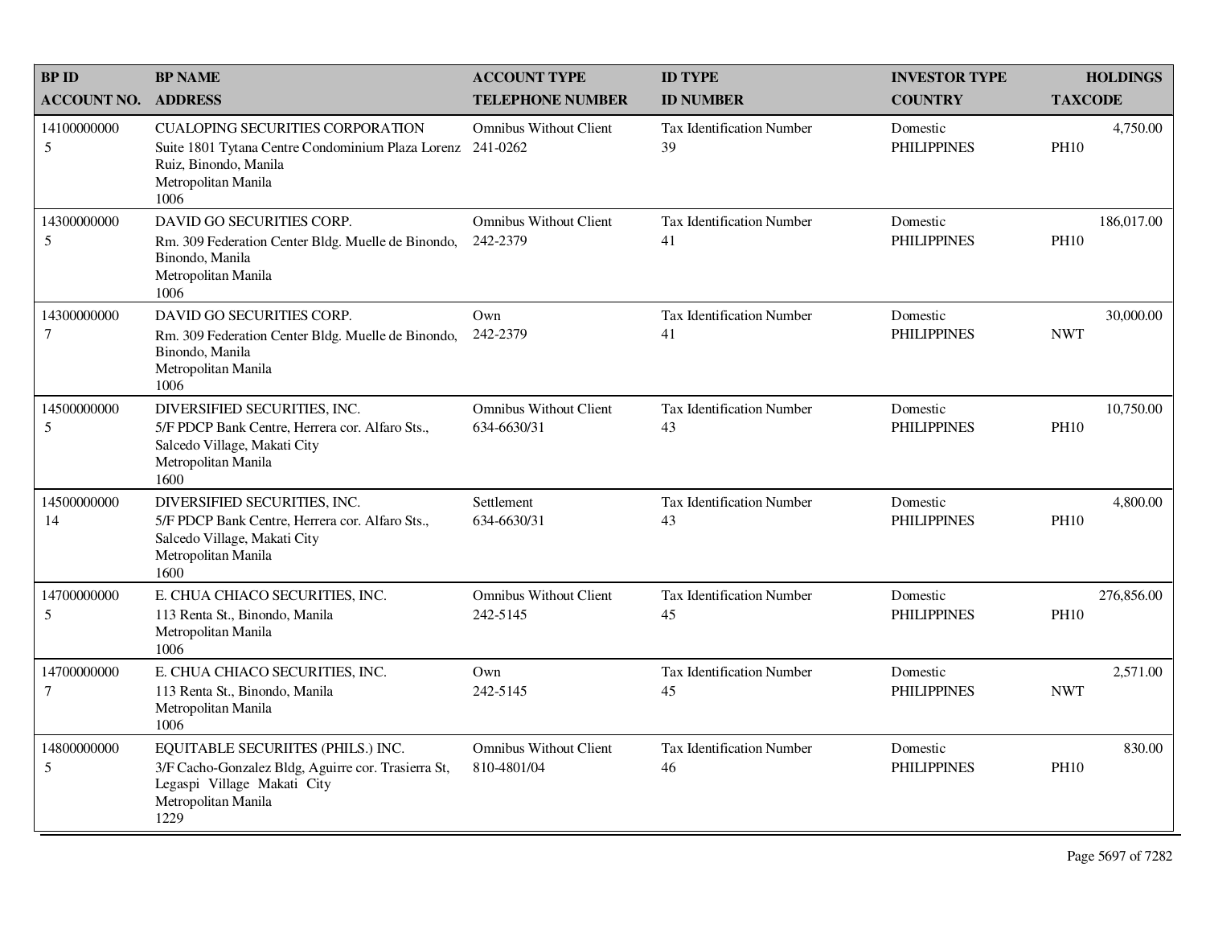| BP ID<br>ACCOUNT NO. | BP NAME<br>ADDRESS | ACCOUNT TYPE<br>TELEPHONE NUMBER | ID TYPE<br>ID NUMBER | INVESTOR TYPE<br>COUNTRY | HOLDINGS<br>TAXCODE |
|---|---|---|---|---|---|
| 14100000000<br>5 | CUALOPING SECURITIES CORPORATION<br>Suite 1801 Tytana Centre Condominium Plaza Lorenz Ruiz, Binondo, Manila<br>Metropolitan Manila<br>1006 | Omnibus Without Client<br>241-0262 | Tax Identification Number<br>39 | Domestic<br>PHILIPPINES | 4,750.00<br>PH10 |
| 14300000000<br>5 | DAVID GO SECURITIES CORP.<br>Rm. 309 Federation Center Bldg. Muelle de Binondo, Binondo, Manila<br>Metropolitan Manila<br>1006 | Omnibus Without Client<br>242-2379 | Tax Identification Number<br>41 | Domestic<br>PHILIPPINES | 186,017.00<br>PH10 |
| 14300000000<br>7 | DAVID GO SECURITIES CORP.<br>Rm. 309 Federation Center Bldg. Muelle de Binondo, Binondo, Manila<br>Metropolitan Manila<br>1006 | Own<br>242-2379 | Tax Identification Number<br>41 | Domestic<br>PHILIPPINES | 30,000.00<br>NWT |
| 14500000000<br>5 | DIVERSIFIED SECURITIES, INC.<br>5/F PDCP Bank Centre, Herrera cor. Alfaro Sts., Salcedo Village, Makati City<br>Metropolitan Manila<br>1600 | Omnibus Without Client<br>634-6630/31 | Tax Identification Number<br>43 | Domestic<br>PHILIPPINES | 10,750.00<br>PH10 |
| 14500000000<br>14 | DIVERSIFIED SECURITIES, INC.<br>5/F PDCP Bank Centre, Herrera cor. Alfaro Sts., Salcedo Village, Makati City<br>Metropolitan Manila<br>1600 | Settlement<br>634-6630/31 | Tax Identification Number<br>43 | Domestic<br>PHILIPPINES | 4,800.00<br>PH10 |
| 14700000000<br>5 | E. CHUA CHIACO SECURITIES, INC.<br>113 Renta St., Binondo, Manila<br>Metropolitan Manila<br>1006 | Omnibus Without Client<br>242-5145 | Tax Identification Number<br>45 | Domestic<br>PHILIPPINES | 276,856.00<br>PH10 |
| 14700000000<br>7 | E. CHUA CHIACO SECURITIES, INC.<br>113 Renta St., Binondo, Manila<br>Metropolitan Manila<br>1006 | Own<br>242-5145 | Tax Identification Number<br>45 | Domestic<br>PHILIPPINES | 2,571.00<br>NWT |
| 14800000000<br>5 | EQUITABLE SECURIITES (PHILS.) INC.<br>3/F Cacho-Gonzalez Bldg, Aguirre cor. Trasierra St, Legaspi Village Makati City<br>Metropolitan Manila<br>1229 | Omnibus Without Client<br>810-4801/04 | Tax Identification Number<br>46 | Domestic<br>PHILIPPINES | 830.00<br>PH10 |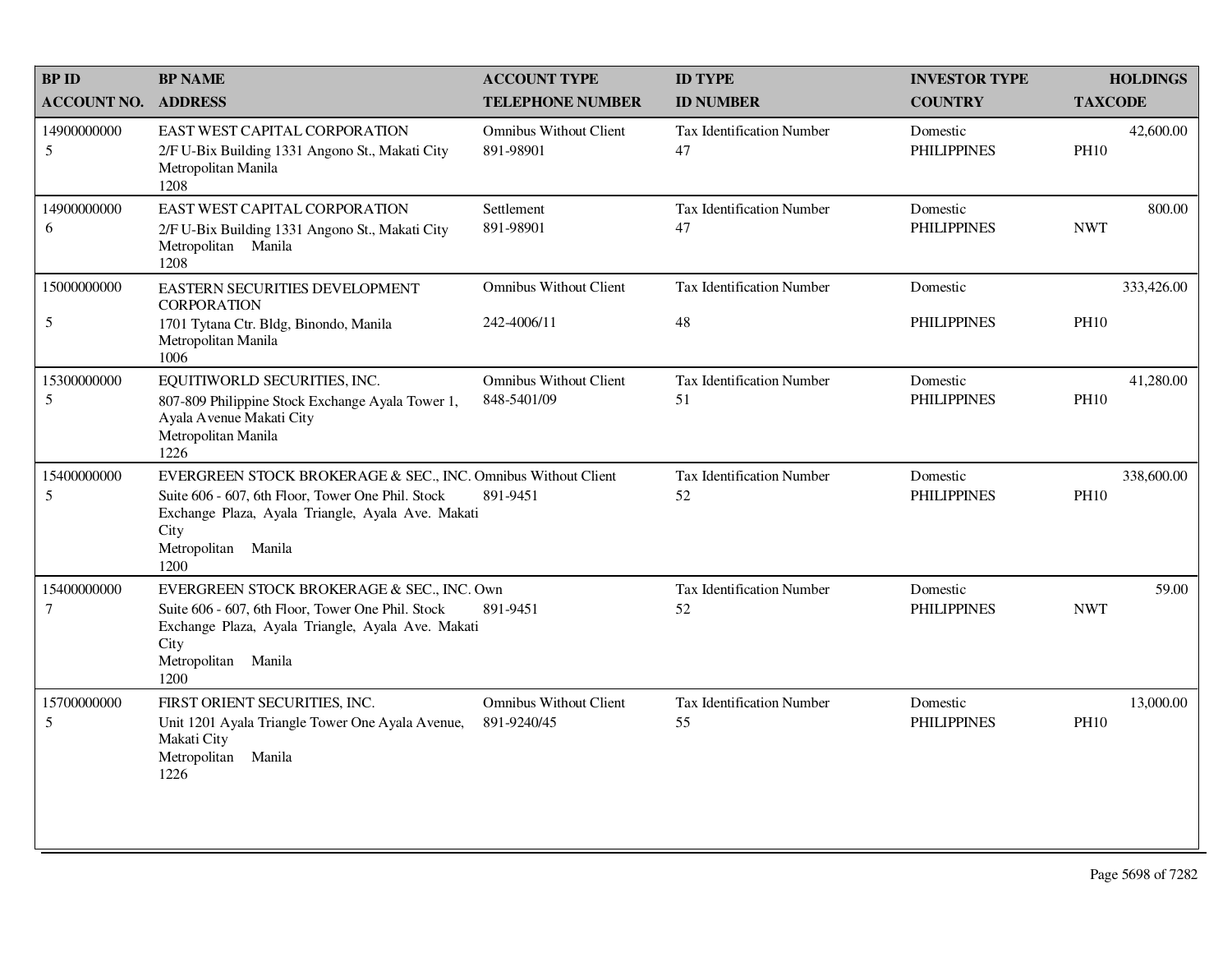| BP ID<br>ACCOUNT NO. | BP NAME<br>ADDRESS | ACCOUNT TYPE<br>TELEPHONE NUMBER | ID TYPE<br>ID NUMBER | INVESTOR TYPE<br>COUNTRY | HOLDINGS<br>TAXCODE |
|---|---|---|---|---|---|
| 14900000000<br>5 | EAST WEST CAPITAL CORPORATION<br>2/F U-Bix Building 1331 Angono St., Makati City<br>Metropolitan Manila<br>1208 | Omnibus Without Client<br>891-98901 | Tax Identification Number<br>47 | Domestic<br>PHILIPPINES | 42,600.00<br>PH10 |
| 14900000000<br>6 | EAST WEST CAPITAL CORPORATION<br>2/F U-Bix Building 1331 Angono St., Makati City<br>Metropolitan Manila<br>1208 | Settlement<br>891-98901 | Tax Identification Number<br>47 | Domestic<br>PHILIPPINES | 800.00<br>NWT |
| 15000000000<br>5 | EASTERN SECURITIES DEVELOPMENT CORPORATION<br>1701 Tytana Ctr. Bldg, Binondo, Manila<br>Metropolitan Manila<br>1006 | Omnibus Without Client<br>242-4006/11 | Tax Identification Number<br>48 | Domestic<br>PHILIPPINES | 333,426.00<br>PH10 |
| 15300000000<br>5 | EQUITIWORLD SECURITIES, INC.<br>807-809 Philippine Stock Exchange Ayala Tower 1, Ayala Avenue Makati City<br>Metropolitan Manila<br>1226 | Omnibus Without Client<br>848-5401/09 | Tax Identification Number<br>51 | Domestic<br>PHILIPPINES | 41,280.00<br>PH10 |
| 15400000000<br>5 | EVERGREEN STOCK BROKERAGE & SEC., INC.<br>Suite 606 - 607, 6th Floor, Tower One Phil. Stock Exchange Plaza, Ayala Triangle, Ayala Ave. Makati City<br>Metropolitan Manila<br>1200 | Omnibus Without Client<br>891-9451 | Tax Identification Number<br>52 | Domestic<br>PHILIPPINES | 338,600.00<br>PH10 |
| 15400000000<br>7 | EVERGREEN STOCK BROKERAGE & SEC., INC.<br>Suite 606 - 607, 6th Floor, Tower One Phil. Stock Exchange Plaza, Ayala Triangle, Ayala Ave. Makati City<br>Metropolitan Manila<br>1200 | Own<br>891-9451 | Tax Identification Number<br>52 | Domestic<br>PHILIPPINES | 59.00<br>NWT |
| 15700000000<br>5 | FIRST ORIENT SECURITIES, INC.<br>Unit 1201 Ayala Triangle Tower One Ayala Avenue, Makati City<br>Metropolitan Manila<br>1226 | Omnibus Without Client<br>891-9240/45 | Tax Identification Number<br>55 | Domestic<br>PHILIPPINES | 13,000.00<br>PH10 |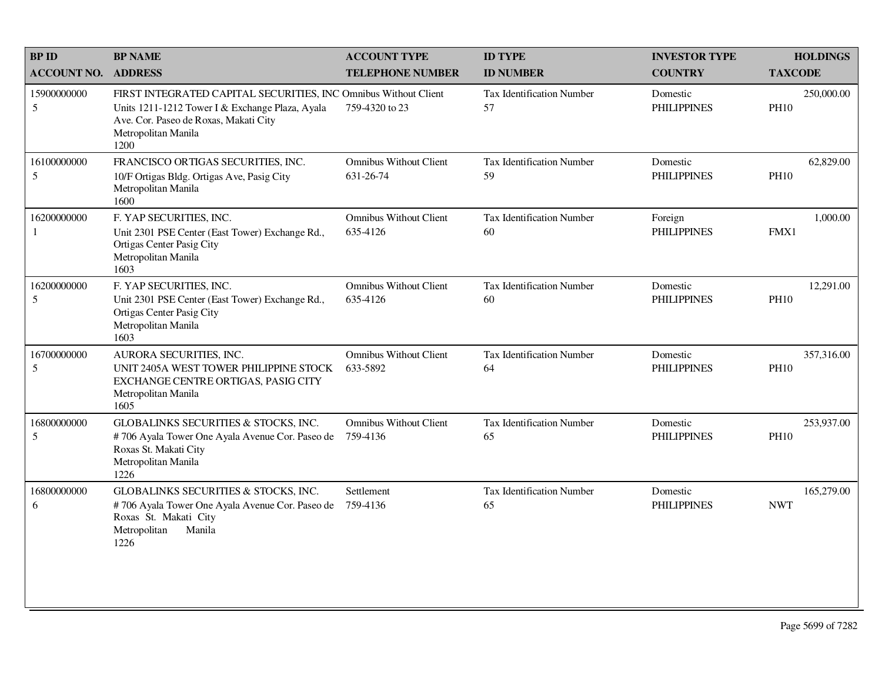| BP ID<br>ACCOUNT NO. | BP NAME<br>ADDRESS | ACCOUNT TYPE<br>TELEPHONE NUMBER | ID TYPE<br>ID NUMBER | INVESTOR TYPE<br>COUNTRY | HOLDINGS<br>TAXCODE |
|---|---|---|---|---|---|
| 15900000000<br>5 | FIRST INTEGRATED CAPITAL SECURITIES, INC<br>Units 1211-1212 Tower I & Exchange Plaza, Ayala Ave. Cor. Paseo de Roxas, Makati City<br>Metropolitan Manila<br>1200 | Omnibus Without Client<br>759-4320 to 23 | Tax Identification Number<br>57 | Domestic<br>PHILIPPINES | 250,000.00<br>PH10 |
| 16100000000<br>5 | FRANCISCO ORTIGAS SECURITIES, INC.<br>10/F Ortigas Bldg. Ortigas Ave, Pasig City<br>Metropolitan Manila<br>1600 | Omnibus Without Client<br>631-26-74 | Tax Identification Number<br>59 | Domestic<br>PHILIPPINES | 62,829.00<br>PH10 |
| 16200000000<br>1 | F. YAP SECURITIES, INC.<br>Unit 2301 PSE Center (East Tower) Exchange Rd., Ortigas Center Pasig City<br>Metropolitan Manila<br>1603 | Omnibus Without Client<br>635-4126 | Tax Identification Number<br>60 | Foreign<br>PHILIPPINES | 1,000.00<br>FMX1 |
| 16200000000<br>5 | F. YAP SECURITIES, INC.<br>Unit 2301 PSE Center (East Tower) Exchange Rd., Ortigas Center Pasig City<br>Metropolitan Manila<br>1603 | Omnibus Without Client<br>635-4126 | Tax Identification Number<br>60 | Domestic<br>PHILIPPINES | 12,291.00<br>PH10 |
| 16700000000<br>5 | AURORA SECURITIES, INC.<br>UNIT 2405A WEST TOWER PHILIPPINE STOCK EXCHANGE CENTRE ORTIGAS, PASIG CITY<br>Metropolitan Manila<br>1605 | Omnibus Without Client<br>633-5892 | Tax Identification Number<br>64 | Domestic<br>PHILIPPINES | 357,316.00<br>PH10 |
| 16800000000<br>5 | GLOBALINKS SECURITIES & STOCKS, INC.<br># 706 Ayala Tower One Ayala Avenue Cor. Paseo de Roxas St. Makati City<br>Metropolitan Manila<br>1226 | Omnibus Without Client<br>759-4136 | Tax Identification Number<br>65 | Domestic<br>PHILIPPINES | 253,937.00<br>PH10 |
| 16800000000<br>6 | GLOBALINKS SECURITIES & STOCKS, INC.<br># 706 Ayala Tower One Ayala Avenue Cor. Paseo de Roxas St. Makati City<br>Metropolitan Manila<br>1226 | Settlement<br>759-4136 | Tax Identification Number<br>65 | Domestic<br>PHILIPPINES | 165,279.00<br>NWT |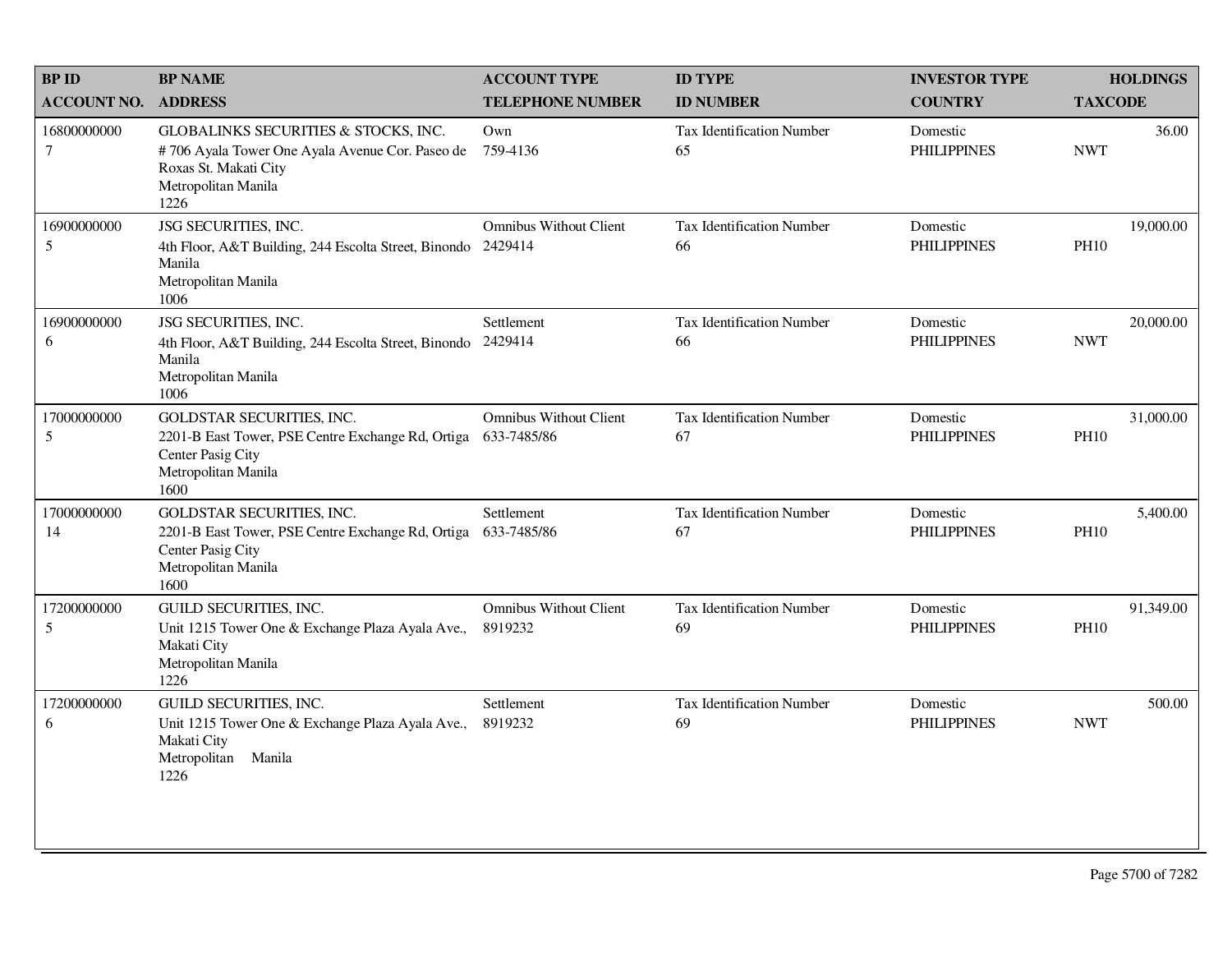| BP ID<br>ACCOUNT NO. | BP NAME<br>ADDRESS | ACCOUNT TYPE<br>TELEPHONE NUMBER | ID TYPE<br>ID NUMBER | INVESTOR TYPE<br>COUNTRY | HOLDINGS<br>TAXCODE |
|---|---|---|---|---|---|
| 16800000000<br>7 | GLOBALINKS SECURITIES & STOCKS, INC.<br># 706 Ayala Tower One Ayala Avenue Cor. Paseo de Roxas St. Makati City<br>Metropolitan Manila<br>1226 | Own<br>759-4136 | Tax Identification Number<br>65 | Domestic<br>PHILIPPINES | 36.00<br>NWT |
| 16900000000<br>5 | JSG SECURITIES, INC.<br>4th Floor, A&T Building, 244 Escolta Street, Binondo Manila<br>Metropolitan Manila<br>1006 | Omnibus Without Client<br>2429414 | Tax Identification Number<br>66 | Domestic<br>PHILIPPINES | 19,000.00<br>PH10 |
| 16900000000<br>6 | JSG SECURITIES, INC.<br>4th Floor, A&T Building, 244 Escolta Street, Binondo Manila<br>Metropolitan Manila<br>1006 | Settlement<br>2429414 | Tax Identification Number<br>66 | Domestic<br>PHILIPPINES | 20,000.00<br>NWT |
| 17000000000<br>5 | GOLDSTAR SECURITIES, INC.<br>2201-B East Tower, PSE Centre Exchange Rd, Ortiga Center Pasig City<br>Metropolitan Manila<br>1600 | Omnibus Without Client<br>633-7485/86 | Tax Identification Number<br>67 | Domestic<br>PHILIPPINES | 31,000.00<br>PH10 |
| 17000000000<br>14 | GOLDSTAR SECURITIES, INC.<br>2201-B East Tower, PSE Centre Exchange Rd, Ortiga Center Pasig City<br>Metropolitan Manila<br>1600 | Settlement<br>633-7485/86 | Tax Identification Number<br>67 | Domestic<br>PHILIPPINES | 5,400.00<br>PH10 |
| 17200000000<br>5 | GUILD SECURITIES, INC.<br>Unit 1215 Tower One & Exchange Plaza Ayala Ave., Makati City<br>Metropolitan Manila<br>1226 | Omnibus Without Client<br>8919232 | Tax Identification Number<br>69 | Domestic<br>PHILIPPINES | 91,349.00<br>PH10 |
| 17200000000<br>6 | GUILD SECURITIES, INC.<br>Unit 1215 Tower One & Exchange Plaza Ayala Ave., Makati City<br>Metropolitan Manila<br>1226 | Settlement<br>8919232 | Tax Identification Number<br>69 | Domestic<br>PHILIPPINES | 500.00<br>NWT |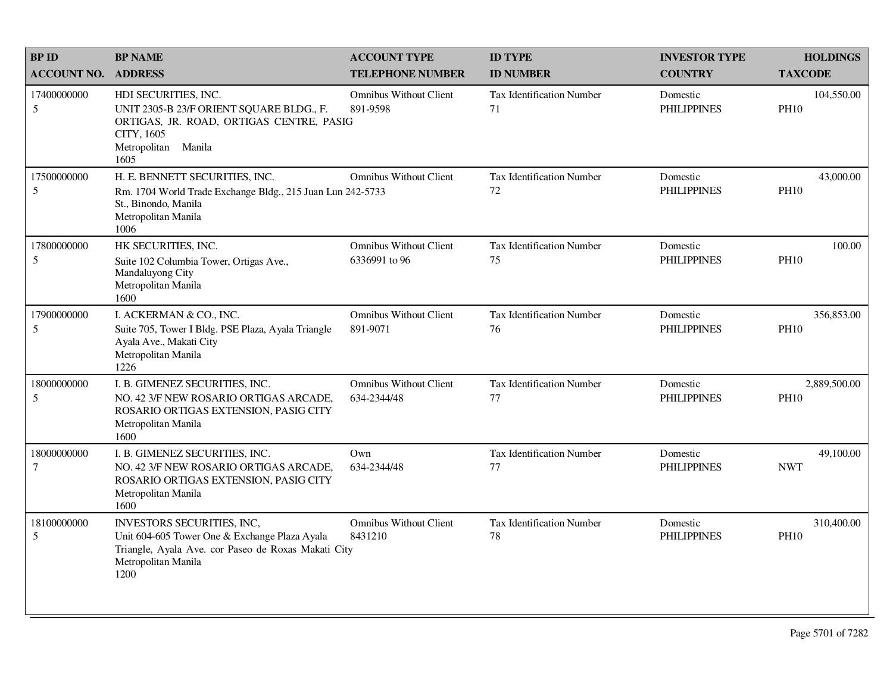| BP ID<br>ACCOUNT NO. | BP NAME<br>ADDRESS | ACCOUNT TYPE<br>TELEPHONE NUMBER | ID TYPE<br>ID NUMBER | INVESTOR TYPE<br>COUNTRY | HOLDINGS<br>TAXCODE |
|---|---|---|---|---|---|
| 17400000000<br>5 | HDI SECURITIES, INC.<br>UNIT 2305-B 23/F ORIENT SQUARE BLDG., F. ORTIGAS, JR. ROAD, ORTIGAS CENTRE, PASIG CITY, 1605<br>Metropolitan Manila<br>1605 | Omnibus Without Client<br>891-9598 | Tax Identification Number<br>71 | Domestic<br>PHILIPPINES | 104,550.00<br>PH10 |
| 17500000000<br>5 | H. E. BENNETT SECURITIES, INC.<br>Rm. 1704 World Trade Exchange Bldg., 215 Juan Lun St., Binondo, Manila<br>Metropolitan Manila<br>1006 | Omnibus Without Client<br>242-5733 | Tax Identification Number<br>72 | Domestic<br>PHILIPPINES | 43,000.00<br>PH10 |
| 17800000000<br>5 | HK SECURITIES, INC.<br>Suite 102 Columbia Tower, Ortigas Ave., Mandaluyong City<br>Metropolitan Manila<br>1600 | Omnibus Without Client<br>6336991 to 96 | Tax Identification Number<br>75 | Domestic<br>PHILIPPINES | 100.00<br>PH10 |
| 17900000000<br>5 | I. ACKERMAN & CO., INC.<br>Suite 705, Tower I Bldg. PSE Plaza, Ayala Triangle Ayala Ave., Makati City<br>Metropolitan Manila<br>1226 | Omnibus Without Client<br>891-9071 | Tax Identification Number<br>76 | Domestic<br>PHILIPPINES | 356,853.00<br>PH10 |
| 18000000000<br>5 | I. B. GIMENEZ SECURITIES, INC.<br>NO. 42 3/F NEW ROSARIO ORTIGAS ARCADE, ROSARIO ORTIGAS EXTENSION, PASIG CITY<br>Metropolitan Manila<br>1600 | Omnibus Without Client<br>634-2344/48 | Tax Identification Number<br>77 | Domestic<br>PHILIPPINES | 2,889,500.00<br>PH10 |
| 18000000000<br>7 | I. B. GIMENEZ SECURITIES, INC.<br>NO. 42 3/F NEW ROSARIO ORTIGAS ARCADE, ROSARIO ORTIGAS EXTENSION, PASIG CITY<br>Metropolitan Manila<br>1600 | Own<br>634-2344/48 | Tax Identification Number<br>77 | Domestic<br>PHILIPPINES | 49,100.00<br>NWT |
| 18100000000<br>5 | INVESTORS SECURITIES, INC,<br>Unit 604-605 Tower One & Exchange Plaza Ayala Triangle, Ayala Ave. cor Paseo de Roxas Makati City<br>Metropolitan Manila<br>1200 | Omnibus Without Client<br>8431210 | Tax Identification Number<br>78 | Domestic<br>PHILIPPINES | 310,400.00<br>PH10 |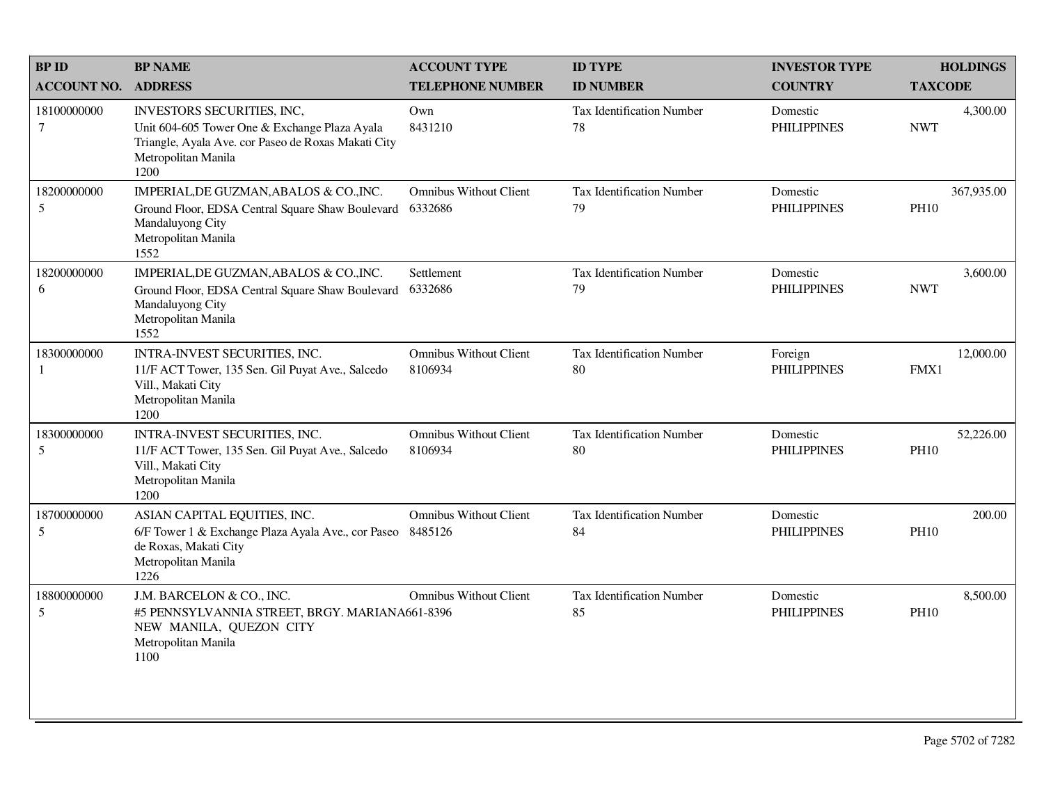| BP ID<br>ACCOUNT NO. | BP NAME<br>ADDRESS | ACCOUNT TYPE<br>TELEPHONE NUMBER | ID TYPE<br>ID NUMBER | INVESTOR TYPE<br>COUNTRY | HOLDINGS<br>TAXCODE |
|---|---|---|---|---|---|
| 18100000000<br>7 | INVESTORS SECURITIES, INC,<br>Unit 604-605 Tower One & Exchange Plaza Ayala Triangle, Ayala Ave. cor Paseo de Roxas Makati City<br>Metropolitan Manila<br>1200 | Own<br>8431210 | Tax Identification Number<br>78 | Domestic<br>PHILIPPINES | 4,300.00<br>NWT |
| 18200000000<br>5 | IMPERIAL,DE GUZMAN,ABALOS & CO.,INC.<br>Ground Floor, EDSA Central Square Shaw Boulevard Mandaluyong City<br>Metropolitan Manila<br>1552 | Omnibus Without Client<br>6332686 | Tax Identification Number<br>79 | Domestic<br>PHILIPPINES | 367,935.00<br>PH10 |
| 18200000000<br>6 | IMPERIAL,DE GUZMAN,ABALOS & CO.,INC.<br>Ground Floor, EDSA Central Square Shaw Boulevard Mandaluyong City<br>Metropolitan Manila<br>1552 | Settlement<br>6332686 | Tax Identification Number<br>79 | Domestic<br>PHILIPPINES | 3,600.00<br>NWT |
| 18300000000<br>1 | INTRA-INVEST SECURITIES, INC.<br>11/F ACT Tower, 135 Sen. Gil Puyat Ave., Salcedo Vill., Makati City<br>Metropolitan Manila<br>1200 | Omnibus Without Client<br>8106934 | Tax Identification Number<br>80 | Foreign<br>PHILIPPINES | 12,000.00<br>FMX1 |
| 18300000000<br>5 | INTRA-INVEST SECURITIES, INC.<br>11/F ACT Tower, 135 Sen. Gil Puyat Ave., Salcedo Vill., Makati City<br>Metropolitan Manila<br>1200 | Omnibus Without Client<br>8106934 | Tax Identification Number<br>80 | Domestic<br>PHILIPPINES | 52,226.00<br>PH10 |
| 18700000000<br>5 | ASIAN CAPITAL EQUITIES, INC.<br>6/F Tower 1 & Exchange Plaza Ayala Ave., cor Paseo de Roxas, Makati City<br>Metropolitan Manila<br>1226 | Omnibus Without Client<br>8485126 | Tax Identification Number<br>84 | Domestic<br>PHILIPPINES | 200.00<br>PH10 |
| 18800000000<br>5 | J.M. BARCELON & CO., INC.<br>#5 PENNSYLVANNIA STREET, BRGY. MARIANA NEW MANILA, QUEZON CITY<br>Metropolitan Manila<br>1100 | Omnibus Without Client<br>661-8396 | Tax Identification Number<br>85 | Domestic<br>PHILIPPINES | 8,500.00<br>PH10 |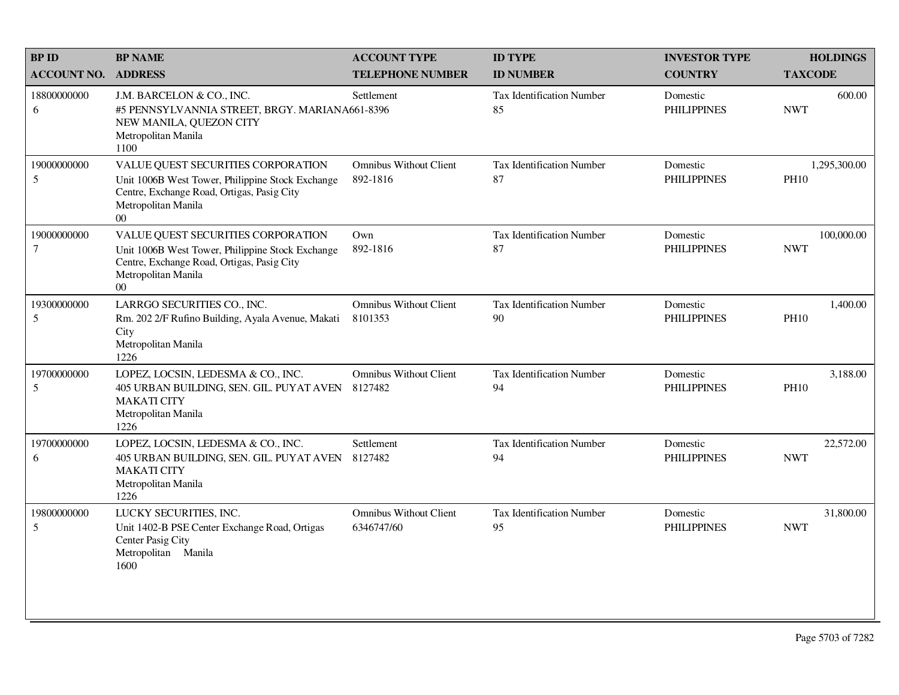| BP ID<br>ACCOUNT NO. | BP NAME<br>ADDRESS | ACCOUNT TYPE<br>TELEPHONE NUMBER | ID TYPE<br>ID NUMBER | INVESTOR TYPE<br>COUNTRY | HOLDINGS<br>TAXCODE |
|---|---|---|---|---|---|
| 18800000000<br>6 | J.M. BARCELON & CO., INC.<br>#5 PENNSYLVANNIA STREET, BRGY. MARIANA NEW MANILA, QUEZON CITY<br>Metropolitan Manila<br>1100 | Settlement<br>661-8396 | Tax Identification Number<br>85 | Domestic<br>PHILIPPINES | 600.00<br>NWT |
| 19000000000<br>5 | VALUE QUEST SECURITIES CORPORATION<br>Unit 1006B West Tower, Philippine Stock Exchange Centre, Exchange Road, Ortigas, Pasig City<br>Metropolitan Manila<br>00 | Omnibus Without Client<br>892-1816 | Tax Identification Number<br>87 | Domestic<br>PHILIPPINES | 1,295,300.00<br>PH10 |
| 19000000000<br>7 | VALUE QUEST SECURITIES CORPORATION<br>Unit 1006B West Tower, Philippine Stock Exchange Centre, Exchange Road, Ortigas, Pasig City<br>Metropolitan Manila<br>00 | Own<br>892-1816 | Tax Identification Number<br>87 | Domestic<br>PHILIPPINES | 100,000.00<br>NWT |
| 19300000000<br>5 | LARRGO SECURITIES CO., INC.<br>Rm. 202 2/F Rufino Building, Ayala Avenue, Makati City<br>Metropolitan Manila<br>1226 | Omnibus Without Client<br>8101353 | Tax Identification Number<br>90 | Domestic<br>PHILIPPINES | 1,400.00<br>PH10 |
| 19700000000<br>5 | LOPEZ, LOCSIN, LEDESMA & CO., INC.<br>405 URBAN BUILDING, SEN. GIL. PUYAT AVEN MAKATI CITY<br>Metropolitan Manila<br>1226 | Omnibus Without Client<br>8127482 | Tax Identification Number<br>94 | Domestic<br>PHILIPPINES | 3,188.00<br>PH10 |
| 19700000000<br>6 | LOPEZ, LOCSIN, LEDESMA & CO., INC.<br>405 URBAN BUILDING, SEN. GIL. PUYAT AVEN MAKATI CITY<br>Metropolitan Manila<br>1226 | Settlement<br>8127482 | Tax Identification Number<br>94 | Domestic<br>PHILIPPINES | 22,572.00<br>NWT |
| 19800000000<br>5 | LUCKY SECURITIES, INC.<br>Unit 1402-B PSE Center Exchange Road, Ortigas Center Pasig City<br>Metropolitan Manila<br>1600 | Omnibus Without Client<br>6346747/60 | Tax Identification Number<br>95 | Domestic<br>PHILIPPINES | 31,800.00<br>NWT |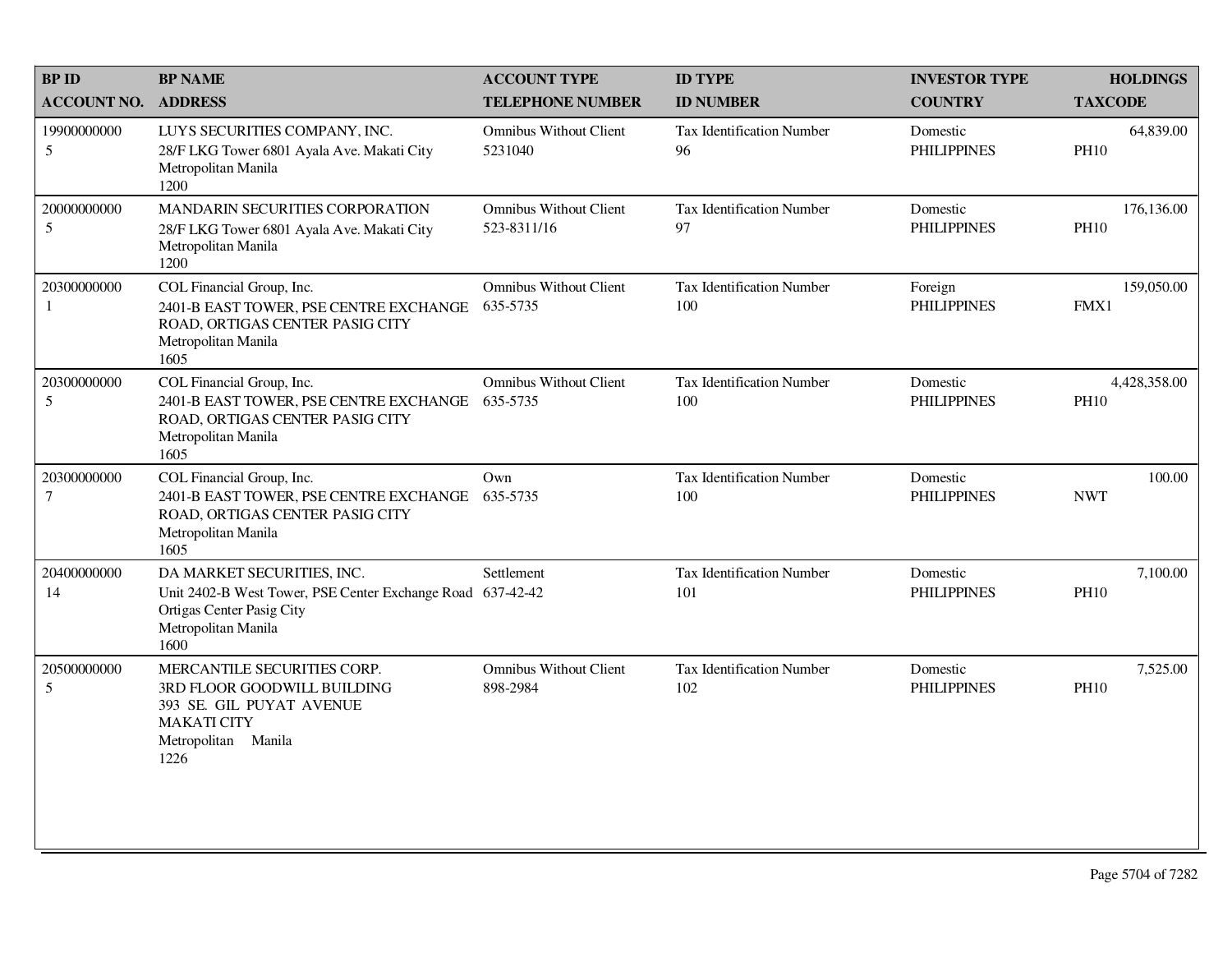| BP ID<br>ACCOUNT NO. | BP NAME<br>ADDRESS | ACCOUNT TYPE<br>TELEPHONE NUMBER | ID TYPE<br>ID NUMBER | INVESTOR TYPE<br>COUNTRY | HOLDINGS<br>TAXCODE |
|---|---|---|---|---|---|
| 19900000000<br>5 | LUYS SECURITIES COMPANY, INC.<br>28/F LKG Tower 6801 Ayala Ave. Makati City<br>Metropolitan Manila<br>1200 | Omnibus Without Client<br>5231040 | Tax Identification Number<br>96 | Domestic<br>PHILIPPINES | 64,839.00<br>PH10 |
| 20000000000<br>5 | MANDARIN SECURITIES CORPORATION<br>28/F LKG Tower 6801 Ayala Ave. Makati City<br>Metropolitan Manila<br>1200 | Omnibus Without Client<br>523-8311/16 | Tax Identification Number<br>97 | Domestic<br>PHILIPPINES | 176,136.00<br>PH10 |
| 20300000000<br>1 | COL Financial Group, Inc.<br>2401-B EAST TOWER, PSE CENTRE EXCHANGE ROAD, ORTIGAS CENTER PASIG CITY<br>Metropolitan Manila<br>1605 | Omnibus Without Client<br>635-5735 | Tax Identification Number<br>100 | Foreign<br>PHILIPPINES | 159,050.00<br>FMX1 |
| 20300000000<br>5 | COL Financial Group, Inc.<br>2401-B EAST TOWER, PSE CENTRE EXCHANGE ROAD, ORTIGAS CENTER PASIG CITY<br>Metropolitan Manila<br>1605 | Omnibus Without Client<br>635-5735 | Tax Identification Number<br>100 | Domestic<br>PHILIPPINES | 4,428,358.00<br>PH10 |
| 20300000000<br>7 | COL Financial Group, Inc.<br>2401-B EAST TOWER, PSE CENTRE EXCHANGE ROAD, ORTIGAS CENTER PASIG CITY<br>Metropolitan Manila<br>1605 | Own<br>635-5735 | Tax Identification Number<br>100 | Domestic<br>PHILIPPINES | 100.00<br>NWT |
| 20400000000<br>14 | DA MARKET SECURITIES, INC.<br>Unit 2402-B West Tower, PSE Center Exchange Road Ortigas Center Pasig City<br>Metropolitan Manila<br>1600 | Settlement<br>637-42-42 | Tax Identification Number<br>101 | Domestic<br>PHILIPPINES | 7,100.00<br>PH10 |
| 20500000000<br>5 | MERCANTILE SECURITIES CORP.<br>3RD FLOOR GOODWILL BUILDING<br>393 SE. GIL PUYAT AVENUE<br>MAKATI CITY<br>Metropolitan Manila<br>1226 | Omnibus Without Client<br>898-2984 | Tax Identification Number<br>102 | Domestic<br>PHILIPPINES | 7,525.00<br>PH10 |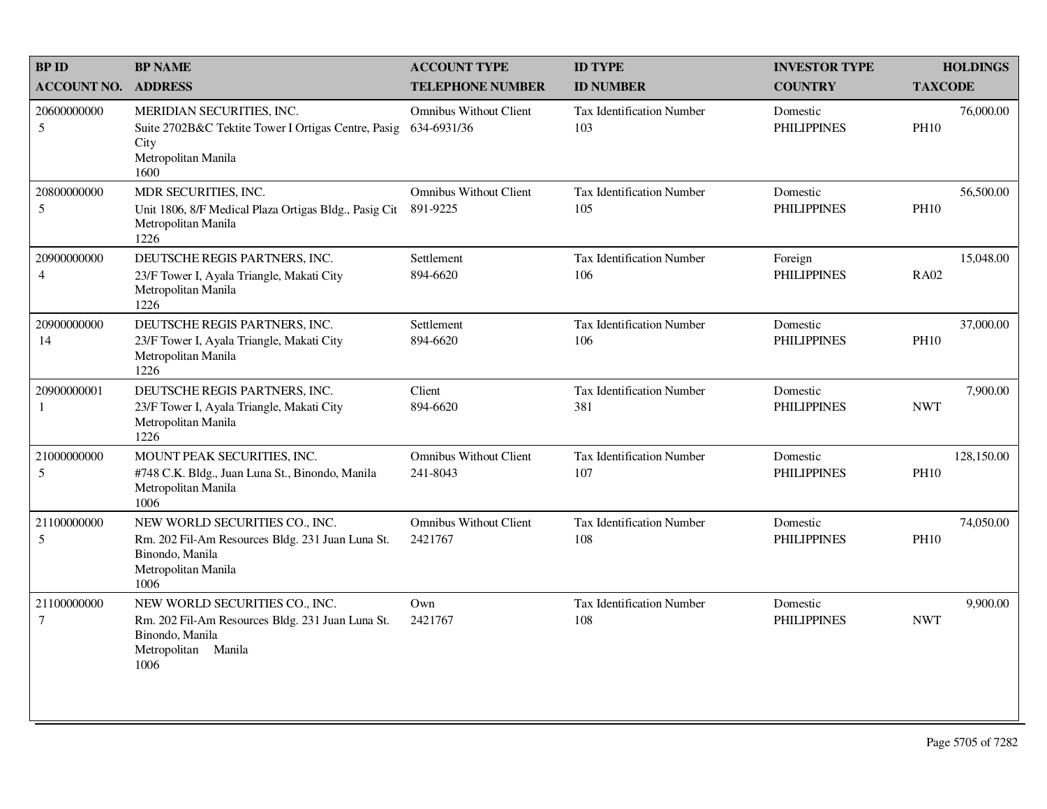| BP ID<br>ACCOUNT NO. | BP NAME<br>ADDRESS | ACCOUNT TYPE<br>TELEPHONE NUMBER | ID TYPE<br>ID NUMBER | INVESTOR TYPE<br>COUNTRY | HOLDINGS<br>TAXCODE |
|---|---|---|---|---|---|
| 20600000000<br>5 | MERIDIAN SECURITIES, INC.<br>Suite 2702B&C Tektite Tower I Ortigas Centre, Pasig City<br>Metropolitan Manila<br>1600 | Omnibus Without Client<br>634-6931/36 | Tax Identification Number<br>103 | Domestic<br>PHILIPPINES | 76,000.00<br>PH10 |
| 20800000000<br>5 | MDR SECURITIES, INC.<br>Unit 1806, 8/F Medical Plaza Ortigas Bldg., Pasig Cit<br>Metropolitan Manila<br>1226 | Omnibus Without Client<br>891-9225 | Tax Identification Number<br>105 | Domestic<br>PHILIPPINES | 56,500.00<br>PH10 |
| 20900000000<br>4 | DEUTSCHE REGIS PARTNERS, INC.<br>23/F Tower I, Ayala Triangle, Makati City<br>Metropolitan Manila<br>1226 | Settlement<br>894-6620 | Tax Identification Number<br>106 | Foreign<br>PHILIPPINES | 15,048.00<br>RA02 |
| 20900000000<br>14 | DEUTSCHE REGIS PARTNERS, INC.<br>23/F Tower I, Ayala Triangle, Makati City<br>Metropolitan Manila<br>1226 | Settlement<br>894-6620 | Tax Identification Number<br>106 | Domestic<br>PHILIPPINES | 37,000.00<br>PH10 |
| 20900000001<br>1 | DEUTSCHE REGIS PARTNERS, INC.<br>23/F Tower I, Ayala Triangle, Makati City<br>Metropolitan Manila<br>1226 | Client<br>894-6620 | Tax Identification Number<br>381 | Domestic<br>PHILIPPINES | 7,900.00<br>NWT |
| 21000000000<br>5 | MOUNT PEAK SECURITIES, INC.<br>#748 C.K. Bldg., Juan Luna St., Binondo, Manila<br>Metropolitan Manila<br>1006 | Omnibus Without Client<br>241-8043 | Tax Identification Number<br>107 | Domestic<br>PHILIPPINES | 128,150.00<br>PH10 |
| 21100000000<br>5 | NEW WORLD SECURITIES CO., INC.<br>Rm. 202 Fil-Am Resources Bldg. 231 Juan Luna St. Binondo, Manila<br>Metropolitan Manila<br>1006 | Omnibus Without Client<br>2421767 | Tax Identification Number<br>108 | Domestic<br>PHILIPPINES | 74,050.00<br>PH10 |
| 21100000000<br>7 | NEW WORLD SECURITIES CO., INC.<br>Rm. 202 Fil-Am Resources Bldg. 231 Juan Luna St. Binondo, Manila<br>Metropolitan Manila<br>1006 | Own<br>2421767 | Tax Identification Number<br>108 | Domestic<br>PHILIPPINES | 9,900.00<br>NWT |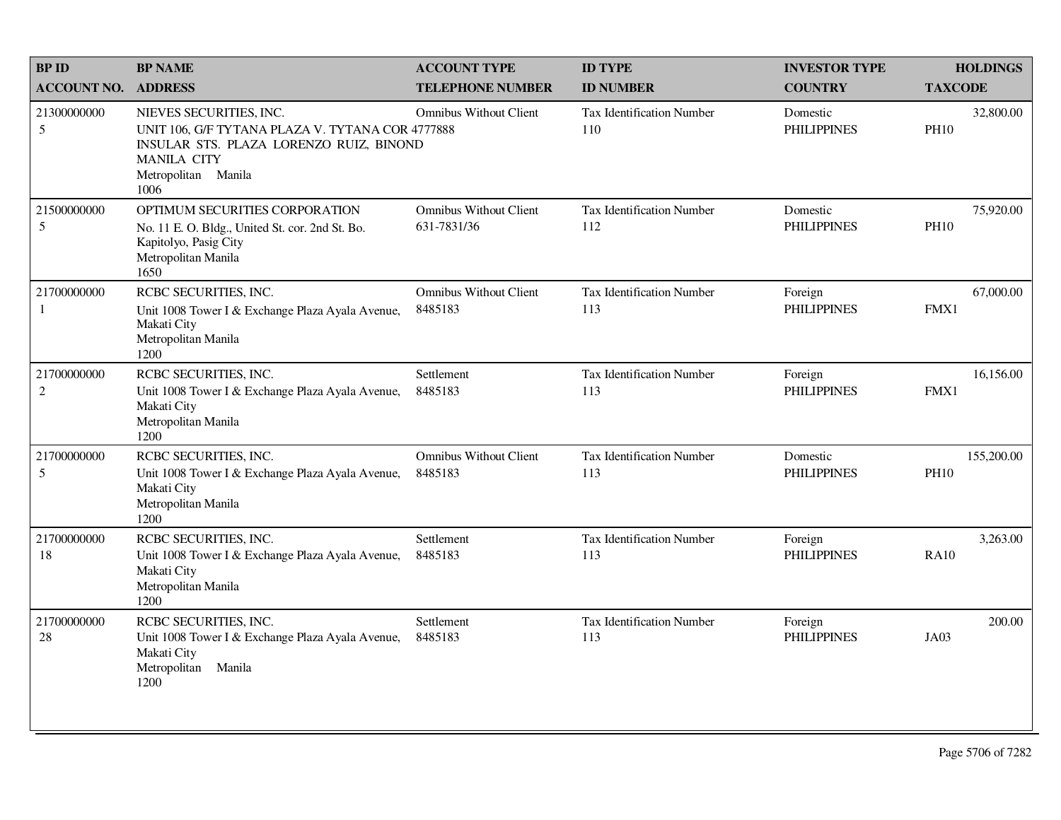| BP ID<br>ACCOUNT NO. | BP NAME<br>ADDRESS | ACCOUNT TYPE<br>TELEPHONE NUMBER | ID TYPE<br>ID NUMBER | INVESTOR TYPE<br>COUNTRY | HOLDINGS<br>TAXCODE |
|---|---|---|---|---|---|
| 21300000000<br>5 | NIEVES SECURITIES, INC.<br>UNIT 106, G/F TYTANA PLAZA V. TYTANA COR INSULAR STS. PLAZA LORENZO RUIZ, BINOND MANILA CITY<br>Metropolitan Manila<br>1006 | Omnibus Without Client<br>4777888 | Tax Identification Number<br>110 | Domestic<br>PHILIPPINES | 32,800.00<br>PH10 |
| 21500000000<br>5 | OPTIMUM SECURITIES CORPORATION<br>No. 11 E. O. Bldg., United St. cor. 2nd St. Bo. Kapitolyo, Pasig City<br>Metropolitan Manila<br>1650 | Omnibus Without Client<br>631-7831/36 | Tax Identification Number<br>112 | Domestic<br>PHILIPPINES | 75,920.00<br>PH10 |
| 21700000000<br>1 | RCBC SECURITIES, INC.<br>Unit 1008 Tower I & Exchange Plaza Ayala Avenue, Makati City<br>Metropolitan Manila<br>1200 | Omnibus Without Client<br>8485183 | Tax Identification Number<br>113 | Foreign<br>PHILIPPINES | 67,000.00<br>FMX1 |
| 21700000000<br>2 | RCBC SECURITIES, INC.<br>Unit 1008 Tower I & Exchange Plaza Ayala Avenue, Makati City<br>Metropolitan Manila<br>1200 | Settlement<br>8485183 | Tax Identification Number<br>113 | Foreign<br>PHILIPPINES | 16,156.00<br>FMX1 |
| 21700000000<br>5 | RCBC SECURITIES, INC.<br>Unit 1008 Tower I & Exchange Plaza Ayala Avenue, Makati City<br>Metropolitan Manila<br>1200 | Omnibus Without Client<br>8485183 | Tax Identification Number<br>113 | Domestic<br>PHILIPPINES | 155,200.00<br>PH10 |
| 21700000000<br>18 | RCBC SECURITIES, INC.<br>Unit 1008 Tower I & Exchange Plaza Ayala Avenue, Makati City<br>Metropolitan Manila<br>1200 | Settlement<br>8485183 | Tax Identification Number<br>113 | Foreign<br>PHILIPPINES | 3,263.00<br>RA10 |
| 21700000000<br>28 | RCBC SECURITIES, INC.<br>Unit 1008 Tower I & Exchange Plaza Ayala Avenue, Makati City<br>Metropolitan Manila<br>1200 | Settlement<br>8485183 | Tax Identification Number<br>113 | Foreign<br>PHILIPPINES | 200.00<br>JA03 |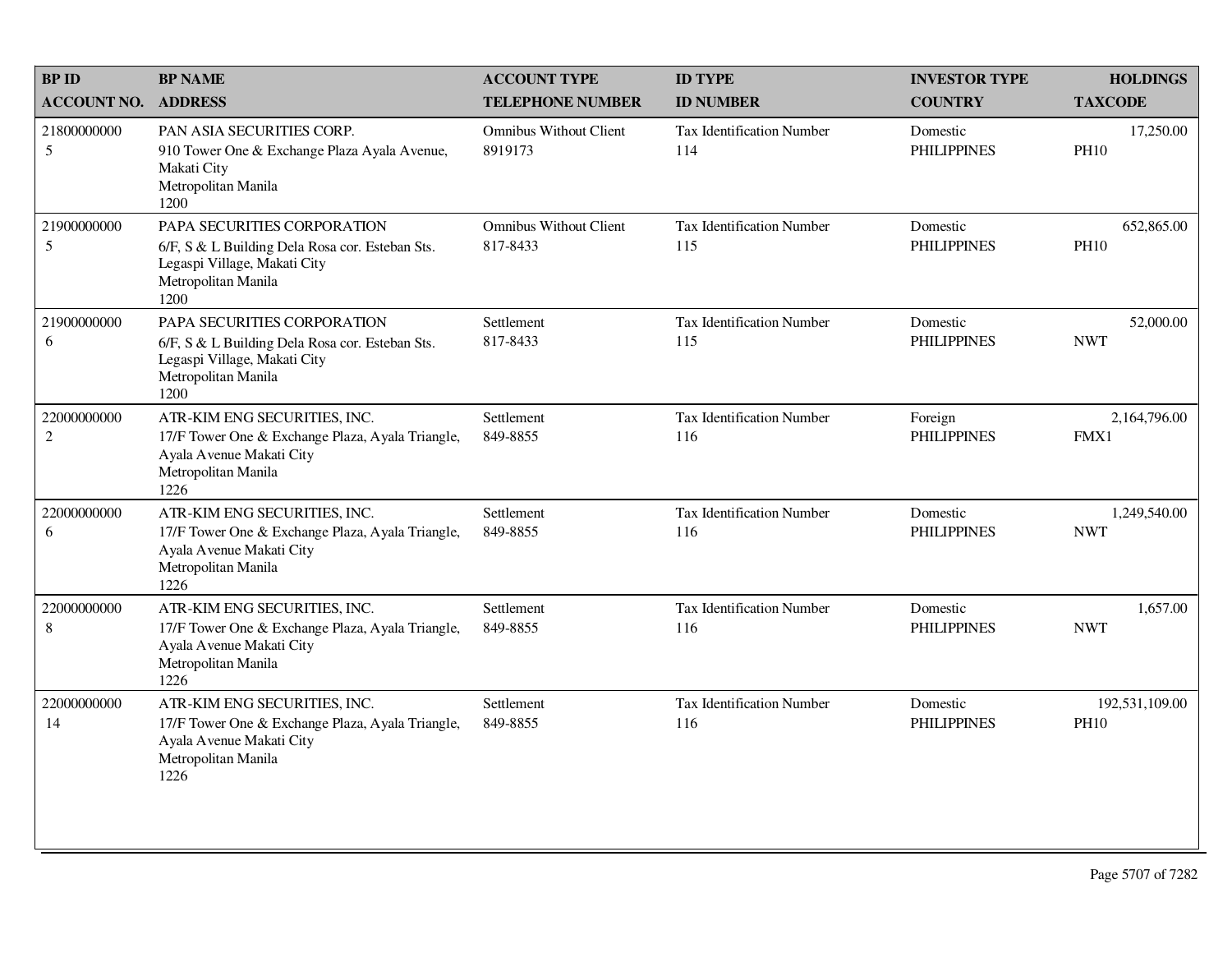| BP ID<br>ACCOUNT NO. | BP NAME<br>ADDRESS | ACCOUNT TYPE<br>TELEPHONE NUMBER | ID TYPE<br>ID NUMBER | INVESTOR TYPE<br>COUNTRY | HOLDINGS<br>TAXCODE |
|---|---|---|---|---|---|
| 21800000000<br>5 | PAN ASIA SECURITIES CORP.<br>910 Tower One & Exchange Plaza Ayala Avenue, Makati City<br>Metropolitan Manila<br>1200 | Omnibus Without Client<br>8919173 | Tax Identification Number<br>114 | Domestic<br>PHILIPPINES | 17,250.00<br>PH10 |
| 21900000000<br>5 | PAPA SECURITIES CORPORATION<br>6/F, S & L Building Dela Rosa cor. Esteban Sts. Legaspi Village, Makati City<br>Metropolitan Manila<br>1200 | Omnibus Without Client<br>817-8433 | Tax Identification Number<br>115 | Domestic<br>PHILIPPINES | 652,865.00<br>PH10 |
| 21900000000<br>6 | PAPA SECURITIES CORPORATION<br>6/F, S & L Building Dela Rosa cor. Esteban Sts. Legaspi Village, Makati City<br>Metropolitan Manila<br>1200 | Settlement<br>817-8433 | Tax Identification Number<br>115 | Domestic<br>PHILIPPINES | 52,000.00<br>NWT |
| 22000000000<br>2 | ATR-KIM ENG SECURITIES, INC.<br>17/F Tower One & Exchange Plaza, Ayala Triangle, Ayala Avenue Makati City<br>Metropolitan Manila<br>1226 | Settlement<br>849-8855 | Tax Identification Number<br>116 | Foreign<br>PHILIPPINES | 2,164,796.00<br>FMX1 |
| 22000000000<br>6 | ATR-KIM ENG SECURITIES, INC.<br>17/F Tower One & Exchange Plaza, Ayala Triangle, Ayala Avenue Makati City<br>Metropolitan Manila<br>1226 | Settlement<br>849-8855 | Tax Identification Number<br>116 | Domestic<br>PHILIPPINES | 1,249,540.00<br>NWT |
| 22000000000<br>8 | ATR-KIM ENG SECURITIES, INC.<br>17/F Tower One & Exchange Plaza, Ayala Triangle, Ayala Avenue Makati City<br>Metropolitan Manila<br>1226 | Settlement<br>849-8855 | Tax Identification Number<br>116 | Domestic<br>PHILIPPINES | 1,657.00<br>NWT |
| 22000000000<br>14 | ATR-KIM ENG SECURITIES, INC.<br>17/F Tower One & Exchange Plaza, Ayala Triangle, Ayala Avenue Makati City<br>Metropolitan Manila<br>1226 | Settlement<br>849-8855 | Tax Identification Number<br>116 | Domestic<br>PHILIPPINES | 192,531,109.00<br>PH10 |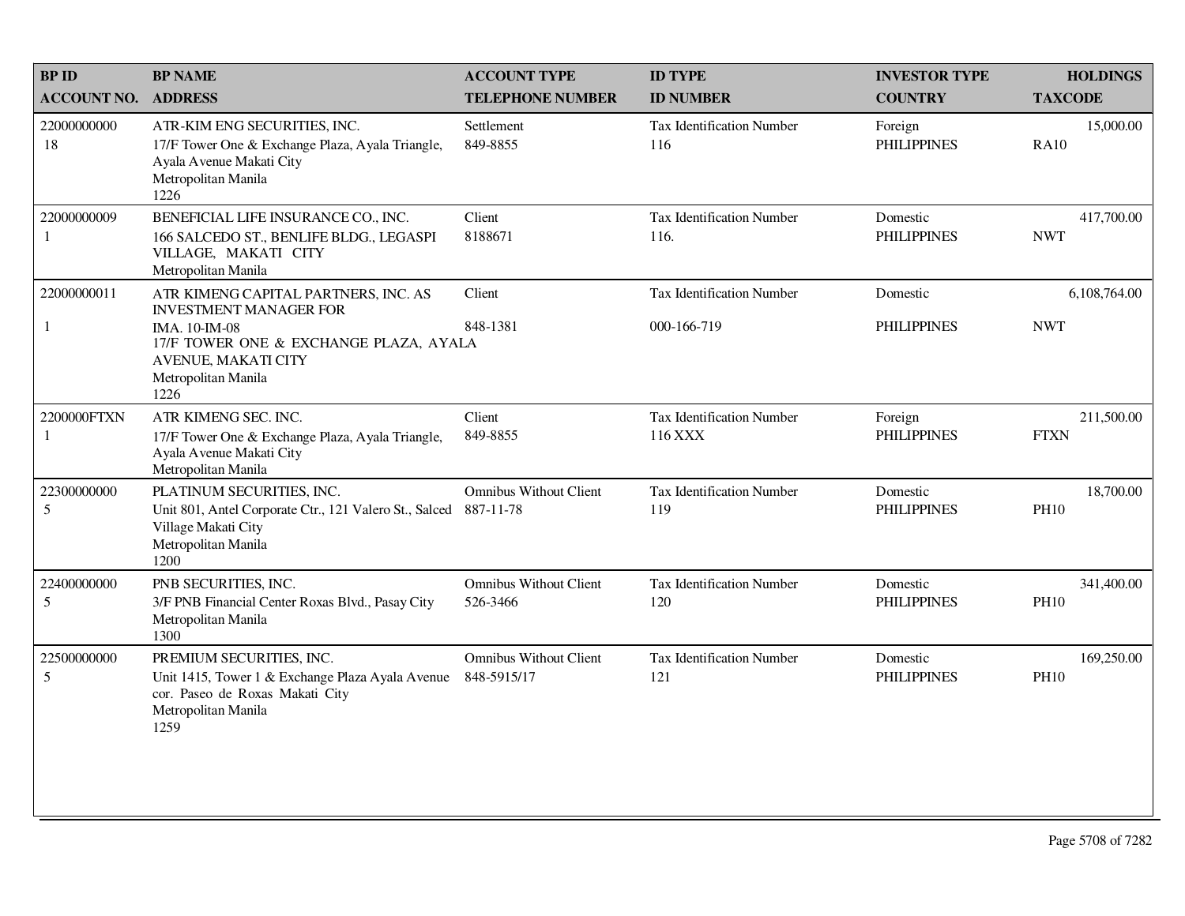| BP ID<br>ACCOUNT NO. | BP NAME<br>ADDRESS | ACCOUNT TYPE<br>TELEPHONE NUMBER | ID TYPE<br>ID NUMBER | INVESTOR TYPE<br>COUNTRY | HOLDINGS<br>TAXCODE |
|---|---|---|---|---|---|
| 22000000000<br>18 | ATR-KIM ENG SECURITIES, INC.<br>17/F Tower One & Exchange Plaza, Ayala Triangle, Ayala Avenue Makati City<br>Metropolitan Manila<br>1226 | Settlement<br>849-8855 | Tax Identification Number<br>116 | Foreign<br>PHILIPPINES | 15,000.00<br>RA10 |
| 22000000009<br>1 | BENEFICIAL LIFE INSURANCE CO., INC.<br>166 SALCEDO ST., BENLIFE BLDG., LEGASPI VILLAGE, MAKATI CITY<br>Metropolitan Manila | Client<br>8188671 | Tax Identification Number<br>116. | Domestic<br>PHILIPPINES | 417,700.00<br>NWT |
| 22000000011<br>1 | ATR KIMENG CAPITAL PARTNERS, INC. AS INVESTMENT MANAGER FOR<br>IMA. 10-IM-08<br>17/F TOWER ONE & EXCHANGE PLAZA, AYALA AVENUE, MAKATI CITY<br>Metropolitan Manila<br>1226 | Client<br>848-1381 | Tax Identification Number<br>000-166-719 | Domestic<br>PHILIPPINES | 6,108,764.00<br>NWT |
| 2200000FTXN<br>1 | ATR KIMENG SEC. INC.<br>17/F Tower One & Exchange Plaza, Ayala Triangle, Ayala Avenue Makati City<br>Metropolitan Manila | Client<br>849-8855 | Tax Identification Number<br>116 XXX | Foreign<br>PHILIPPINES | 211,500.00<br>FTXN |
| 22300000000<br>5 | PLATINUM SECURITIES, INC.<br>Unit 801, Antel Corporate Ctr., 121 Valero St., Salced Village Makati City<br>Metropolitan Manila<br>1200 | Omnibus Without Client<br>887-11-78 | Tax Identification Number<br>119 | Domestic<br>PHILIPPINES | 18,700.00<br>PH10 |
| 22400000000<br>5 | PNB SECURITIES, INC.<br>3/F PNB Financial Center Roxas Blvd., Pasay City<br>Metropolitan Manila<br>1300 | Omnibus Without Client<br>526-3466 | Tax Identification Number<br>120 | Domestic<br>PHILIPPINES | 341,400.00<br>PH10 |
| 22500000000<br>5 | PREMIUM SECURITIES, INC.<br>Unit 1415, Tower 1 & Exchange Plaza Ayala Avenue cor. Paseo de Roxas Makati City<br>Metropolitan Manila<br>1259 | Omnibus Without Client<br>848-5915/17 | Tax Identification Number<br>121 | Domestic<br>PHILIPPINES | 169,250.00<br>PH10 |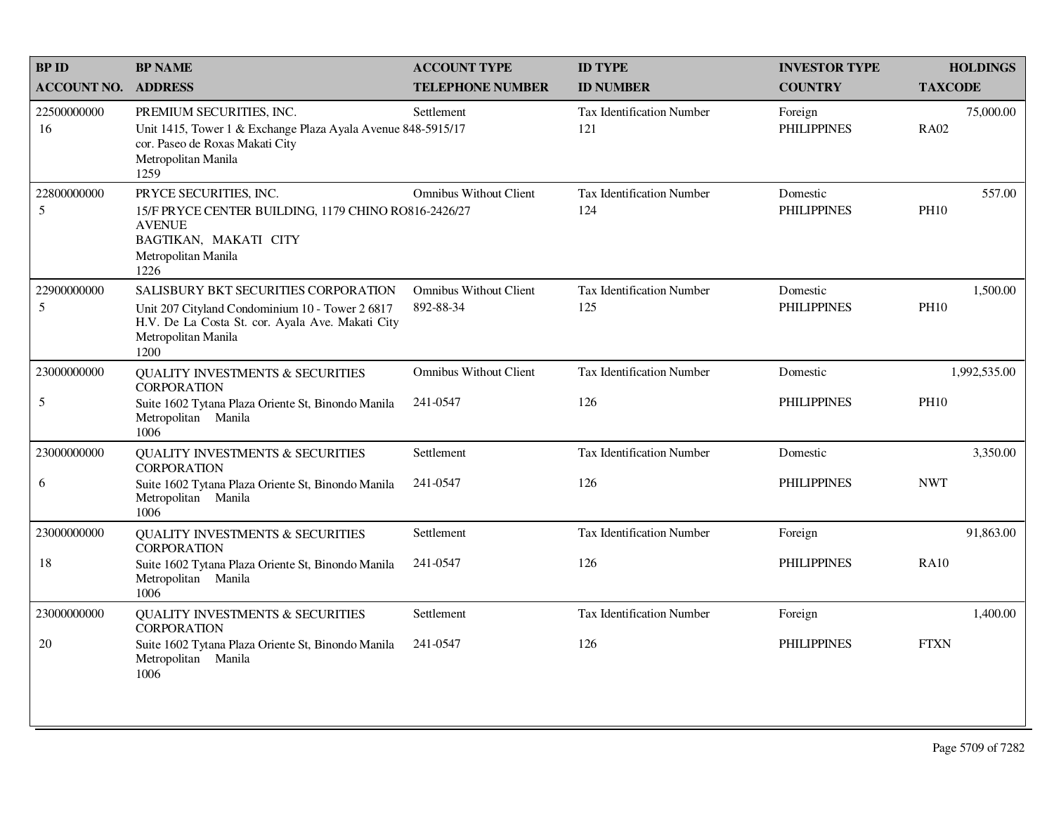| BP ID<br>ACCOUNT NO. | BP NAME<br>ADDRESS | ACCOUNT TYPE<br>TELEPHONE NUMBER | ID TYPE<br>ID NUMBER | INVESTOR TYPE<br>COUNTRY | HOLDINGS<br>TAXCODE |
|---|---|---|---|---|---|
| 22500000000<br>16 | PREMIUM SECURITIES, INC.<br>Unit 1415, Tower 1 & Exchange Plaza Ayala Avenue cor. Paseo de Roxas Makati City<br>Metropolitan Manila<br>1259 | Settlement<br>848-5915/17 | Tax Identification Number<br>121 | Foreign<br>PHILIPPINES | 75,000.00<br>RA02 |
| 22800000000<br>5 | PRYCE SECURITIES, INC.<br>15/F PRYCE CENTER BUILDING, 1179 CHINO RO AVENUE<br>BAGTIKAN, MAKATI CITY<br>Metropolitan Manila<br>1226 | Omnibus Without Client<br>816-2426/27 | Tax Identification Number<br>124 | Domestic<br>PHILIPPINES | 557.00<br>PH10 |
| 22900000000<br>5 | SALISBURY BKT SECURITIES CORPORATION<br>Unit 207 Cityland Condominium 10 - Tower 2 6817 H.V. De La Costa St. cor. Ayala Ave. Makati City<br>Metropolitan Manila<br>1200 | Omnibus Without Client<br>892-88-34 | Tax Identification Number<br>125 | Domestic<br>PHILIPPINES | 1,500.00<br>PH10 |
| 23000000000<br>5 | QUALITY INVESTMENTS & SECURITIES CORPORATION<br>Suite 1602 Tytana Plaza Oriente St, Binondo Manila<br>Metropolitan Manila<br>1006 | Omnibus Without Client<br>241-0547 | Tax Identification Number<br>126 | Domestic<br>PHILIPPINES | 1,992,535.00<br>PH10 |
| 23000000000<br>6 | QUALITY INVESTMENTS & SECURITIES CORPORATION<br>Suite 1602 Tytana Plaza Oriente St, Binondo Manila<br>Metropolitan Manila<br>1006 | Settlement<br>241-0547 | Tax Identification Number<br>126 | Domestic<br>PHILIPPINES | 3,350.00<br>NWT |
| 23000000000<br>18 | QUALITY INVESTMENTS & SECURITIES CORPORATION<br>Suite 1602 Tytana Plaza Oriente St, Binondo Manila<br>Metropolitan Manila<br>1006 | Settlement<br>241-0547 | Tax Identification Number<br>126 | Foreign<br>PHILIPPINES | 91,863.00<br>RA10 |
| 23000000000<br>20 | QUALITY INVESTMENTS & SECURITIES CORPORATION<br>Suite 1602 Tytana Plaza Oriente St, Binondo Manila<br>Metropolitan Manila<br>1006 | Settlement<br>241-0547 | Tax Identification Number<br>126 | Foreign<br>PHILIPPINES | 1,400.00<br>FTXN |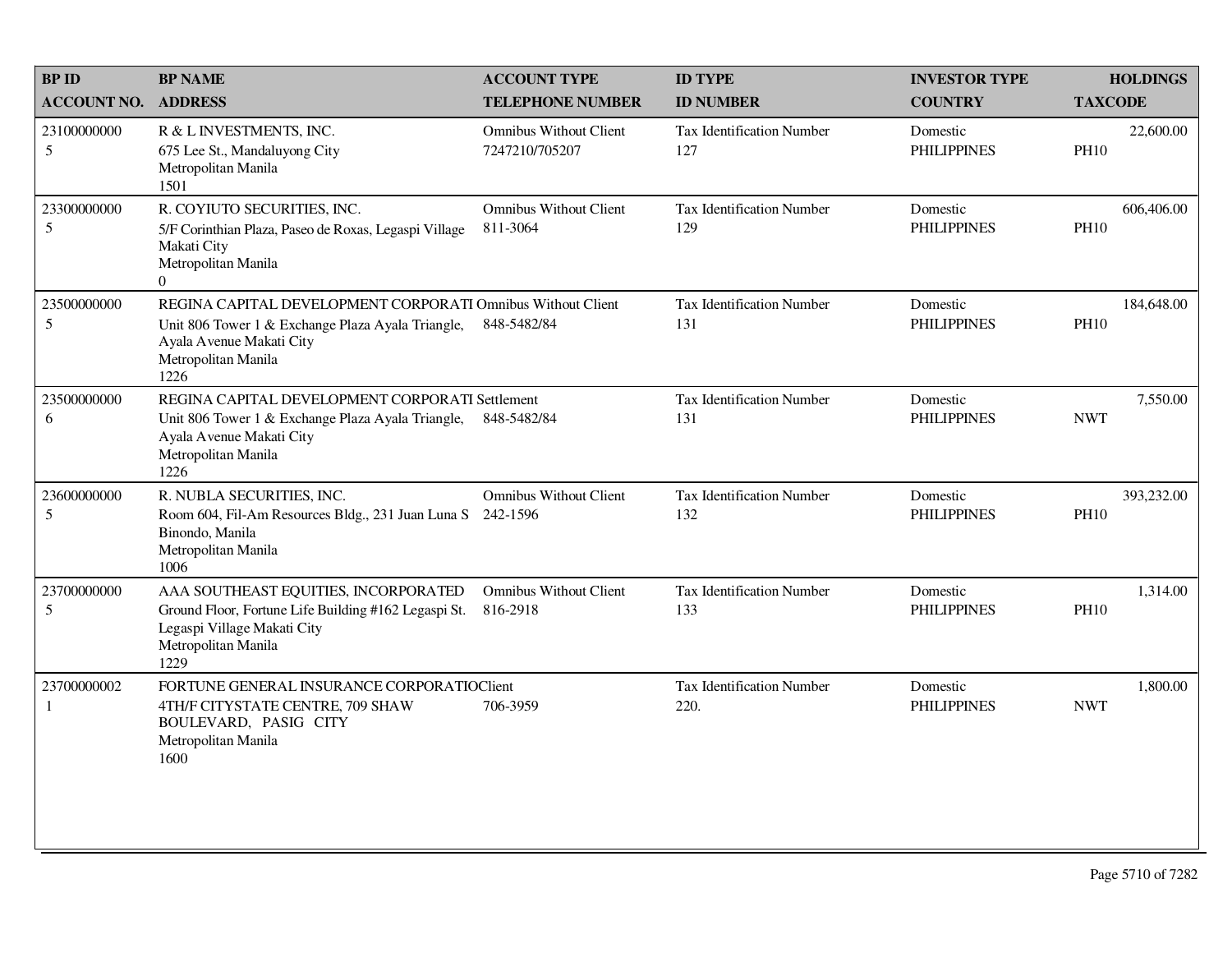| BP ID<br>ACCOUNT NO. | BP NAME<br>ADDRESS | ACCOUNT TYPE<br>TELEPHONE NUMBER | ID TYPE<br>ID NUMBER | INVESTOR TYPE<br>COUNTRY | HOLDINGS<br>TAXCODE |
|---|---|---|---|---|---|
| 23100000000<br>5 | R & L INVESTMENTS, INC.<br>675 Lee St., Mandaluyong City<br>Metropolitan Manila<br>1501 | Omnibus Without Client<br>7247210/705207 | Tax Identification Number<br>127 | Domestic<br>PHILIPPINES | 22,600.00<br>PH10 |
| 23300000000<br>5 | R. COYIUTO SECURITIES, INC.<br>5/F Corinthian Plaza, Paseo de Roxas, Legaspi Village<br>Makati City<br>Metropolitan Manila<br>0 | Omnibus Without Client<br>811-3064 | Tax Identification Number<br>129 | Domestic<br>PHILIPPINES | 606,406.00<br>PH10 |
| 23500000000<br>5 | REGINA CAPITAL DEVELOPMENT CORPORATI<br>Unit 806 Tower 1 & Exchange Plaza Ayala Triangle,<br>Ayala Avenue Makati City<br>Metropolitan Manila<br>1226 | Omnibus Without Client<br>848-5482/84 | Tax Identification Number<br>131 | Domestic<br>PHILIPPINES | 184,648.00<br>PH10 |
| 23500000000<br>6 | REGINA CAPITAL DEVELOPMENT CORPORATI<br>Unit 806 Tower 1 & Exchange Plaza Ayala Triangle,<br>Ayala Avenue Makati City<br>Metropolitan Manila<br>1226 | Settlement<br>848-5482/84 | Tax Identification Number<br>131 | Domestic<br>PHILIPPINES | 7,550.00<br>NWT |
| 23600000000<br>5 | R. NUBLA SECURITIES, INC.<br>Room 604, Fil-Am Resources Bldg., 231 Juan Luna S<br>Binondo, Manila<br>Metropolitan Manila<br>1006 | Omnibus Without Client<br>242-1596 | Tax Identification Number<br>132 | Domestic<br>PHILIPPINES | 393,232.00<br>PH10 |
| 23700000000<br>5 | AAA SOUTHEAST EQUITIES, INCORPORATED<br>Ground Floor, Fortune Life Building #162 Legaspi St.<br>Legaspi Village Makati City<br>Metropolitan Manila<br>1229 | Omnibus Without Client<br>816-2918 | Tax Identification Number<br>133 | Domestic<br>PHILIPPINES | 1,314.00<br>PH10 |
| 23700000002<br>1 | FORTUNE GENERAL INSURANCE CORPORATIO<br>4TH/F CITYSTATE CENTRE, 709 SHAW<br>BOULEVARD, PASIG CITY<br>Metropolitan Manila<br>1600 | Client<br>706-3959 | Tax Identification Number<br>220. | Domestic<br>PHILIPPINES | 1,800.00<br>NWT |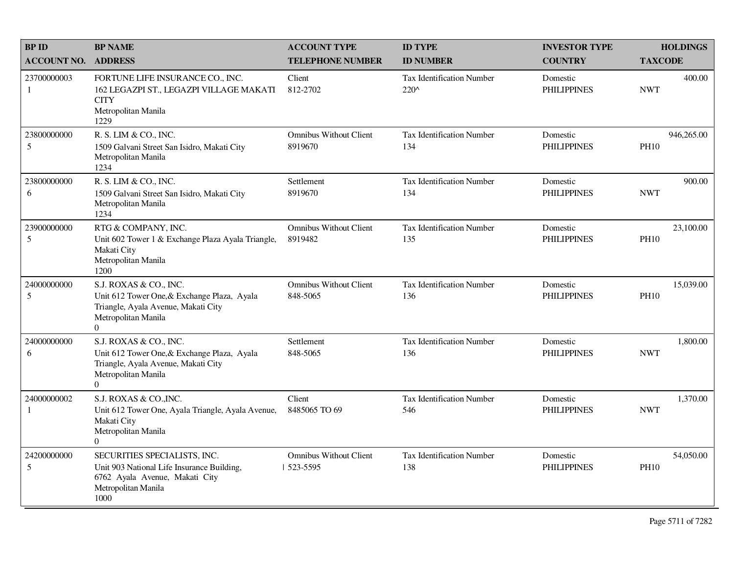| BP ID<br>ACCOUNT NO. | BP NAME<br>ADDRESS | ACCOUNT TYPE<br>TELEPHONE NUMBER | ID TYPE<br>ID NUMBER | INVESTOR TYPE<br>COUNTRY | HOLDINGS<br>TAXCODE |
|---|---|---|---|---|---|
| 23700000003<br>1 | FORTUNE LIFE INSURANCE CO., INC.<br>162 LEGAZPI ST., LEGAZPI VILLAGE MAKATI CITY<br>Metropolitan Manila<br>1229 | Client<br>812-2702 | Tax Identification Number<br>220^ | Domestic<br>PHILIPPINES | 400.00<br>NWT |
| 23800000000<br>5 | R. S. LIM & CO., INC.<br>1509 Galvani Street San Isidro, Makati City<br>Metropolitan Manila<br>1234 | Omnibus Without Client<br>8919670 | Tax Identification Number<br>134 | Domestic<br>PHILIPPINES | 946,265.00<br>PH10 |
| 23800000000<br>6 | R. S. LIM & CO., INC.<br>1509 Galvani Street San Isidro, Makati City<br>Metropolitan Manila<br>1234 | Settlement<br>8919670 | Tax Identification Number<br>134 | Domestic<br>PHILIPPINES | 900.00<br>NWT |
| 23900000000<br>5 | RTG & COMPANY, INC.<br>Unit 602 Tower 1 & Exchange Plaza Ayala Triangle, Makati City<br>Metropolitan Manila<br>1200 | Omnibus Without Client<br>8919482 | Tax Identification Number<br>135 | Domestic<br>PHILIPPINES | 23,100.00<br>PH10 |
| 24000000000<br>5 | S.J. ROXAS & CO., INC.<br>Unit 612 Tower One,& Exchange Plaza, Ayala Triangle, Ayala Avenue, Makati City<br>Metropolitan Manila<br>0 | Omnibus Without Client<br>848-5065 | Tax Identification Number<br>136 | Domestic<br>PHILIPPINES | 15,039.00<br>PH10 |
| 24000000000<br>6 | S.J. ROXAS & CO., INC.<br>Unit 612 Tower One,& Exchange Plaza, Ayala Triangle, Ayala Avenue, Makati City<br>Metropolitan Manila<br>0 | Settlement<br>848-5065 | Tax Identification Number<br>136 | Domestic<br>PHILIPPINES | 1,800.00<br>NWT |
| 24000000002<br>1 | S.J. ROXAS & CO.,INC.<br>Unit 612 Tower One, Ayala Triangle, Ayala Avenue, Makati City<br>Metropolitan Manila<br>0 | Client<br>8485065 TO 69 | Tax Identification Number<br>546 | Domestic<br>PHILIPPINES | 1,370.00<br>NWT |
| 24200000000<br>5 | SECURITIES SPECIALISTS, INC.<br>Unit 903 National Life Insurance Building, 6762 Ayala Avenue, Makati City<br>Metropolitan Manila<br>1000 | Omnibus Without Client<br>523-5595 | Tax Identification Number<br>138 | Domestic<br>PHILIPPINES | 54,050.00<br>PH10 |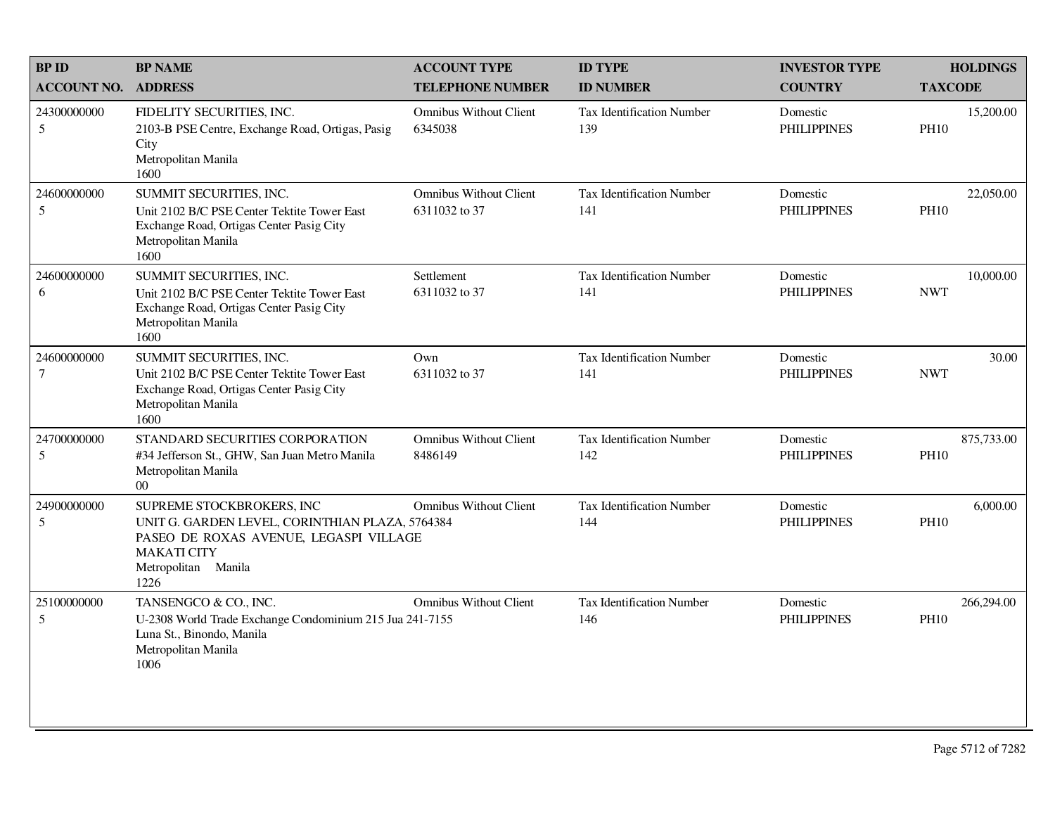| BP ID<br>ACCOUNT NO. | BP NAME<br>ADDRESS | ACCOUNT TYPE<br>TELEPHONE NUMBER | ID TYPE<br>ID NUMBER | INVESTOR TYPE<br>COUNTRY | HOLDINGS<br>TAXCODE |
|---|---|---|---|---|---|
| 24300000000<br>5 | FIDELITY SECURITIES, INC.<br>2103-B PSE Centre, Exchange Road, Ortigas, Pasig City<br>Metropolitan Manila<br>1600 | Omnibus Without Client<br>6345038 | Tax Identification Number<br>139 | Domestic<br>PHILIPPINES | 15,200.00<br>PH10 |
| 24600000000<br>5 | SUMMIT SECURITIES, INC.<br>Unit 2102 B/C PSE Center Tektite Tower East Exchange Road, Ortigas Center Pasig City<br>Metropolitan Manila<br>1600 | Omnibus Without Client<br>6311032 to 37 | Tax Identification Number<br>141 | Domestic<br>PHILIPPINES | 22,050.00<br>PH10 |
| 24600000000<br>6 | SUMMIT SECURITIES, INC.<br>Unit 2102 B/C PSE Center Tektite Tower East Exchange Road, Ortigas Center Pasig City<br>Metropolitan Manila<br>1600 | Settlement<br>6311032 to 37 | Tax Identification Number<br>141 | Domestic<br>PHILIPPINES | 10,000.00<br>NWT |
| 24600000000<br>7 | SUMMIT SECURITIES, INC.<br>Unit 2102 B/C PSE Center Tektite Tower East Exchange Road, Ortigas Center Pasig City<br>Metropolitan Manila<br>1600 | Own<br>6311032 to 37 | Tax Identification Number<br>141 | Domestic<br>PHILIPPINES | 30.00<br>NWT |
| 24700000000<br>5 | STANDARD SECURITIES CORPORATION<br>#34 Jefferson St., GHW, San Juan Metro Manila<br>Metropolitan Manila<br>00 | Omnibus Without Client<br>8486149 | Tax Identification Number<br>142 | Domestic<br>PHILIPPINES | 875,733.00<br>PH10 |
| 24900000000<br>5 | SUPREME STOCKBROKERS, INC<br>UNIT G. GARDEN LEVEL, CORINTHIAN PLAZA, PASEO DE ROXAS AVENUE, LEGASPI VILLAGE MAKATI CITY<br>Metropolitan Manila<br>1226 | Omnibus Without Client<br>5764384 | Tax Identification Number<br>144 | Domestic<br>PHILIPPINES | 6,000.00<br>PH10 |
| 25100000000<br>5 | TANSENGCO & CO., INC.<br>U-2308 World Trade Exchange Condominium 215 Jua Luna St., Binondo, Manila<br>Metropolitan Manila<br>1006 | Omnibus Without Client<br>241-7155 | Tax Identification Number<br>146 | Domestic<br>PHILIPPINES | 266,294.00<br>PH10 |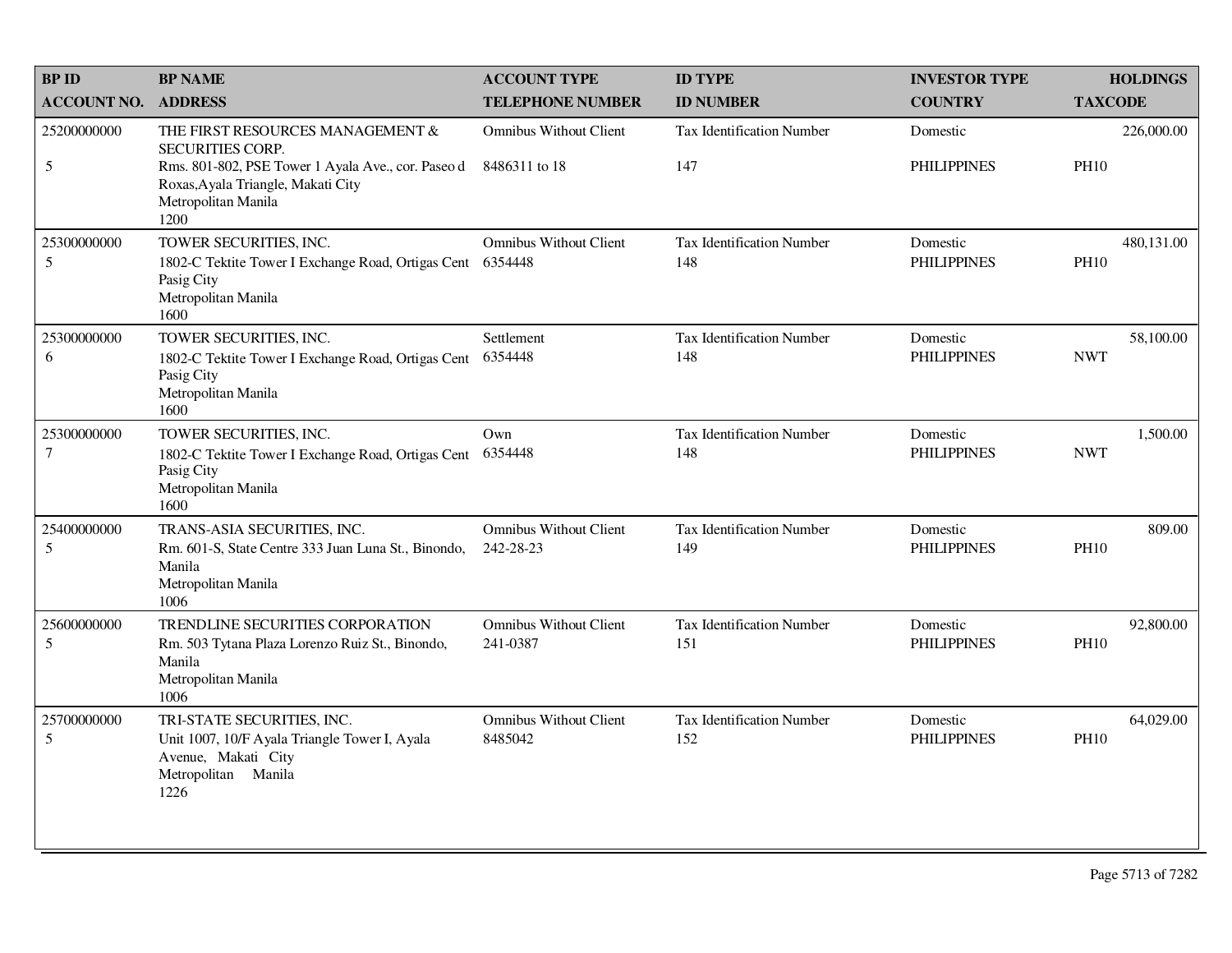| BP ID<br>ACCOUNT NO. | BP NAME<br>ADDRESS | ACCOUNT TYPE<br>TELEPHONE NUMBER | ID TYPE<br>ID NUMBER | INVESTOR TYPE<br>COUNTRY | HOLDINGS<br>TAXCODE |
|---|---|---|---|---|---|
| 25200000000<br>5 | THE FIRST RESOURCES MANAGEMENT & SECURITIES CORP.<br>Rms. 801-802, PSE Tower 1 Ayala Ave., cor. Paseo d Roxas,Ayala Triangle, Makati City<br>Metropolitan Manila<br>1200 | Omnibus Without Client<br>8486311 to 18 | Tax Identification Number<br>147 | Domestic<br>PHILIPPINES | 226,000.00<br>PH10 |
| 25300000000<br>5 | TOWER SECURITIES, INC.<br>1802-C Tektite Tower I Exchange Road, Ortigas Cent Pasig City<br>Metropolitan Manila<br>1600 | Omnibus Without Client<br>6354448 | Tax Identification Number<br>148 | Domestic<br>PHILIPPINES | 480,131.00<br>PH10 |
| 25300000000<br>6 | TOWER SECURITIES, INC.<br>1802-C Tektite Tower I Exchange Road, Ortigas Cent Pasig City<br>Metropolitan Manila<br>1600 | Settlement<br>6354448 | Tax Identification Number<br>148 | Domestic<br>PHILIPPINES | 58,100.00<br>NWT |
| 25300000000<br>7 | TOWER SECURITIES, INC.<br>1802-C Tektite Tower I Exchange Road, Ortigas Cent Pasig City<br>Metropolitan Manila<br>1600 | Own<br>6354448 | Tax Identification Number<br>148 | Domestic<br>PHILIPPINES | 1,500.00<br>NWT |
| 25400000000<br>5 | TRANS-ASIA SECURITIES, INC.<br>Rm. 601-S, State Centre 333 Juan Luna St., Binondo, Manila<br>Metropolitan Manila<br>1006 | Omnibus Without Client<br>242-28-23 | Tax Identification Number<br>149 | Domestic<br>PHILIPPINES | 809.00<br>PH10 |
| 25600000000<br>5 | TRENDLINE SECURITIES CORPORATION<br>Rm. 503 Tytana Plaza Lorenzo Ruiz St., Binondo, Manila<br>Metropolitan Manila<br>1006 | Omnibus Without Client<br>241-0387 | Tax Identification Number<br>151 | Domestic<br>PHILIPPINES | 92,800.00<br>PH10 |
| 25700000000<br>5 | TRI-STATE SECURITIES, INC.<br>Unit 1007, 10/F Ayala Triangle Tower I, Ayala Avenue, Makati City<br>Metropolitan Manila<br>1226 | Omnibus Without Client<br>8485042 | Tax Identification Number<br>152 | Domestic<br>PHILIPPINES | 64,029.00<br>PH10 |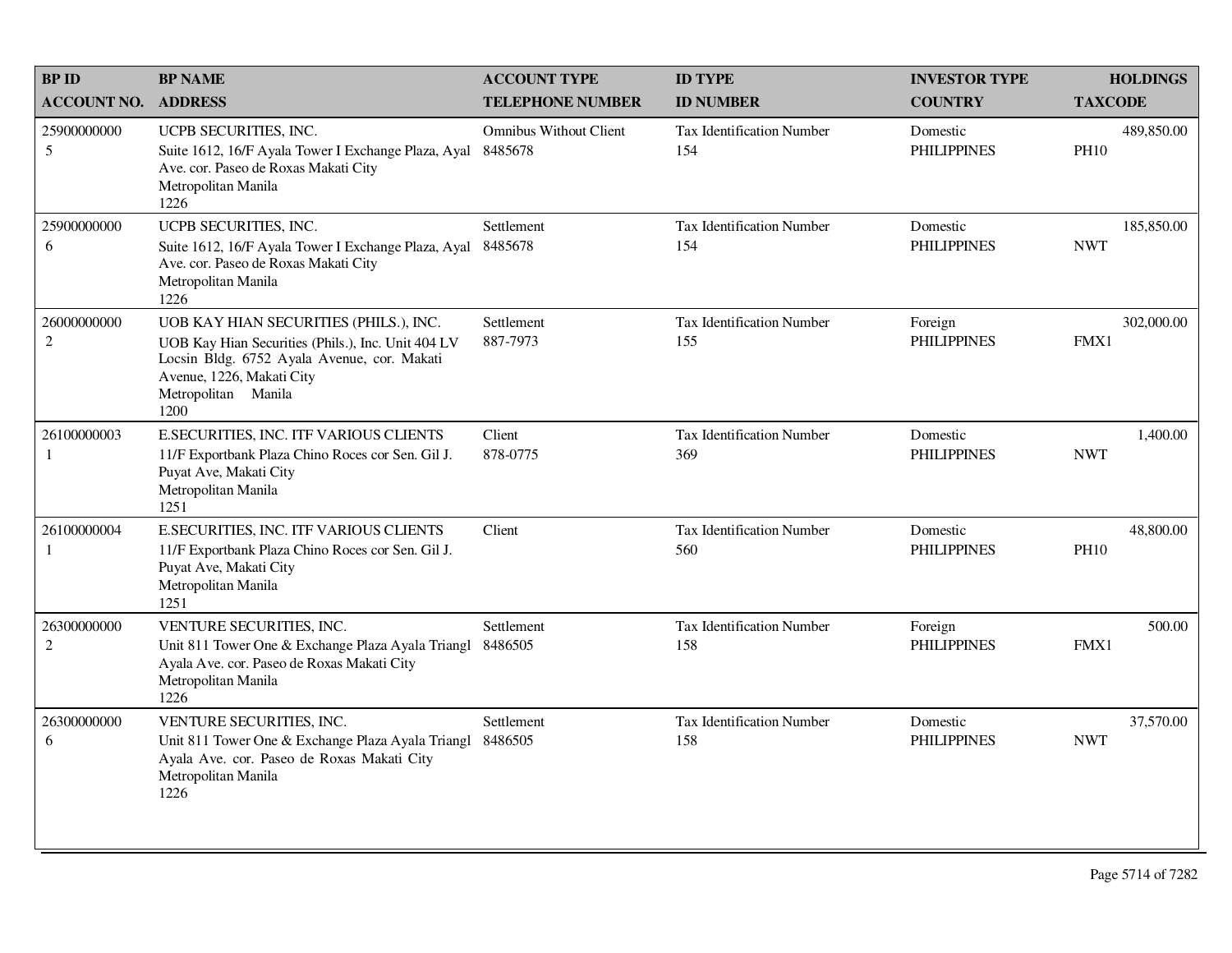| BP ID<br>ACCOUNT NO. | BP NAME<br>ADDRESS | ACCOUNT TYPE<br>TELEPHONE NUMBER | ID TYPE<br>ID NUMBER | INVESTOR TYPE<br>COUNTRY | HOLDINGS<br>TAXCODE |
|---|---|---|---|---|---|
| 25900000000<br>5 | UCPB SECURITIES, INC.<br>Suite 1612, 16/F Ayala Tower I Exchange Plaza, Ayal Ave. cor. Paseo de Roxas Makati City<br>Metropolitan Manila<br>1226 | Omnibus Without Client<br>8485678 | Tax Identification Number<br>154 | Domestic<br>PHILIPPINES | 489,850.00<br>PH10 |
| 25900000000<br>6 | UCPB SECURITIES, INC.<br>Suite 1612, 16/F Ayala Tower I Exchange Plaza, Ayal Ave. cor. Paseo de Roxas Makati City<br>Metropolitan Manila<br>1226 | Settlement<br>8485678 | Tax Identification Number<br>154 | Domestic<br>PHILIPPINES | 185,850.00<br>NWT |
| 26000000000<br>2 | UOB KAY HIAN SECURITIES (PHILS.), INC.<br>UOB Kay Hian Securities (Phils.), Inc. Unit 404 LV Locsin Bldg. 6752 Ayala Avenue, cor. Makati Avenue, 1226, Makati City<br>Metropolitan Manila<br>1200 | Settlement<br>887-7973 | Tax Identification Number<br>155 | Foreign<br>PHILIPPINES | 302,000.00<br>FMX1 |
| 26100000003<br>1 | E.SECURITIES, INC. ITF VARIOUS CLIENTS<br>11/F Exportbank Plaza Chino Roces cor Sen. Gil J. Puyat Ave, Makati City<br>Metropolitan Manila<br>1251 | Client<br>878-0775 | Tax Identification Number<br>369 | Domestic<br>PHILIPPINES | 1,400.00<br>NWT |
| 26100000004<br>1 | E.SECURITIES, INC. ITF VARIOUS CLIENTS<br>11/F Exportbank Plaza Chino Roces cor Sen. Gil J. Puyat Ave, Makati City<br>Metropolitan Manila<br>1251 | Client | Tax Identification Number<br>560 | Domestic<br>PHILIPPINES | 48,800.00<br>PH10 |
| 26300000000<br>2 | VENTURE SECURITIES, INC.<br>Unit 811 Tower One & Exchange Plaza Ayala Triangl Ayala Ave. cor. Paseo de Roxas Makati City<br>Metropolitan Manila<br>1226 | Settlement<br>8486505 | Tax Identification Number<br>158 | Foreign<br>PHILIPPINES | 500.00<br>FMX1 |
| 26300000000<br>6 | VENTURE SECURITIES, INC.<br>Unit 811 Tower One & Exchange Plaza Ayala Triangl Ayala Ave. cor. Paseo de Roxas Makati City<br>Metropolitan Manila<br>1226 | Settlement<br>8486505 | Tax Identification Number<br>158 | Domestic<br>PHILIPPINES | 37,570.00<br>NWT |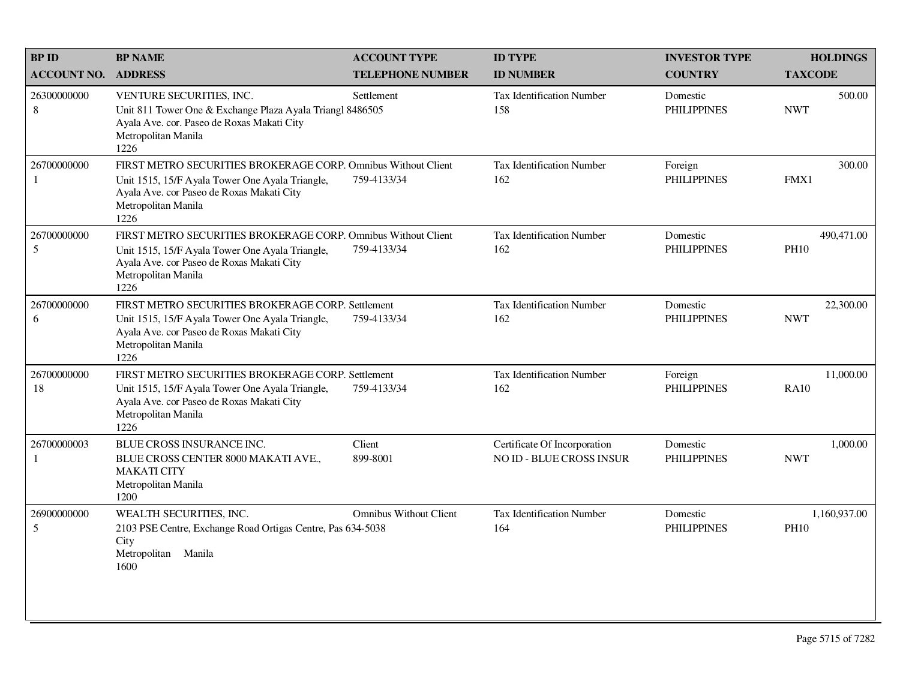| BP ID<br>ACCOUNT NO. | BP NAME<br>ADDRESS | ACCOUNT TYPE<br>TELEPHONE NUMBER | ID TYPE<br>ID NUMBER | INVESTOR TYPE<br>COUNTRY | HOLDINGS<br>TAXCODE |
|---|---|---|---|---|---|
| 26300000000<br>8 | VENTURE SECURITIES, INC.<br>Unit 811 Tower One & Exchange Plaza Ayala Triangl<br>Ayala Ave. cor. Paseo de Roxas Makati City<br>Metropolitan Manila<br>1226 | Settlement<br>8486505 | Tax Identification Number<br>158 | Domestic<br>PHILIPPINES | 500.00<br>NWT |
| 26700000000<br>1 | FIRST METRO SECURITIES BROKERAGE CORP.<br>Unit 1515, 15/F Ayala Tower One Ayala Triangle,<br>Ayala Ave. cor Paseo de Roxas Makati City<br>Metropolitan Manila<br>1226 | Omnibus Without Client<br>759-4133/34 | Tax Identification Number<br>162 | Foreign<br>PHILIPPINES | 300.00<br>FMX1 |
| 26700000000<br>5 | FIRST METRO SECURITIES BROKERAGE CORP.<br>Unit 1515, 15/F Ayala Tower One Ayala Triangle,<br>Ayala Ave. cor Paseo de Roxas Makati City<br>Metropolitan Manila<br>1226 | Omnibus Without Client<br>759-4133/34 | Tax Identification Number<br>162 | Domestic<br>PHILIPPINES | 490,471.00<br>PH10 |
| 26700000000<br>6 | FIRST METRO SECURITIES BROKERAGE CORP.<br>Unit 1515, 15/F Ayala Tower One Ayala Triangle,<br>Ayala Ave. cor Paseo de Roxas Makati City<br>Metropolitan Manila<br>1226 | Settlement<br>759-4133/34 | Tax Identification Number<br>162 | Domestic<br>PHILIPPINES | 22,300.00<br>NWT |
| 26700000000<br>18 | FIRST METRO SECURITIES BROKERAGE CORP.<br>Unit 1515, 15/F Ayala Tower One Ayala Triangle,<br>Ayala Ave. cor Paseo de Roxas Makati City<br>Metropolitan Manila<br>1226 | Settlement<br>759-4133/34 | Tax Identification Number<br>162 | Foreign<br>PHILIPPINES | 11,000.00<br>RA10 |
| 26700000003<br>1 | BLUE CROSS INSURANCE INC.<br>BLUE CROSS CENTER 8000 MAKATI AVE.,<br>MAKATI CITY<br>Metropolitan Manila<br>1200 | Client<br>899-8001 | Certificate Of Incorporation<br>NO ID - BLUE CROSS INSUR | Domestic<br>PHILIPPINES | 1,000.00<br>NWT |
| 26900000000<br>5 | WEALTH SECURITIES, INC.<br>2103 PSE Centre, Exchange Road Ortigas Centre, Pas<br>City<br>Metropolitan Manila<br>1600 | Omnibus Without Client<br>634-5038 | Tax Identification Number<br>164 | Domestic<br>PHILIPPINES | 1,160,937.00<br>PH10 |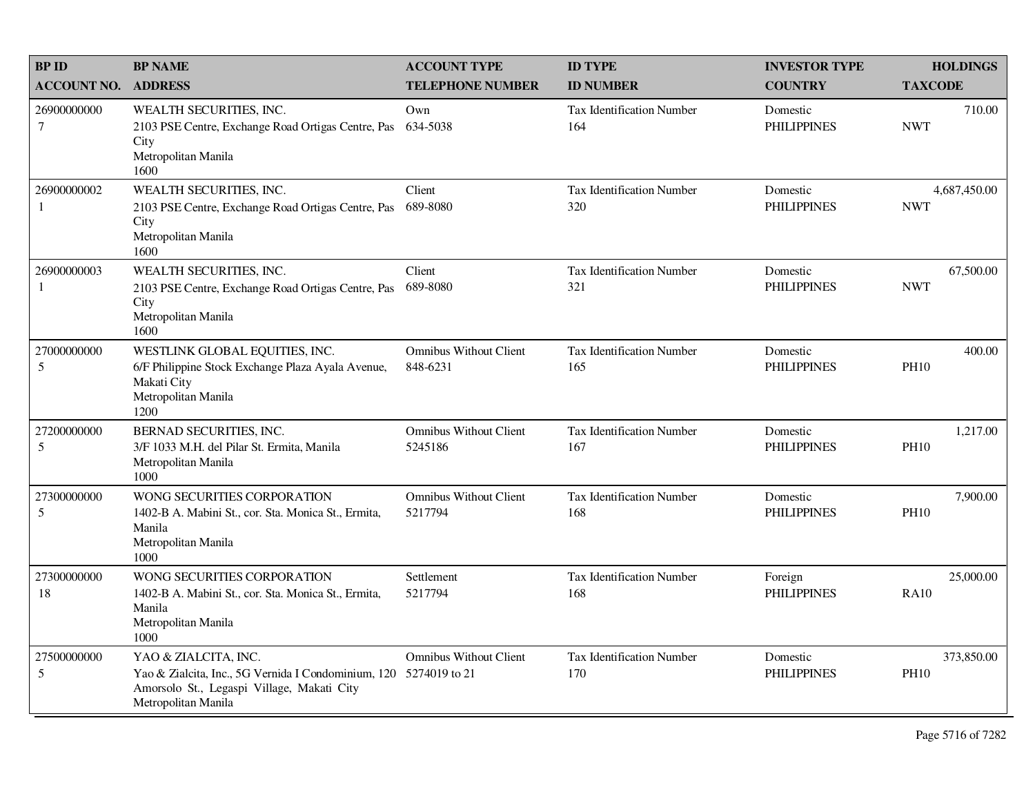| BP ID<br>ACCOUNT NO. | BP NAME<br>ADDRESS | ACCOUNT TYPE<br>TELEPHONE NUMBER | ID TYPE<br>ID NUMBER | INVESTOR TYPE<br>COUNTRY | HOLDINGS<br>TAXCODE |
|---|---|---|---|---|---|
| 26900000000<br>7 | WEALTH SECURITIES, INC.<br>2103 PSE Centre, Exchange Road Ortigas Centre, Pas City<br>Metropolitan Manila<br>1600 | Own<br>634-5038 | Tax Identification Number<br>164 | Domestic<br>PHILIPPINES | 710.00<br>NWT |
| 26900000002<br>1 | WEALTH SECURITIES, INC.<br>2103 PSE Centre, Exchange Road Ortigas Centre, Pas City<br>Metropolitan Manila<br>1600 | Client<br>689-8080 | Tax Identification Number<br>320 | Domestic<br>PHILIPPINES | 4,687,450.00<br>NWT |
| 26900000003<br>1 | WEALTH SECURITIES, INC.<br>2103 PSE Centre, Exchange Road Ortigas Centre, Pas City<br>Metropolitan Manila<br>1600 | Client<br>689-8080 | Tax Identification Number<br>321 | Domestic<br>PHILIPPINES | 67,500.00<br>NWT |
| 27000000000<br>5 | WESTLINK GLOBAL EQUITIES, INC.<br>6/F Philippine Stock Exchange Plaza Ayala Avenue, Makati City<br>Metropolitan Manila<br>1200 | Omnibus Without Client<br>848-6231 | Tax Identification Number<br>165 | Domestic<br>PHILIPPINES | 400.00<br>PH10 |
| 27200000000<br>5 | BERNAD SECURITIES, INC.<br>3/F 1033 M.H. del Pilar St. Ermita, Manila<br>Metropolitan Manila<br>1000 | Omnibus Without Client<br>5245186 | Tax Identification Number<br>167 | Domestic<br>PHILIPPINES | 1,217.00<br>PH10 |
| 27300000000<br>5 | WONG SECURITIES CORPORATION<br>1402-B A. Mabini St., cor. Sta. Monica St., Ermita, Manila<br>Metropolitan Manila<br>1000 | Omnibus Without Client<br>5217794 | Tax Identification Number<br>168 | Domestic<br>PHILIPPINES | 7,900.00<br>PH10 |
| 27300000000<br>18 | WONG SECURITIES CORPORATION<br>1402-B A. Mabini St., cor. Sta. Monica St., Ermita, Manila<br>Metropolitan Manila<br>1000 | Settlement<br>5217794 | Tax Identification Number<br>168 | Foreign<br>PHILIPPINES | 25,000.00<br>RA10 |
| 27500000000<br>5 | YAO & ZIALCITA, INC.<br>Yao & Zialcita, Inc., 5G Vernida I Condominium, 120 Amorsolo St., Legaspi Village, Makati City<br>Metropolitan Manila | Omnibus Without Client<br>5274019 to 21 | Tax Identification Number<br>170 | Domestic<br>PHILIPPINES | 373,850.00<br>PH10 |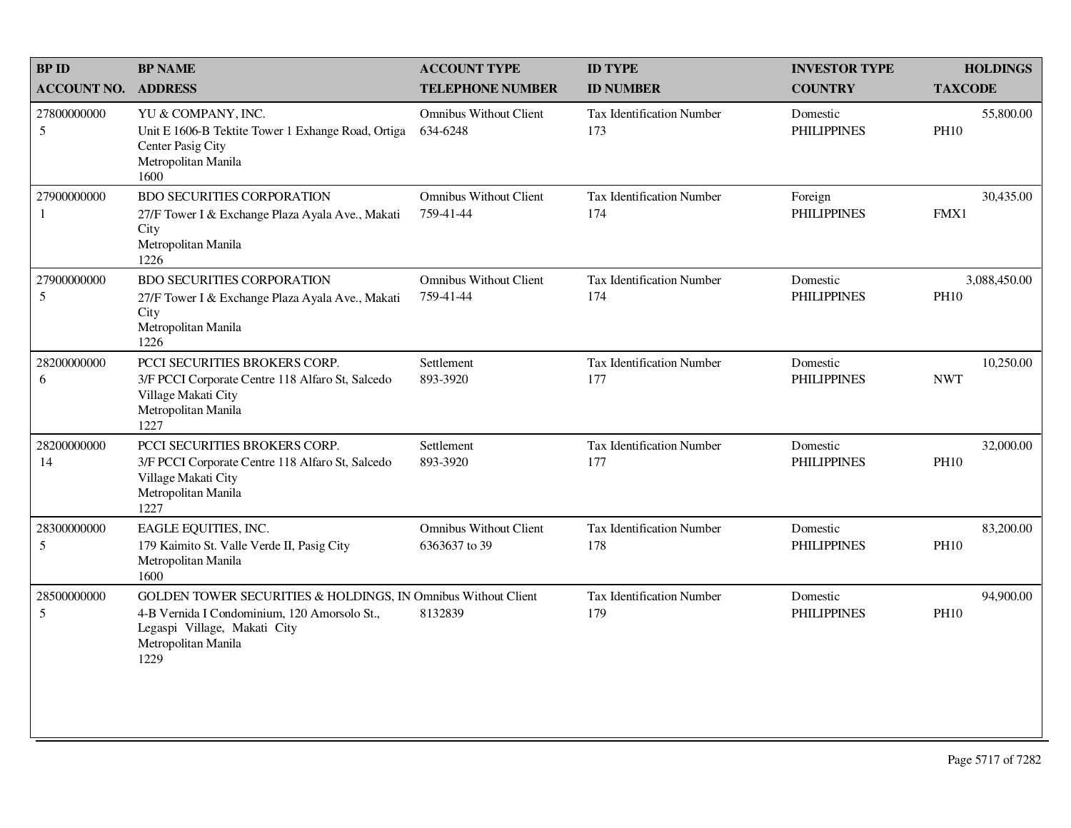| BP ID<br>ACCOUNT NO. | BP NAME<br>ADDRESS | ACCOUNT TYPE<br>TELEPHONE NUMBER | ID TYPE<br>ID NUMBER | INVESTOR TYPE<br>COUNTRY | HOLDINGS<br>TAXCODE |
|---|---|---|---|---|---|
| 27800000000<br>5 | YU & COMPANY, INC.<br>Unit E 1606-B Tektite Tower 1 Exhange Road, Ortiga Center Pasig City<br>Metropolitan Manila<br>1600 | Omnibus Without Client<br>634-6248 | Tax Identification Number<br>173 | Domestic<br>PHILIPPINES | 55,800.00<br>PH10 |
| 27900000000<br>1 | BDO SECURITIES CORPORATION<br>27/F Tower I & Exchange Plaza Ayala Ave., Makati City<br>Metropolitan Manila<br>1226 | Omnibus Without Client<br>759-41-44 | Tax Identification Number<br>174 | Foreign<br>PHILIPPINES | 30,435.00<br>FMX1 |
| 27900000000<br>5 | BDO SECURITIES CORPORATION<br>27/F Tower I & Exchange Plaza Ayala Ave., Makati City<br>Metropolitan Manila<br>1226 | Omnibus Without Client<br>759-41-44 | Tax Identification Number<br>174 | Domestic<br>PHILIPPINES | 3,088,450.00<br>PH10 |
| 28200000000<br>6 | PCCI SECURITIES BROKERS CORP.<br>3/F PCCI Corporate Centre 118 Alfaro St, Salcedo Village Makati City<br>Metropolitan Manila<br>1227 | Settlement<br>893-3920 | Tax Identification Number<br>177 | Domestic<br>PHILIPPINES | 10,250.00<br>NWT |
| 28200000000<br>14 | PCCI SECURITIES BROKERS CORP.<br>3/F PCCI Corporate Centre 118 Alfaro St, Salcedo Village Makati City<br>Metropolitan Manila<br>1227 | Settlement<br>893-3920 | Tax Identification Number<br>177 | Domestic<br>PHILIPPINES | 32,000.00<br>PH10 |
| 28300000000<br>5 | EAGLE EQUITIES, INC.<br>179 Kaimito St. Valle Verde II, Pasig City<br>Metropolitan Manila<br>1600 | Omnibus Without Client<br>6363637 to 39 | Tax Identification Number<br>178 | Domestic<br>PHILIPPINES | 83,200.00<br>PH10 |
| 28500000000<br>5 | GOLDEN TOWER SECURITIES & HOLDINGS, IN<br>4-B Vernida I Condominium, 120 Amorsolo St., Legaspi Village, Makati City<br>Metropolitan Manila<br>1229 | Omnibus Without Client<br>8132839 | Tax Identification Number<br>179 | Domestic<br>PHILIPPINES | 94,900.00<br>PH10 |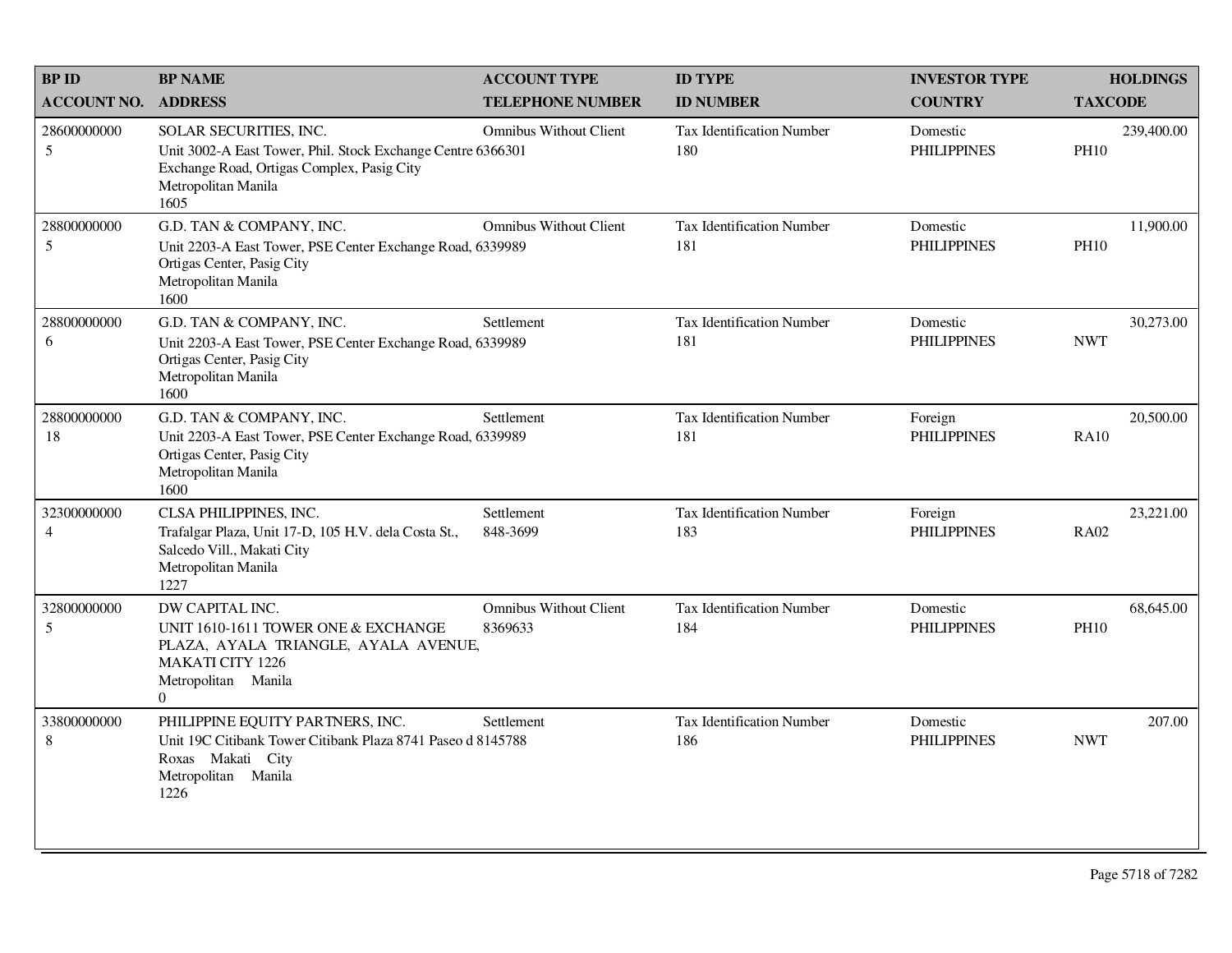| BP ID<br>ACCOUNT NO. | BP NAME<br>ADDRESS | ACCOUNT TYPE<br>TELEPHONE NUMBER | ID TYPE<br>ID NUMBER | INVESTOR TYPE<br>COUNTRY | HOLDINGS<br>TAXCODE |
|---|---|---|---|---|---|
| 28600000000<br>5 | SOLAR SECURITIES, INC.<br>Unit 3002-A East Tower, Phil. Stock Exchange Centre<br>Exchange Road, Ortigas Complex, Pasig City<br>Metropolitan Manila<br>1605 | Omnibus Without Client<br>6366301 | Tax Identification Number<br>180 | Domestic<br>PHILIPPINES | 239,400.00<br>PH10 |
| 28800000000<br>5 | G.D. TAN & COMPANY, INC.<br>Unit 2203-A East Tower, PSE Center Exchange Road,<br>Ortigas Center, Pasig City<br>Metropolitan Manila<br>1600 | Omnibus Without Client<br>6339989 | Tax Identification Number<br>181 | Domestic<br>PHILIPPINES | 11,900.00<br>PH10 |
| 28800000000<br>6 | G.D. TAN & COMPANY, INC.<br>Unit 2203-A East Tower, PSE Center Exchange Road,<br>Ortigas Center, Pasig City<br>Metropolitan Manila<br>1600 | Settlement<br>6339989 | Tax Identification Number<br>181 | Domestic<br>PHILIPPINES | 30,273.00<br>NWT |
| 28800000000<br>18 | G.D. TAN & COMPANY, INC.<br>Unit 2203-A East Tower, PSE Center Exchange Road,<br>Ortigas Center, Pasig City<br>Metropolitan Manila<br>1600 | Settlement<br>6339989 | Tax Identification Number<br>181 | Foreign<br>PHILIPPINES | 20,500.00<br>RA10 |
| 32300000000<br>4 | CLSA PHILIPPINES, INC.<br>Trafalgar Plaza, Unit 17-D, 105 H.V. dela Costa St.,<br>Salcedo Vill., Makati City<br>Metropolitan Manila<br>1227 | Settlement<br>848-3699 | Tax Identification Number<br>183 | Foreign<br>PHILIPPINES | 23,221.00<br>RA02 |
| 32800000000<br>5 | DW CAPITAL INC.<br>UNIT 1610-1611 TOWER ONE & EXCHANGE<br>PLAZA, AYALA TRIANGLE, AYALA AVENUE,<br>MAKATI CITY 1226<br>Metropolitan Manila<br>0 | Omnibus Without Client<br>8369633 | Tax Identification Number<br>184 | Domestic<br>PHILIPPINES | 68,645.00<br>PH10 |
| 33800000000<br>8 | PHILIPPINE EQUITY PARTNERS, INC.<br>Unit 19C Citibank Tower Citibank Plaza 8741 Paseo d<br>Roxas Makati City<br>Metropolitan Manila<br>1226 | Settlement<br>8145788 | Tax Identification Number<br>186 | Domestic<br>PHILIPPINES | 207.00<br>NWT |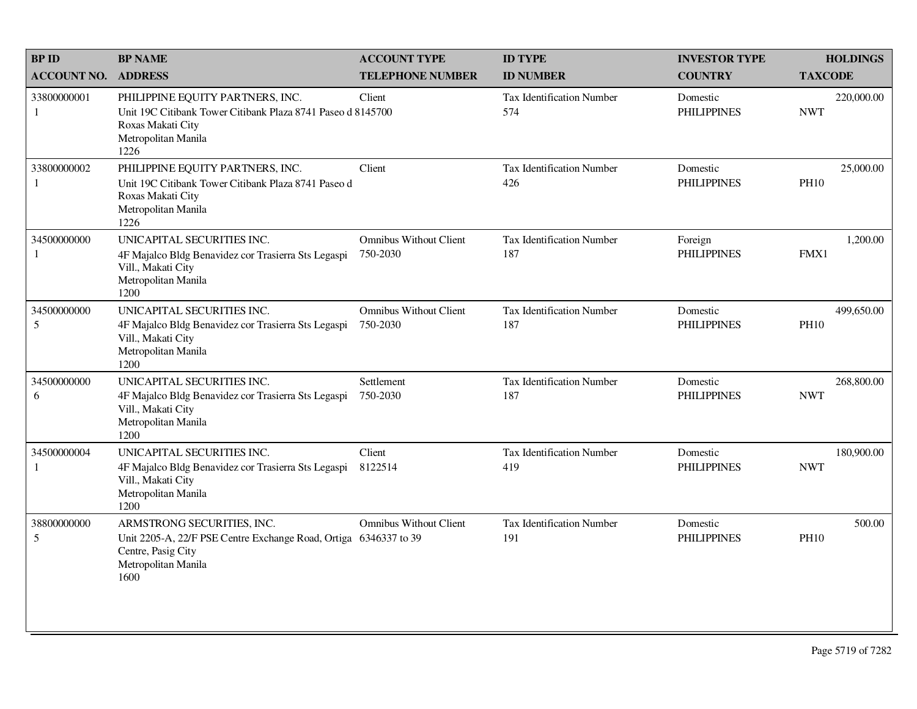| BP ID<br>ACCOUNT NO. | BP NAME<br>ADDRESS | ACCOUNT TYPE<br>TELEPHONE NUMBER | ID TYPE<br>ID NUMBER | INVESTOR TYPE<br>COUNTRY | HOLDINGS<br>TAXCODE |
|---|---|---|---|---|---|
| 33800000001<br>1 | PHILIPPINE EQUITY PARTNERS, INC.<br>Unit 19C Citibank Tower Citibank Plaza 8741 Paseo d Roxas Makati City<br>Metropolitan Manila<br>1226 | Client<br>8145700 | Tax Identification Number<br>574 | Domestic<br>PHILIPPINES | 220,000.00<br>NWT |
| 33800000002<br>1 | PHILIPPINE EQUITY PARTNERS, INC.<br>Unit 19C Citibank Tower Citibank Plaza 8741 Paseo d Roxas Makati City<br>Metropolitan Manila<br>1226 | Client | Tax Identification Number<br>426 | Domestic<br>PHILIPPINES | 25,000.00<br>PH10 |
| 34500000000<br>1 | UNICAPITAL SECURITIES INC.<br>4F Majalco Bldg Benavidez cor Trasierra Sts Legaspi Vill., Makati City<br>Metropolitan Manila<br>1200 | Omnibus Without Client<br>750-2030 | Tax Identification Number<br>187 | Foreign<br>PHILIPPINES | 1,200.00<br>FMX1 |
| 34500000000<br>5 | UNICAPITAL SECURITIES INC.<br>4F Majalco Bldg Benavidez cor Trasierra Sts Legaspi Vill., Makati City<br>Metropolitan Manila<br>1200 | Omnibus Without Client<br>750-2030 | Tax Identification Number<br>187 | Domestic<br>PHILIPPINES | 499,650.00<br>PH10 |
| 34500000000<br>6 | UNICAPITAL SECURITIES INC.<br>4F Majalco Bldg Benavidez cor Trasierra Sts Legaspi Vill., Makati City<br>Metropolitan Manila<br>1200 | Settlement<br>750-2030 | Tax Identification Number<br>187 | Domestic<br>PHILIPPINES | 268,800.00<br>NWT |
| 34500000004<br>1 | UNICAPITAL SECURITIES INC.<br>4F Majalco Bldg Benavidez cor Trasierra Sts Legaspi Vill., Makati City<br>Metropolitan Manila<br>1200 | Client<br>8122514 | Tax Identification Number<br>419 | Domestic<br>PHILIPPINES | 180,900.00<br>NWT |
| 38800000000<br>5 | ARMSTRONG SECURITIES, INC.<br>Unit 2205-A, 22/F PSE Centre Exchange Road, Ortiga Centre, Pasig City<br>Metropolitan Manila<br>1600 | Omnibus Without Client<br>6346337 to 39 | Tax Identification Number<br>191 | Domestic<br>PHILIPPINES | 500.00<br>PH10 |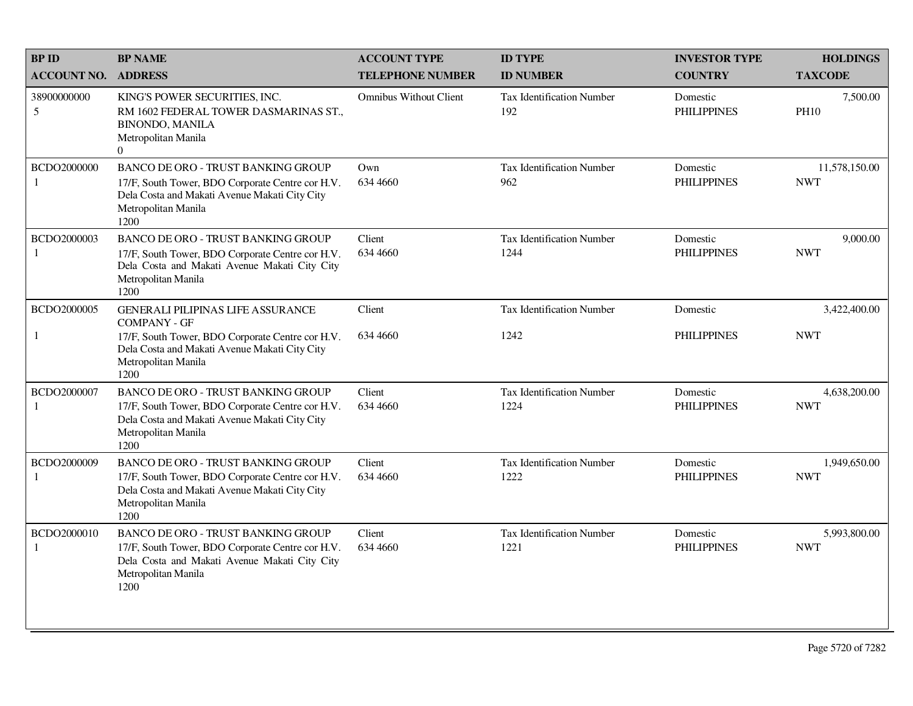| BP ID<br>ACCOUNT NO. | BP NAME<br>ADDRESS | ACCOUNT TYPE<br>TELEPHONE NUMBER | ID TYPE<br>ID NUMBER | INVESTOR TYPE<br>COUNTRY | HOLDINGS<br>TAXCODE |
|---|---|---|---|---|---|
| 38900000000<br>5 | KING'S POWER SECURITIES, INC.<br>RM 1602 FEDERAL TOWER DASMARINAS ST., BINONDO, MANILA<br>Metropolitan Manila<br>0 | Omnibus Without Client | Tax Identification Number<br>192 | Domestic<br>PHILIPPINES | 7,500.00<br>PH10 |
| BCDO2000000<br>1 | BANCO DE ORO - TRUST BANKING GROUP<br>17/F, South Tower, BDO Corporate Centre cor H.V. Dela Costa and Makati Avenue Makati City City<br>Metropolitan Manila<br>1200 | Own<br>634 4660 | Tax Identification Number<br>962 | Domestic<br>PHILIPPINES | 11,578,150.00<br>NWT |
| BCDO2000003<br>1 | BANCO DE ORO - TRUST BANKING GROUP<br>17/F, South Tower, BDO Corporate Centre cor H.V. Dela Costa and Makati Avenue Makati City City<br>Metropolitan Manila<br>1200 | Client<br>634 4660 | Tax Identification Number<br>1244 | Domestic<br>PHILIPPINES | 9,000.00<br>NWT |
| BCDO2000005<br>1 | GENERALI PILIPINAS LIFE ASSURANCE COMPANY - GF<br>17/F, South Tower, BDO Corporate Centre cor H.V. Dela Costa and Makati Avenue Makati City City<br>Metropolitan Manila<br>1200 | Client<br>634 4660 | Tax Identification Number<br>1242 | Domestic<br>PHILIPPINES | 3,422,400.00<br>NWT |
| BCDO2000007<br>1 | BANCO DE ORO - TRUST BANKING GROUP<br>17/F, South Tower, BDO Corporate Centre cor H.V. Dela Costa and Makati Avenue Makati City City<br>Metropolitan Manila<br>1200 | Client<br>634 4660 | Tax Identification Number<br>1224 | Domestic<br>PHILIPPINES | 4,638,200.00<br>NWT |
| BCDO2000009<br>1 | BANCO DE ORO - TRUST BANKING GROUP<br>17/F, South Tower, BDO Corporate Centre cor H.V. Dela Costa and Makati Avenue Makati City City<br>Metropolitan Manila<br>1200 | Client<br>634 4660 | Tax Identification Number<br>1222 | Domestic<br>PHILIPPINES | 1,949,650.00<br>NWT |
| BCDO2000010<br>1 | BANCO DE ORO - TRUST BANKING GROUP<br>17/F, South Tower, BDO Corporate Centre cor H.V. Dela Costa and Makati Avenue Makati City City<br>Metropolitan Manila<br>1200 | Client<br>634 4660 | Tax Identification Number<br>1221 | Domestic<br>PHILIPPINES | 5,993,800.00<br>NWT |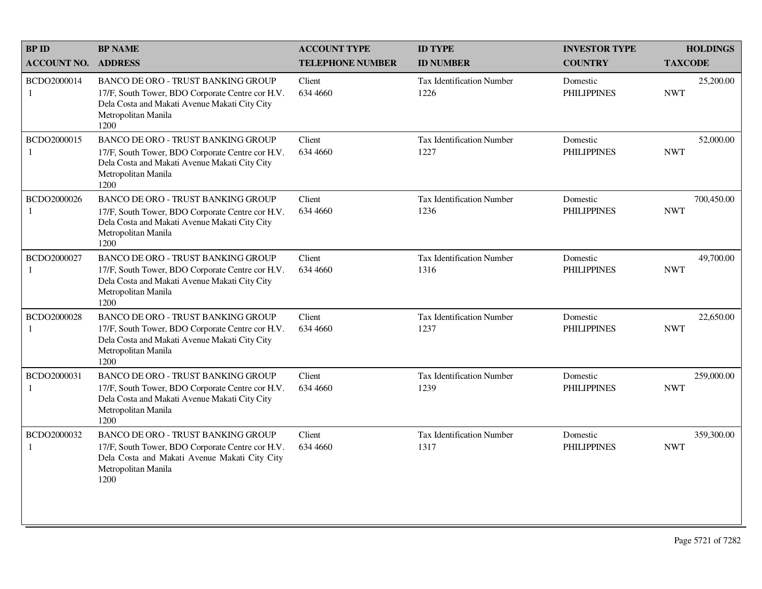| BP ID<br>ACCOUNT NO. | BP NAME<br>ADDRESS | ACCOUNT TYPE<br>TELEPHONE NUMBER | ID TYPE<br>ID NUMBER | INVESTOR TYPE<br>COUNTRY | HOLDINGS<br>TAXCODE |
|---|---|---|---|---|---|
| BCDO2000014<br>1 | BANCO DE ORO - TRUST BANKING GROUP<br>17/F, South Tower, BDO Corporate Centre cor H.V. Dela Costa and Makati Avenue Makati City City Metropolitan Manila<br>1200 | Client<br>634 4660 | Tax Identification Number<br>1226 | Domestic<br>PHILIPPINES | 25,200.00<br>NWT |
| BCDO2000015<br>1 | BANCO DE ORO - TRUST BANKING GROUP<br>17/F, South Tower, BDO Corporate Centre cor H.V. Dela Costa and Makati Avenue Makati City City Metropolitan Manila<br>1200 | Client<br>634 4660 | Tax Identification Number<br>1227 | Domestic<br>PHILIPPINES | 52,000.00<br>NWT |
| BCDO2000026<br>1 | BANCO DE ORO - TRUST BANKING GROUP<br>17/F, South Tower, BDO Corporate Centre cor H.V. Dela Costa and Makati Avenue Makati City City Metropolitan Manila<br>1200 | Client<br>634 4660 | Tax Identification Number<br>1236 | Domestic<br>PHILIPPINES | 700,450.00<br>NWT |
| BCDO2000027<br>1 | BANCO DE ORO - TRUST BANKING GROUP<br>17/F, South Tower, BDO Corporate Centre cor H.V. Dela Costa and Makati Avenue Makati City City Metropolitan Manila<br>1200 | Client<br>634 4660 | Tax Identification Number<br>1316 | Domestic<br>PHILIPPINES | 49,700.00<br>NWT |
| BCDO2000028<br>1 | BANCO DE ORO - TRUST BANKING GROUP<br>17/F, South Tower, BDO Corporate Centre cor H.V. Dela Costa and Makati Avenue Makati City City Metropolitan Manila<br>1200 | Client<br>634 4660 | Tax Identification Number<br>1237 | Domestic<br>PHILIPPINES | 22,650.00<br>NWT |
| BCDO2000031<br>1 | BANCO DE ORO - TRUST BANKING GROUP<br>17/F, South Tower, BDO Corporate Centre cor H.V. Dela Costa and Makati Avenue Makati City City Metropolitan Manila<br>1200 | Client<br>634 4660 | Tax Identification Number<br>1239 | Domestic<br>PHILIPPINES | 259,000.00<br>NWT |
| BCDO2000032<br>1 | BANCO DE ORO - TRUST BANKING GROUP<br>17/F, South Tower, BDO Corporate Centre cor H.V. Dela Costa and Makati Avenue Makati City City Metropolitan Manila<br>1200 | Client<br>634 4660 | Tax Identification Number<br>1317 | Domestic<br>PHILIPPINES | 359,300.00<br>NWT |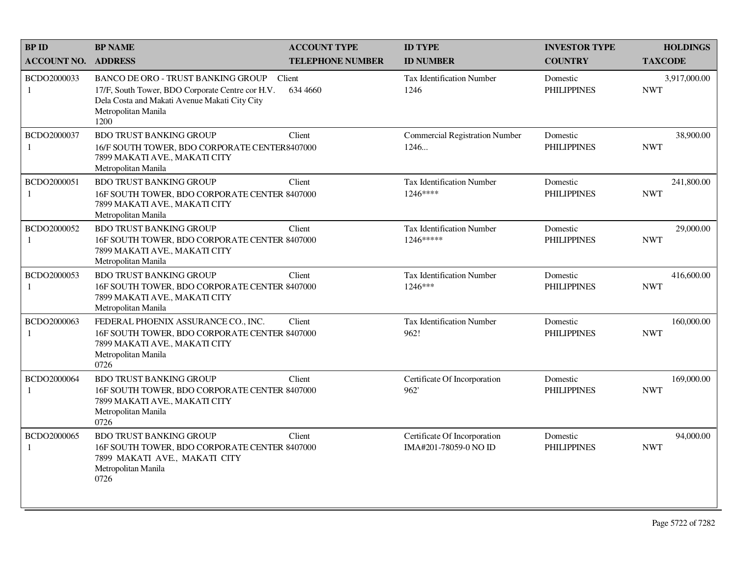| BP ID<br>ACCOUNT NO. | BP NAME<br>ADDRESS | ACCOUNT TYPE<br>TELEPHONE NUMBER | ID TYPE<br>ID NUMBER | INVESTOR TYPE<br>COUNTRY | HOLDINGS<br>TAXCODE |
|---|---|---|---|---|---|
| BCDO2000033<br>1 | BANCO DE ORO - TRUST BANKING GROUP<br>17/F, South Tower, BDO Corporate Centre cor H.V. Dela Costa and Makati Avenue Makati City City<br>Metropolitan Manila<br>1200 | Client<br>634 4660 | Tax Identification Number<br>1246 | Domestic<br>PHILIPPINES | 3,917,000.00<br>NWT |
| BCDO2000037<br>1 | BDO TRUST BANKING GROUP<br>16/F SOUTH TOWER, BDO CORPORATE CENTER<br>7899 MAKATI AVE., MAKATI CITY<br>Metropolitan Manila | Client<br>8407000 | Commercial Registration Number<br>1246... | Domestic<br>PHILIPPINES | 38,900.00<br>NWT |
| BCDO2000051<br>1 | BDO TRUST BANKING GROUP<br>16F SOUTH TOWER, BDO CORPORATE CENTER<br>7899 MAKATI AVE., MAKATI CITY<br>Metropolitan Manila | Client<br>8407000 | Tax Identification Number<br>1246**** | Domestic<br>PHILIPPINES | 241,800.00<br>NWT |
| BCDO2000052<br>1 | BDO TRUST BANKING GROUP<br>16F SOUTH TOWER, BDO CORPORATE CENTER<br>7899 MAKATI AVE., MAKATI CITY<br>Metropolitan Manila | Client<br>8407000 | Tax Identification Number<br>1246***** | Domestic<br>PHILIPPINES | 29,000.00<br>NWT |
| BCDO2000053<br>1 | BDO TRUST BANKING GROUP<br>16F SOUTH TOWER, BDO CORPORATE CENTER<br>7899 MAKATI AVE., MAKATI CITY<br>Metropolitan Manila | Client<br>8407000 | Tax Identification Number<br>1246*** | Domestic<br>PHILIPPINES | 416,600.00<br>NWT |
| BCDO2000063<br>1 | FEDERAL PHOENIX ASSURANCE CO., INC.<br>16F SOUTH TOWER, BDO CORPORATE CENTER<br>7899 MAKATI AVE., MAKATI CITY<br>Metropolitan Manila<br>0726 | Client<br>8407000 | Tax Identification Number<br>962! | Domestic<br>PHILIPPINES | 160,000.00<br>NWT |
| BCDO2000064<br>1 | BDO TRUST BANKING GROUP<br>16F SOUTH TOWER, BDO CORPORATE CENTER<br>7899 MAKATI AVE., MAKATI CITY<br>Metropolitan Manila<br>0726 | Client<br>8407000 | Certificate Of Incorporation<br>962' | Domestic<br>PHILIPPINES | 169,000.00<br>NWT |
| BCDO2000065<br>1 | BDO TRUST BANKING GROUP<br>16F SOUTH TOWER, BDO CORPORATE CENTER<br>7899 MAKATI AVE., MAKATI CITY<br>Metropolitan Manila<br>0726 | Client<br>8407000 | Certificate Of Incorporation<br>IMA#201-78059-0 NO ID | Domestic<br>PHILIPPINES | 94,000.00<br>NWT |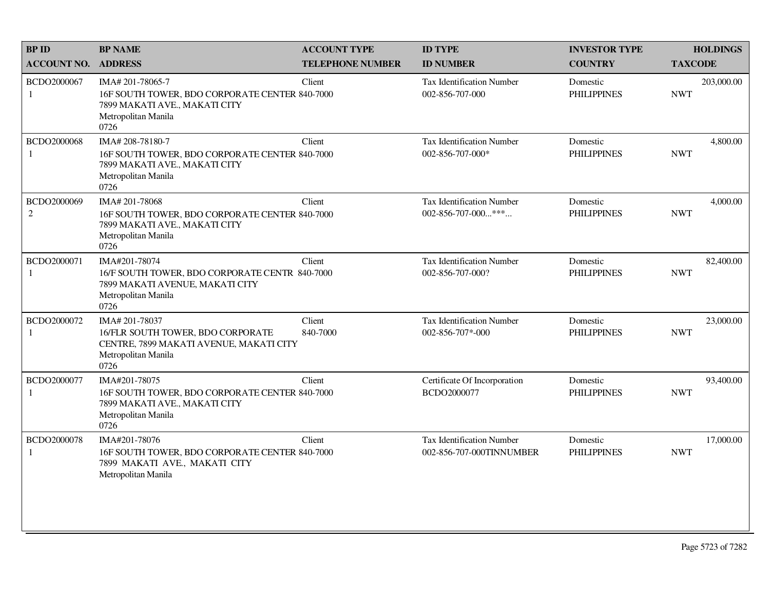| BP ID<br>ACCOUNT NO. | BP NAME<br>ADDRESS | ACCOUNT TYPE<br>TELEPHONE NUMBER | ID TYPE<br>ID NUMBER | INVESTOR TYPE<br>COUNTRY | HOLDINGS<br>TAXCODE |
|---|---|---|---|---|---|
| BCDO2000067<br>1 | IMA# 201-78065-7<br>16F SOUTH TOWER, BDO CORPORATE CENTER<br>7899 MAKATI AVE., MAKATI CITY<br>Metropolitan Manila<br>0726 | Client<br>840-7000 | Tax Identification Number<br>002-856-707-000 | Domestic<br>PHILIPPINES | 203,000.00<br>NWT |
| BCDO2000068<br>1 | IMA# 208-78180-7<br>16F SOUTH TOWER, BDO CORPORATE CENTER<br>7899 MAKATI AVE., MAKATI CITY<br>Metropolitan Manila<br>0726 | Client<br>840-7000 | Tax Identification Number<br>002-856-707-000* | Domestic<br>PHILIPPINES | 4,800.00<br>NWT |
| BCDO2000069<br>2 | IMA# 201-78068<br>16F SOUTH TOWER, BDO CORPORATE CENTER<br>7899 MAKATI AVE., MAKATI CITY<br>Metropolitan Manila<br>0726 | Client<br>840-7000 | Tax Identification Number<br>002-856-707-000...***... | Domestic<br>PHILIPPINES | 4,000.00<br>NWT |
| BCDO2000071<br>1 | IMA#201-78074<br>16/F SOUTH TOWER, BDO CORPORATE CENTR<br>7899 MAKATI AVENUE, MAKATI CITY<br>Metropolitan Manila<br>0726 | Client<br>840-7000 | Tax Identification Number<br>002-856-707-000? | Domestic<br>PHILIPPINES | 82,400.00<br>NWT |
| BCDO2000072<br>1 | IMA# 201-78037<br>16/FLR SOUTH TOWER, BDO CORPORATE<br>CENTRE, 7899 MAKATI AVENUE, MAKATI CITY<br>Metropolitan Manila<br>0726 | Client<br>840-7000 | Tax Identification Number<br>002-856-707*-000 | Domestic<br>PHILIPPINES | 23,000.00<br>NWT |
| BCDO2000077<br>1 | IMA#201-78075<br>16F SOUTH TOWER, BDO CORPORATE CENTER<br>7899 MAKATI AVE., MAKATI CITY<br>Metropolitan Manila<br>0726 | Client<br>840-7000 | Certificate Of Incorporation<br>BCDO2000077 | Domestic<br>PHILIPPINES | 93,400.00<br>NWT |
| BCDO2000078<br>1 | IMA#201-78076<br>16F SOUTH TOWER, BDO CORPORATE CENTER<br>7899 MAKATI AVE., MAKATI CITY<br>Metropolitan Manila | Client<br>840-7000 | Tax Identification Number<br>002-856-707-000TINNUMBER | Domestic<br>PHILIPPINES | 17,000.00<br>NWT |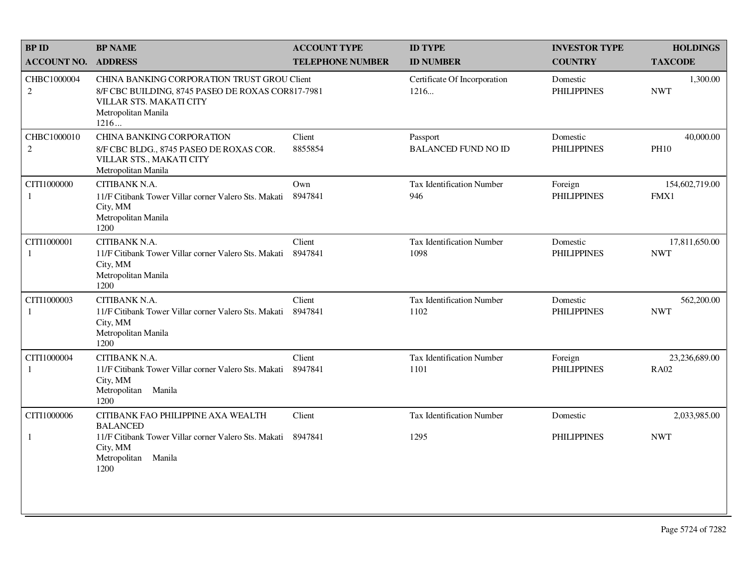| BP ID<br>ACCOUNT NO. | BP NAME<br>ADDRESS | ACCOUNT TYPE<br>TELEPHONE NUMBER | ID TYPE<br>ID NUMBER | INVESTOR TYPE<br>COUNTRY | HOLDINGS<br>TAXCODE |
|---|---|---|---|---|---|
| CHBC1000004<br>2 | CHINA BANKING CORPORATION TRUST GROU<br>8/F CBC BUILDING, 8745 PASEO DE ROXAS COR<br>VILLAR STS. MAKATI CITY<br>Metropolitan Manila<br>1216... | Client<br>817-7981 | Certificate Of Incorporation<br>1216... | Domestic<br>PHILIPPINES | 1,300.00<br>NWT |
| CHBC1000010<br>2 | CHINA BANKING CORPORATION<br>8/F CBC BLDG., 8745 PASEO DE ROXAS COR.<br>VILLAR STS., MAKATI CITY<br>Metropolitan Manila | Client<br>8855854 | Passport<br>BALANCED FUND NO ID | Domestic<br>PHILIPPINES | 40,000.00<br>PH10 |
| CITI1000000<br>1 | CITIBANK N.A.<br>11/F Citibank Tower Villar corner Valero Sts. Makati City, MM<br>Metropolitan Manila<br>1200 | Own<br>8947841 | Tax Identification Number<br>946 | Foreign<br>PHILIPPINES | 154,602,719.00<br>FMX1 |
| CITI1000001<br>1 | CITIBANK N.A.<br>11/F Citibank Tower Villar corner Valero Sts. Makati City, MM<br>Metropolitan Manila<br>1200 | Client<br>8947841 | Tax Identification Number<br>1098 | Domestic<br>PHILIPPINES | 17,811,650.00<br>NWT |
| CITI1000003<br>1 | CITIBANK N.A.<br>11/F Citibank Tower Villar corner Valero Sts. Makati City, MM<br>Metropolitan Manila<br>1200 | Client<br>8947841 | Tax Identification Number<br>1102 | Domestic<br>PHILIPPINES | 562,200.00<br>NWT |
| CITI1000004<br>1 | CITIBANK N.A.<br>11/F Citibank Tower Villar corner Valero Sts. Makati City, MM<br>Metropolitan Manila<br>1200 | Client<br>8947841 | Tax Identification Number<br>1101 | Foreign<br>PHILIPPINES | 23,236,689.00<br>RA02 |
| CITI1000006<br>1 | CITIBANK FAO PHILIPPINE AXA WEALTH BALANCED<br>11/F Citibank Tower Villar corner Valero Sts. Makati City, MM<br>Metropolitan Manila<br>1200 | Client<br>8947841 | Tax Identification Number<br>1295 | Domestic<br>PHILIPPINES | 2,033,985.00<br>NWT |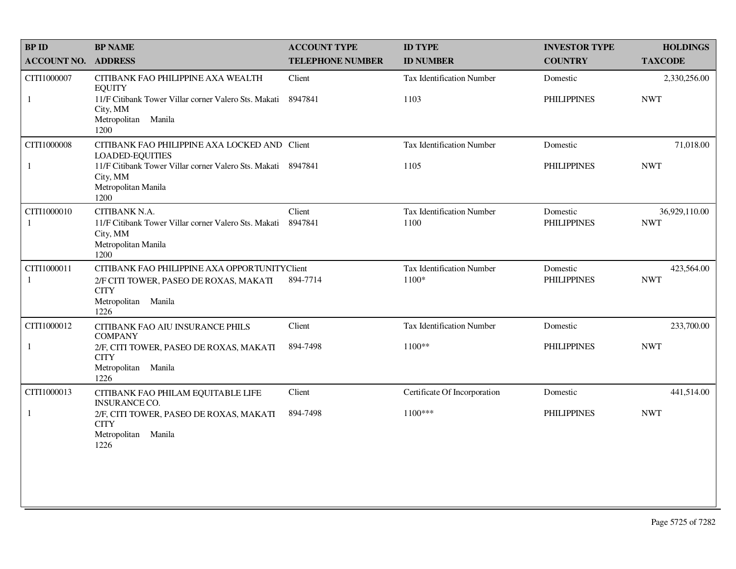| BP ID<br>ACCOUNT NO. | BP NAME<br>ADDRESS | ACCOUNT TYPE<br>TELEPHONE NUMBER | ID TYPE<br>ID NUMBER | INVESTOR TYPE<br>COUNTRY | HOLDINGS<br>TAXCODE |
|---|---|---|---|---|---|
| CITI1000007<br>1 | CITIBANK FAO PHILIPPINE AXA WEALTH EQUITY<br>11/F Citibank Tower Villar corner Valero Sts. Makati City, MM<br>Metropolitan Manila<br>1200 | Client<br>8947841 | Tax Identification Number<br>1103 | Domestic<br>PHILIPPINES | 2,330,256.00<br>NWT |
| CITI1000008<br>1 | CITIBANK FAO PHILIPPINE AXA LOCKED AND LOADED-EQUITIES<br>11/F Citibank Tower Villar corner Valero Sts. Makati City, MM<br>Metropolitan Manila<br>1200 | Client<br>8947841 | Tax Identification Number<br>1105 | Domestic<br>PHILIPPINES | 71,018.00<br>NWT |
| CITI1000010<br>1 | CITIBANK N.A.<br>11/F Citibank Tower Villar corner Valero Sts. Makati City, MM<br>Metropolitan Manila<br>1200 | Client<br>8947841 | Tax Identification Number<br>1100 | Domestic<br>PHILIPPINES | 36,929,110.00<br>NWT |
| CITI1000011<br>1 | CITIBANK FAO PHILIPPINE AXA OPPORTUNITY<br>2/F CITI TOWER, PASEO DE ROXAS, MAKATI CITY<br>Metropolitan Manila<br>1226 | Client<br>894-7714 | Tax Identification Number<br>1100* | Domestic<br>PHILIPPINES | 423,564.00<br>NWT |
| CITI1000012<br>1 | CITIBANK FAO AIU INSURANCE PHILS COMPANY<br>2/F, CITI TOWER, PASEO DE ROXAS, MAKATI CITY<br>Metropolitan Manila<br>1226 | Client<br>894-7498 | Tax Identification Number<br>1100** | Domestic<br>PHILIPPINES | 233,700.00<br>NWT |
| CITI1000013<br>1 | CITIBANK FAO PHILAM EQUITABLE LIFE INSURANCE CO.<br>2/F, CITI TOWER, PASEO DE ROXAS, MAKATI CITY<br>Metropolitan Manila<br>1226 | Client<br>894-7498 | Certificate Of Incorporation<br>1100*** | Domestic<br>PHILIPPINES | 441,514.00<br>NWT |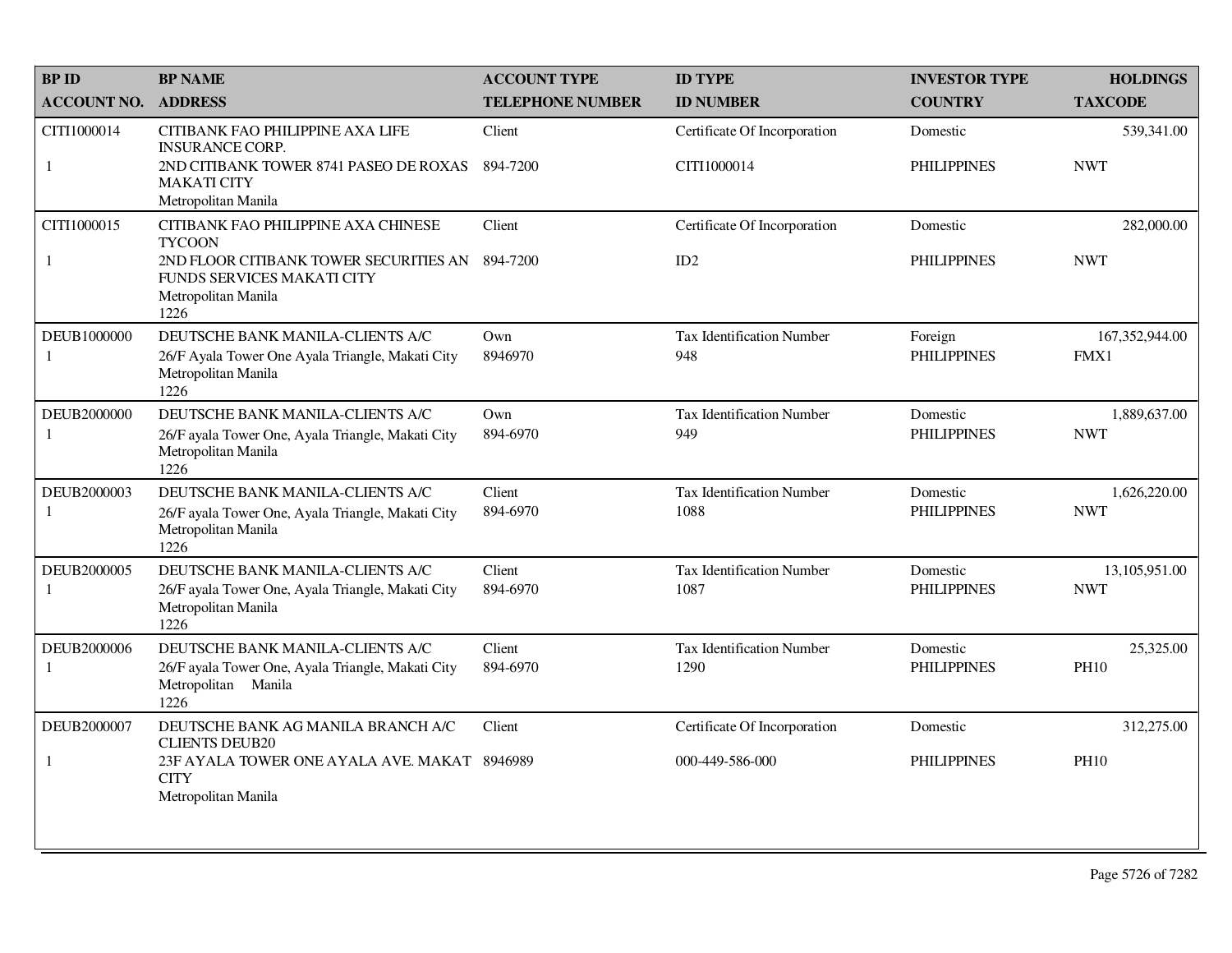| BP ID<br>ACCOUNT NO. | BP NAME<br>ADDRESS | ACCOUNT TYPE<br>TELEPHONE NUMBER | ID TYPE<br>ID NUMBER | INVESTOR TYPE<br>COUNTRY | HOLDINGS<br>TAXCODE |
|---|---|---|---|---|---|
| CITI1000014<br>1 | CITIBANK FAO PHILIPPINE AXA LIFE INSURANCE CORP.<br>2ND CITIBANK TOWER 8741 PASEO DE ROXAS MAKATI CITY<br>Metropolitan Manila | Client<br>894-7200 | Certificate Of Incorporation<br>CITI1000014 | Domestic<br>PHILIPPINES | 539,341.00<br>NWT |
| CITI1000015<br>1 | CITIBANK FAO PHILIPPINE AXA CHINESE TYCOON<br>2ND FLOOR CITIBANK TOWER SECURITIES AN FUNDS SERVICES MAKATI CITY<br>Metropolitan Manila<br>1226 | Client<br>894-7200 | Certificate Of Incorporation<br>ID2 | Domestic<br>PHILIPPINES | 282,000.00<br>NWT |
| DEUB1000000<br>1 | DEUTSCHE BANK MANILA-CLIENTS A/C<br>26/F Ayala Tower One Ayala Triangle, Makati City<br>Metropolitan Manila<br>1226 | Own<br>8946970 | Tax Identification Number<br>948 | Foreign<br>PHILIPPINES | 167,352,944.00<br>FMX1 |
| DEUB2000000<br>1 | DEUTSCHE BANK MANILA-CLIENTS A/C<br>26/F ayala Tower One, Ayala Triangle, Makati City<br>Metropolitan Manila<br>1226 | Own<br>894-6970 | Tax Identification Number<br>949 | Domestic<br>PHILIPPINES | 1,889,637.00<br>NWT |
| DEUB2000003<br>1 | DEUTSCHE BANK MANILA-CLIENTS A/C<br>26/F ayala Tower One, Ayala Triangle, Makati City<br>Metropolitan Manila<br>1226 | Client<br>894-6970 | Tax Identification Number<br>1088 | Domestic<br>PHILIPPINES | 1,626,220.00<br>NWT |
| DEUB2000005<br>1 | DEUTSCHE BANK MANILA-CLIENTS A/C<br>26/F ayala Tower One, Ayala Triangle, Makati City<br>Metropolitan Manila<br>1226 | Client<br>894-6970 | Tax Identification Number<br>1087 | Domestic<br>PHILIPPINES | 13,105,951.00<br>NWT |
| DEUB2000006<br>1 | DEUTSCHE BANK MANILA-CLIENTS A/C<br>26/F ayala Tower One, Ayala Triangle, Makati City<br>Metropolitan Manila<br>1226 | Client<br>894-6970 | Tax Identification Number<br>1290 | Domestic<br>PHILIPPINES | 25,325.00<br>PH10 |
| DEUB2000007<br>1 | DEUTSCHE BANK AG MANILA BRANCH A/C CLIENTS DEUB20<br>23F AYALA TOWER ONE AYALA AVE. MAKAT CITY<br>Metropolitan Manila | Client<br>8946989 | Certificate Of Incorporation<br>000-449-586-000 | Domestic<br>PHILIPPINES | 312,275.00<br>PH10 |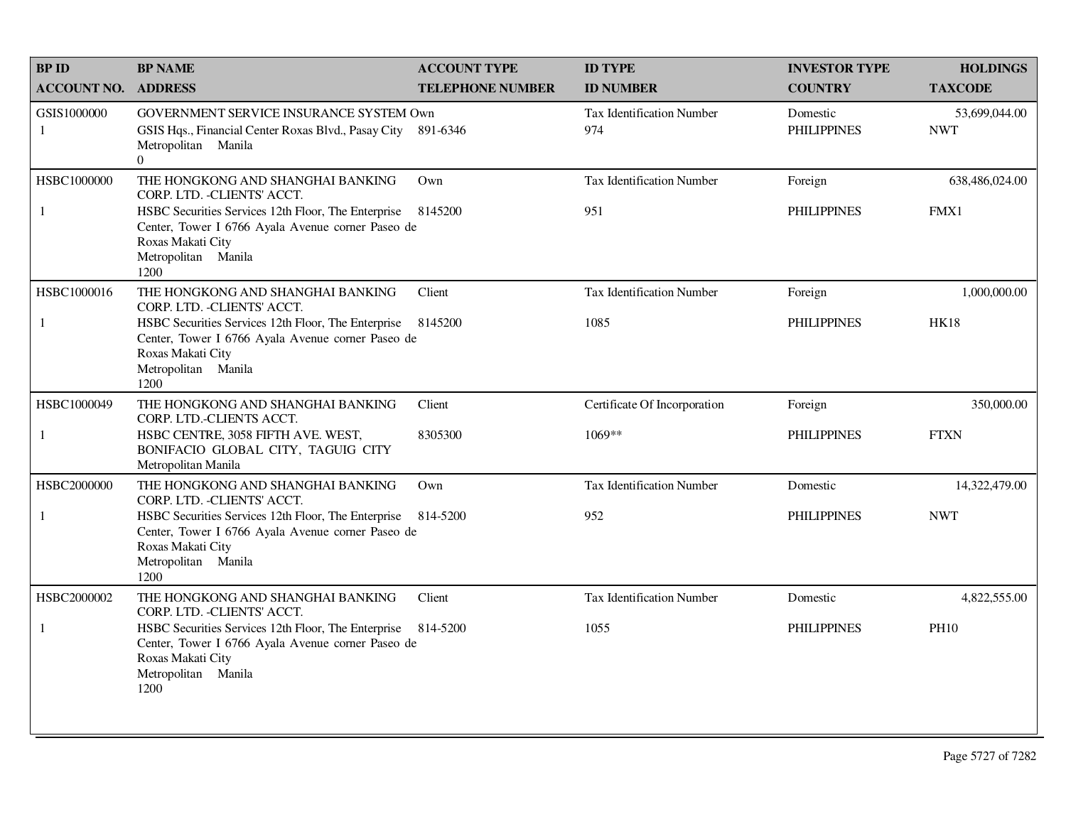| BP ID<br>ACCOUNT NO. | BP NAME<br>ADDRESS | ACCOUNT TYPE<br>TELEPHONE NUMBER | ID TYPE<br>ID NUMBER | INVESTOR TYPE<br>COUNTRY | HOLDINGS<br>TAXCODE |
|---|---|---|---|---|---|
| GSIS1000000<br>1 | GOVERNMENT SERVICE INSURANCE SYSTEM<br>GSIS Hqs., Financial Center Roxas Blvd., Pasay City Metropolitan Manila<br>0 | Own<br>891-6346 | Tax Identification Number<br>974 | Domestic<br>PHILIPPINES | 53,699,044.00<br>NWT |
| HSBC1000000<br>1 | THE HONGKONG AND SHANGHAI BANKING CORP. LTD. -CLIENTS' ACCT.<br>HSBC Securities Services 12th Floor, The Enterprise Center, Tower I 6766 Ayala Avenue corner Paseo de Roxas Makati City<br>Metropolitan Manila<br>1200 | Own<br>8145200 | Tax Identification Number<br>951 | Foreign<br>PHILIPPINES | 638,486,024.00<br>FMX1 |
| HSBC1000016<br>1 | THE HONGKONG AND SHANGHAI BANKING CORP. LTD. -CLIENTS' ACCT.<br>HSBC Securities Services 12th Floor, The Enterprise Center, Tower I 6766 Ayala Avenue corner Paseo de Roxas Makati City<br>Metropolitan Manila<br>1200 | Client<br>8145200 | Tax Identification Number<br>1085 | Foreign<br>PHILIPPINES | 1,000,000.00<br>HK18 |
| HSBC1000049<br>1 | THE HONGKONG AND SHANGHAI BANKING CORP. LTD.-CLIENTS ACCT.<br>HSBC CENTRE, 3058 FIFTH AVE. WEST, BONIFACIO GLOBAL CITY, TAGUIG CITY<br>Metropolitan Manila | Client<br>8305300 | Certificate Of Incorporation<br>1069** | Foreign<br>PHILIPPINES | 350,000.00<br>FTXN |
| HSBC2000000<br>1 | THE HONGKONG AND SHANGHAI BANKING CORP. LTD. -CLIENTS' ACCT.<br>HSBC Securities Services 12th Floor, The Enterprise Center, Tower I 6766 Ayala Avenue corner Paseo de Roxas Makati City<br>Metropolitan Manila<br>1200 | Own<br>814-5200 | Tax Identification Number<br>952 | Domestic<br>PHILIPPINES | 14,322,479.00<br>NWT |
| HSBC2000002<br>1 | THE HONGKONG AND SHANGHAI BANKING CORP. LTD. -CLIENTS' ACCT.<br>HSBC Securities Services 12th Floor, The Enterprise Center, Tower I 6766 Ayala Avenue corner Paseo de Roxas Makati City<br>Metropolitan Manila<br>1200 | Client<br>814-5200 | Tax Identification Number<br>1055 | Domestic<br>PHILIPPINES | 4,822,555.00<br>PH10 |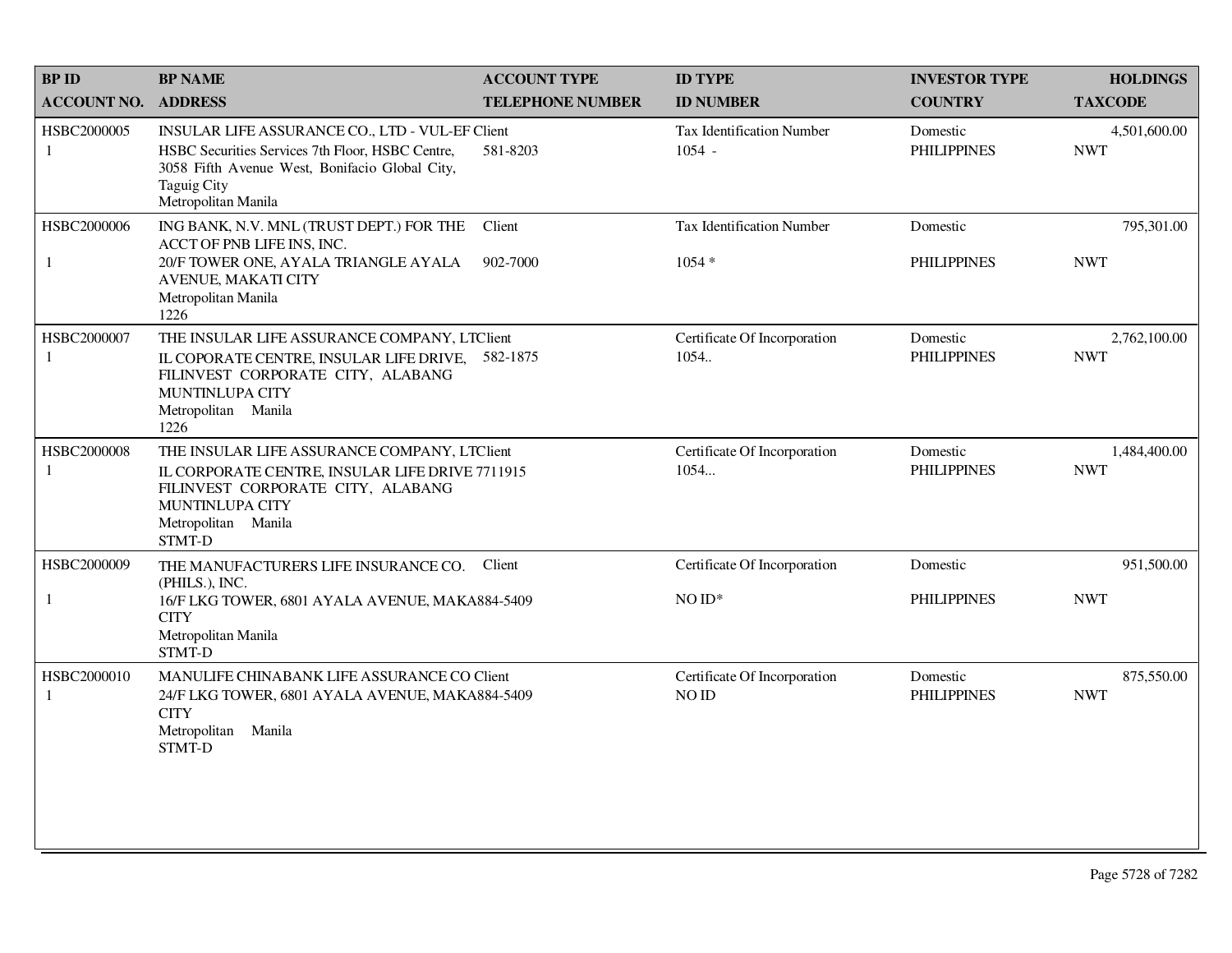| BP ID<br>ACCOUNT NO. | BP NAME<br>ADDRESS | ACCOUNT TYPE<br>TELEPHONE NUMBER | ID TYPE<br>ID NUMBER | INVESTOR TYPE<br>COUNTRY | HOLDINGS<br>TAXCODE |
|---|---|---|---|---|---|
| HSBC2000005<br>1 | INSULAR LIFE ASSURANCE CO., LTD - VUL-EF<br>HSBC Securities Services 7th Floor, HSBC Centre, 3058 Fifth Avenue West, Bonifacio Global City, Taguig City<br>Metropolitan Manila | Client<br>581-8203 | Tax Identification Number<br>1054 - | Domestic<br>PHILIPPINES | 4,501,600.00<br>NWT |
| HSBC2000006<br>1 | ING BANK, N.V. MNL (TRUST DEPT.) FOR THE ACCT OF PNB LIFE INS, INC.<br>20/F TOWER ONE, AYALA TRIANGLE AYALA AVENUE, MAKATI CITY<br>Metropolitan Manila<br>1226 | Client<br>902-7000 | Tax Identification Number<br>1054 * | Domestic<br>PHILIPPINES | 795,301.00<br>NWT |
| HSBC2000007<br>1 | THE INSULAR LIFE ASSURANCE COMPANY, LT<br>IL COPORATE CENTRE, INSULAR LIFE DRIVE, FILINVEST CORPORATE CITY, ALABANG MUNTINLUPA CITY<br>Metropolitan Manila<br>1226 | Client<br>582-1875 | Certificate Of Incorporation<br>1054.. | Domestic<br>PHILIPPINES | 2,762,100.00<br>NWT |
| HSBC2000008<br>1 | THE INSULAR LIFE ASSURANCE COMPANY, LT<br>IL CORPORATE CENTRE, INSULAR LIFE DRIVE FILINVEST CORPORATE CITY, ALABANG MUNTINLUPA CITY<br>Metropolitan Manila<br>STMT-D | Client<br>7711915 | Certificate Of Incorporation<br>1054... | Domestic<br>PHILIPPINES | 1,484,400.00<br>NWT |
| HSBC2000009<br>1 | THE MANUFACTURERS LIFE INSURANCE CO. (PHILS.), INC.<br>16/F LKG TOWER, 6801 AYALA AVENUE, MAKA CITY<br>Metropolitan Manila<br>STMT-D | Client<br>884-5409 | Certificate Of Incorporation<br>NO ID* | Domestic<br>PHILIPPINES | 951,500.00<br>NWT |
| HSBC2000010<br>1 | MANULIFE CHINABANK LIFE ASSURANCE CO<br>24/F LKG TOWER, 6801 AYALA AVENUE, MAKA CITY<br>Metropolitan Manila<br>STMT-D | Client<br>884-5409 | Certificate Of Incorporation<br>NO ID | Domestic<br>PHILIPPINES | 875,550.00<br>NWT |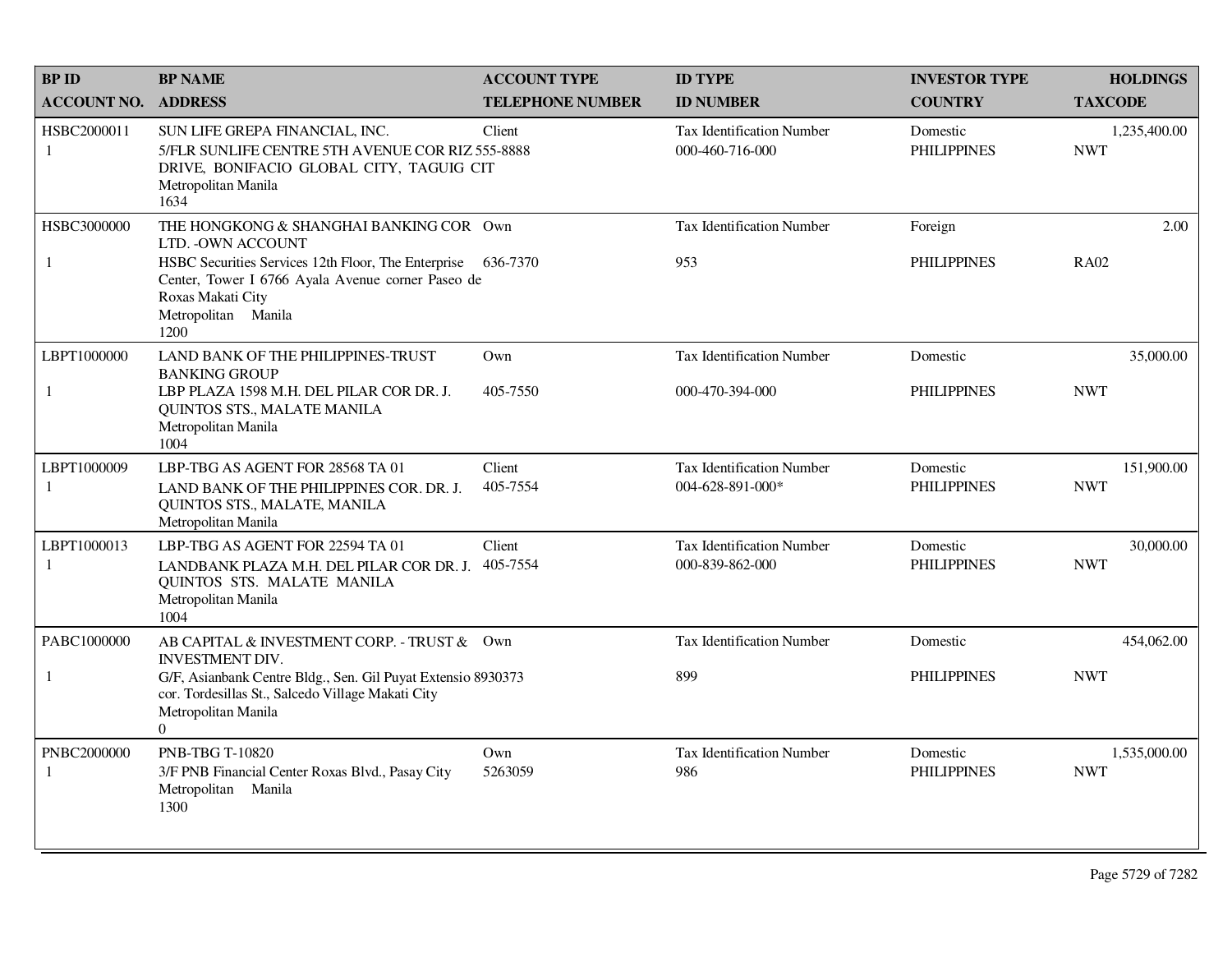| BP ID<br>ACCOUNT NO. | BP NAME<br>ADDRESS | ACCOUNT TYPE<br>TELEPHONE NUMBER | ID TYPE<br>ID NUMBER | INVESTOR TYPE<br>COUNTRY | HOLDINGS<br>TAXCODE |
|---|---|---|---|---|---|
| HSBC2000011<br>1 | SUN LIFE GREPA FINANCIAL, INC.<br>5/FLR SUNLIFE CENTRE 5TH AVENUE COR RIZ DRIVE, BONIFACIO GLOBAL CITY, TAGUIG CIT<br>Metropolitan Manila<br>1634 | Client<br>555-8888 | Tax Identification Number<br>000-460-716-000 | Domestic<br>PHILIPPINES | 1,235,400.00<br>NWT |
| HSBC3000000<br>1 | THE HONGKONG & SHANGHAI BANKING COR LTD. -OWN ACCOUNT<br>HSBC Securities Services 12th Floor, The Enterprise Center, Tower I 6766 Ayala Avenue corner Paseo de Roxas Makati City<br>Metropolitan Manila<br>1200 | Own<br>636-7370 | Tax Identification Number<br>953 | Foreign<br>PHILIPPINES | 2.00<br>RA02 |
| LBPT1000000<br>1 | LAND BANK OF THE PHILIPPINES-TRUST BANKING GROUP<br>LBP PLAZA 1598 M.H. DEL PILAR COR DR. J. QUINTOS STS., MALATE MANILA<br>Metropolitan Manila<br>1004 | Own<br>405-7550 | Tax Identification Number<br>000-470-394-000 | Domestic<br>PHILIPPINES | 35,000.00<br>NWT |
| LBPT1000009<br>1 | LBP-TBG AS AGENT FOR 28568 TA 01<br>LAND BANK OF THE PHILIPPINES COR. DR. J. QUINTOS STS., MALATE, MANILA<br>Metropolitan Manila | Client<br>405-7554 | Tax Identification Number<br>004-628-891-000* | Domestic<br>PHILIPPINES | 151,900.00<br>NWT |
| LBPT1000013<br>1 | LBP-TBG AS AGENT FOR 22594 TA 01<br>LANDBANK PLAZA M.H. DEL PILAR COR DR. J. QUINTOS STS. MALATE MANILA<br>Metropolitan Manila<br>1004 | Client<br>405-7554 | Tax Identification Number<br>000-839-862-000 | Domestic<br>PHILIPPINES | 30,000.00<br>NWT |
| PABC1000000<br>1 | AB CAPITAL & INVESTMENT CORP. - TRUST & INVESTMENT DIV.<br>G/F, Asianbank Centre Bldg., Sen. Gil Puyat Extensio cor. Tordesillas St., Salcedo Village Makati City<br>Metropolitan Manila<br>0 | Own<br>8930373 | Tax Identification Number<br>899 | Domestic<br>PHILIPPINES | 454,062.00<br>NWT |
| PNBC2000000<br>1 | PNB-TBG T-10820<br>3/F PNB Financial Center Roxas Blvd., Pasay City<br>Metropolitan Manila<br>1300 | Own<br>5263059 | Tax Identification Number<br>986 | Domestic<br>PHILIPPINES | 1,535,000.00<br>NWT |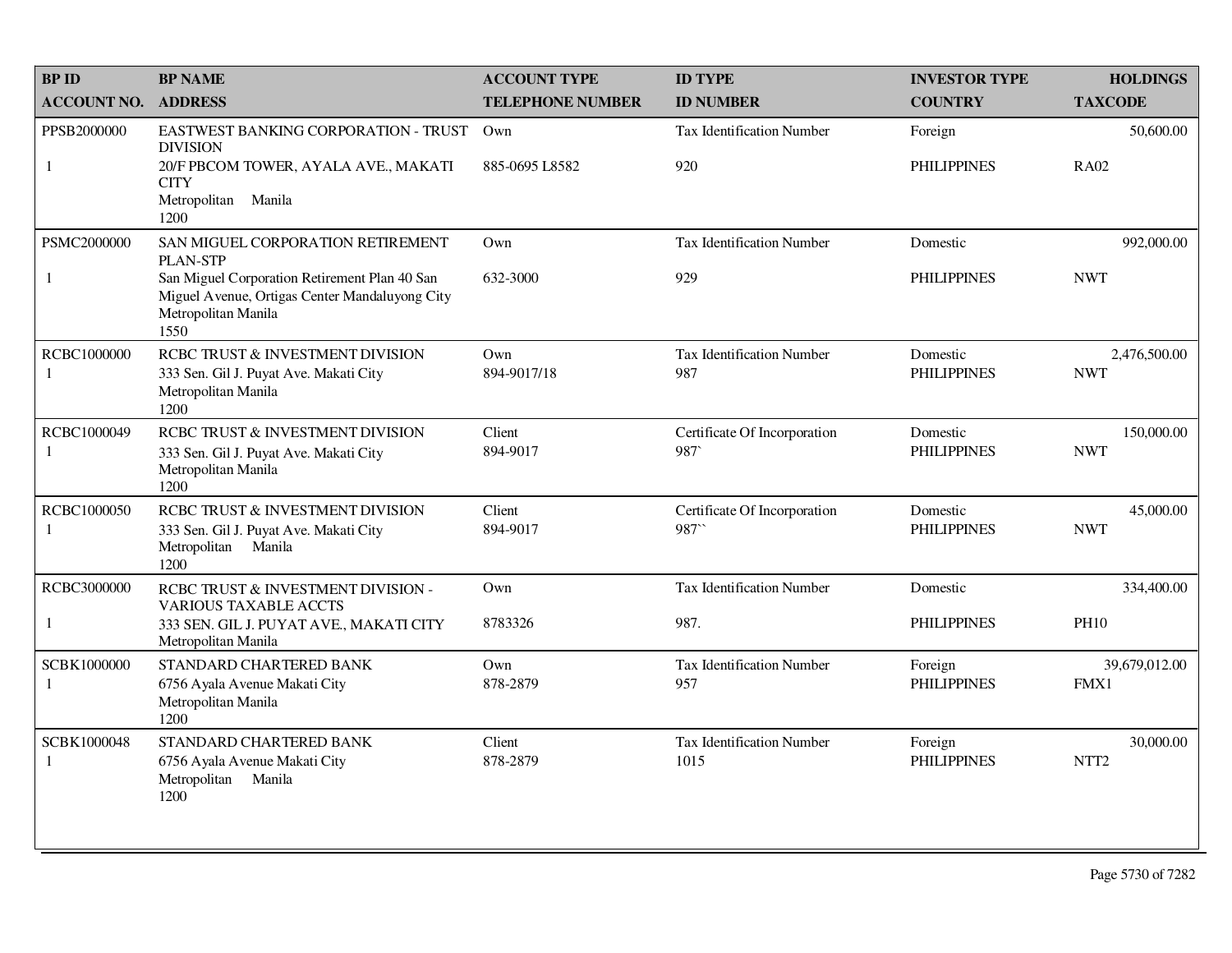| BP ID<br>ACCOUNT NO. | BP NAME<br>ADDRESS | ACCOUNT TYPE<br>TELEPHONE NUMBER | ID TYPE<br>ID NUMBER | INVESTOR TYPE<br>COUNTRY | HOLDINGS<br>TAXCODE |
|---|---|---|---|---|---|
| PPSB2000000<br>1 | EASTWEST BANKING CORPORATION - TRUST DIVISION<br>20/F PBCOM TOWER, AYALA AVE., MAKATI CITY<br>Metropolitan Manila<br>1200 | Own<br>885-0695 L8582 | Tax Identification Number<br>920 | Foreign<br>PHILIPPINES | 50,600.00<br>RA02 |
| PSMC2000000<br>1 | SAN MIGUEL CORPORATION RETIREMENT PLAN-STP<br>San Miguel Corporation Retirement Plan 40 San Miguel Avenue, Ortigas Center Mandaluyong City<br>Metropolitan Manila<br>1550 | Own<br>632-3000 | Tax Identification Number<br>929 | Domestic<br>PHILIPPINES | 992,000.00<br>NWT |
| RCBC1000000<br>1 | RCBC TRUST & INVESTMENT DIVISION<br>333 Sen. Gil J. Puyat Ave. Makati City<br>Metropolitan Manila<br>1200 | Own<br>894-9017/18 | Tax Identification Number<br>987 | Domestic<br>PHILIPPINES | 2,476,500.00<br>NWT |
| RCBC1000049<br>1 | RCBC TRUST & INVESTMENT DIVISION<br>333 Sen. Gil J. Puyat Ave. Makati City<br>Metropolitan Manila<br>1200 | Client<br>894-9017 | Certificate Of Incorporation<br>987` | Domestic<br>PHILIPPINES | 150,000.00<br>NWT |
| RCBC1000050<br>1 | RCBC TRUST & INVESTMENT DIVISION<br>333 Sen. Gil J. Puyat Ave. Makati City<br>Metropolitan Manila<br>1200 | Client<br>894-9017 | Certificate Of Incorporation<br>987`` | Domestic<br>PHILIPPINES | 45,000.00<br>NWT |
| RCBC3000000<br>1 | RCBC TRUST & INVESTMENT DIVISION - VARIOUS TAXABLE ACCTS<br>333 SEN. GIL J. PUYAT AVE., MAKATI CITY<br>Metropolitan Manila | Own<br>8783326 | Tax Identification Number<br>987. | Domestic<br>PHILIPPINES | 334,400.00<br>PH10 |
| SCBK1000000<br>1 | STANDARD CHARTERED BANK<br>6756 Ayala Avenue Makati City<br>Metropolitan Manila<br>1200 | Own<br>878-2879 | Tax Identification Number<br>957 | Foreign<br>PHILIPPINES | 39,679,012.00<br>FMX1 |
| SCBK1000048<br>1 | STANDARD CHARTERED BANK<br>6756 Ayala Avenue Makati City<br>Metropolitan Manila<br>1200 | Client<br>878-2879 | Tax Identification Number<br>1015 | Foreign<br>PHILIPPINES | 30,000.00<br>NTT2 |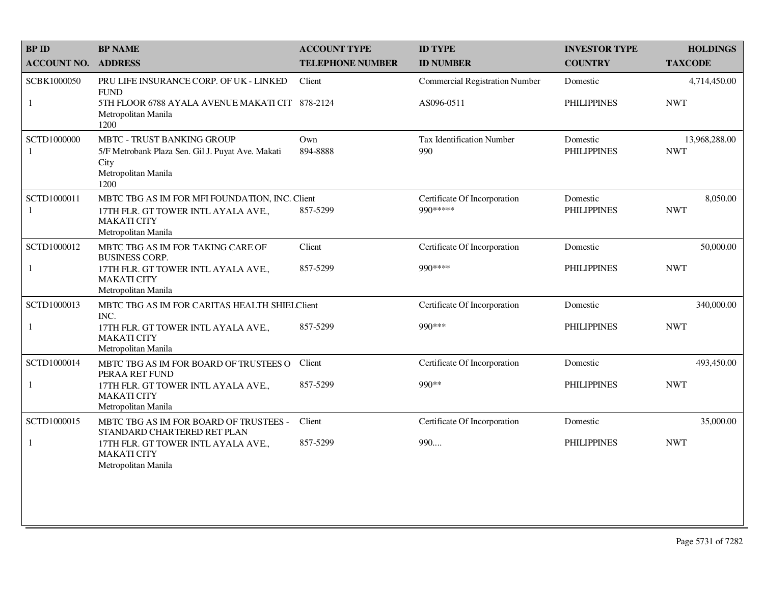| BP ID<br>ACCOUNT NO. | BP NAME<br>ADDRESS | ACCOUNT TYPE<br>TELEPHONE NUMBER | ID TYPE<br>ID NUMBER | INVESTOR TYPE<br>COUNTRY | HOLDINGS<br>TAXCODE |
|---|---|---|---|---|---|
| SCBK1000050<br>1 | PRU LIFE INSURANCE CORP. OF UK - LINKED FUND<br>5TH FLOOR 6788 AYALA AVENUE MAKATI CIT Metropolitan Manila 1200 | Client<br>878-2124 | Commercial Registration Number<br>AS096-0511 | Domestic<br>PHILIPPINES | 4,714,450.00<br>NWT |
| SCTD1000000<br>1 | MBTC - TRUST BANKING GROUP<br>5/F Metrobank Plaza Sen. Gil J. Puyat Ave. Makati City Metropolitan Manila 1200 | Own<br>894-8888 | Tax Identification Number<br>990 | Domestic<br>PHILIPPINES | 13,968,288.00<br>NWT |
| SCTD1000011<br>1 | MBTC TBG AS IM FOR MFI FOUNDATION, INC.<br>17TH FLR. GT TOWER INTL AYALA AVE., MAKATI CITY Metropolitan Manila | Client<br>857-5299 | Certificate Of Incorporation<br>990***** | Domestic<br>PHILIPPINES | 8,050.00<br>NWT |
| SCTD1000012<br>1 | MBTC TBG AS IM FOR TAKING CARE OF BUSINESS CORP.<br>17TH FLR. GT TOWER INTL AYALA AVE., MAKATI CITY Metropolitan Manila | Client<br>857-5299 | Certificate Of Incorporation<br>990**** | Domestic<br>PHILIPPINES | 50,000.00<br>NWT |
| SCTD1000013<br>1 | MBTC TBG AS IM FOR CARITAS HEALTH SHIEL INC.<br>17TH FLR. GT TOWER INTL AYALA AVE., MAKATI CITY Metropolitan Manila | Client<br>857-5299 | Certificate Of Incorporation<br>990*** | Domestic<br>PHILIPPINES | 340,000.00<br>NWT |
| SCTD1000014<br>1 | MBTC TBG AS IM FOR BOARD OF TRUSTEES O PERAA RET FUND<br>17TH FLR. GT TOWER INTL AYALA AVE., MAKATI CITY Metropolitan Manila | Client<br>857-5299 | Certificate Of Incorporation<br>990** | Domestic<br>PHILIPPINES | 493,450.00<br>NWT |
| SCTD1000015<br>1 | MBTC TBG AS IM FOR BOARD OF TRUSTEES - STANDARD CHARTERED RET PLAN<br>17TH FLR. GT TOWER INTL AYALA AVE., MAKATI CITY Metropolitan Manila | Client<br>857-5299 | Certificate Of Incorporation<br>990.... | Domestic<br>PHILIPPINES | 35,000.00<br>NWT |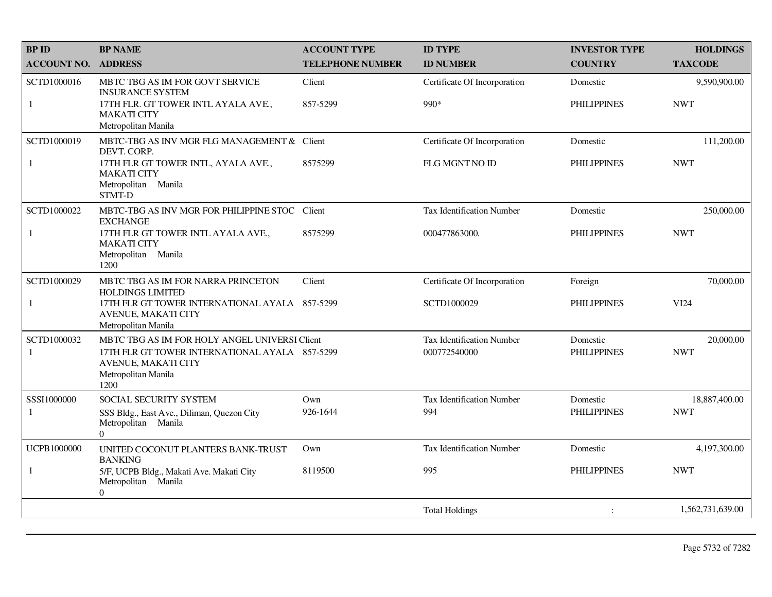| BP ID<br>ACCOUNT NO. | BP NAME<br>ADDRESS | ACCOUNT TYPE<br>TELEPHONE NUMBER | ID TYPE<br>ID NUMBER | INVESTOR TYPE<br>COUNTRY | HOLDINGS<br>TAXCODE |
|---|---|---|---|---|---|
| SCTD1000016<br>1 | MBTC TBG AS IM FOR GOVT SERVICE INSURANCE SYSTEM<br>17TH FLR. GT TOWER INTL AYALA AVE., MAKATI CITY<br>Metropolitan Manila | Client<br>857-5299 | Certificate Of Incorporation<br>990* | Domestic<br>PHILIPPINES | 9,590,900.00<br>NWT |
| SCTD1000019<br>1 | MBTC-TBG AS INV MGR FLG MANAGEMENT & DEVT. CORP.<br>17TH FLR GT TOWER INTL, AYALA AVE., MAKATI CITY<br>Metropolitan Manila<br>STMT-D | Client<br>8575299 | Certificate Of Incorporation<br>FLG MGNT NO ID | Domestic<br>PHILIPPINES | 111,200.00<br>NWT |
| SCTD1000022<br>1 | MBTC-TBG AS INV MGR FOR PHILIPPINE STOC EXCHANGE<br>17TH FLR GT TOWER INTL AYALA AVE., MAKATI CITY<br>Metropolitan Manila<br>1200 | Client<br>8575299 | Tax Identification Number<br>000477863000. | Domestic<br>PHILIPPINES | 250,000.00<br>NWT |
| SCTD1000029<br>1 | MBTC TBG AS IM FOR NARRA PRINCETON HOLDINGS LIMITED<br>17TH FLR GT TOWER INTERNATIONAL AYALA AVENUE, MAKATI CITY<br>Metropolitan Manila | Client<br>857-5299 | Certificate Of Incorporation<br>SCTD1000029 | Foreign<br>PHILIPPINES | 70,000.00<br>VI24 |
| SCTD1000032<br>1 | MBTC TBG AS IM FOR HOLY ANGEL UNIVERSI<br>17TH FLR GT TOWER INTERNATIONAL AYALA AVENUE, MAKATI CITY<br>Metropolitan Manila<br>1200 | Client<br>857-5299 | Tax Identification Number<br>000772540000 | Domestic<br>PHILIPPINES | 20,000.00<br>NWT |
| SSSI1000000<br>1 | SOCIAL SECURITY SYSTEM<br>SSS Bldg., East Ave., Diliman, Quezon City<br>Metropolitan Manila<br>0 | Own<br>926-1644 | Tax Identification Number<br>994 | Domestic<br>PHILIPPINES | 18,887,400.00<br>NWT |
| UCPB1000000<br>1 | UNITED COCONUT PLANTERS BANK-TRUST BANKING<br>5/F, UCPB Bldg., Makati Ave. Makati City<br>Metropolitan Manila<br>0 | Own<br>8119500 | Tax Identification Number<br>995 | Domestic<br>PHILIPPINES | 4,197,300.00<br>NWT |
| | | | Total Holdings | : | 1,562,731,639.00 |